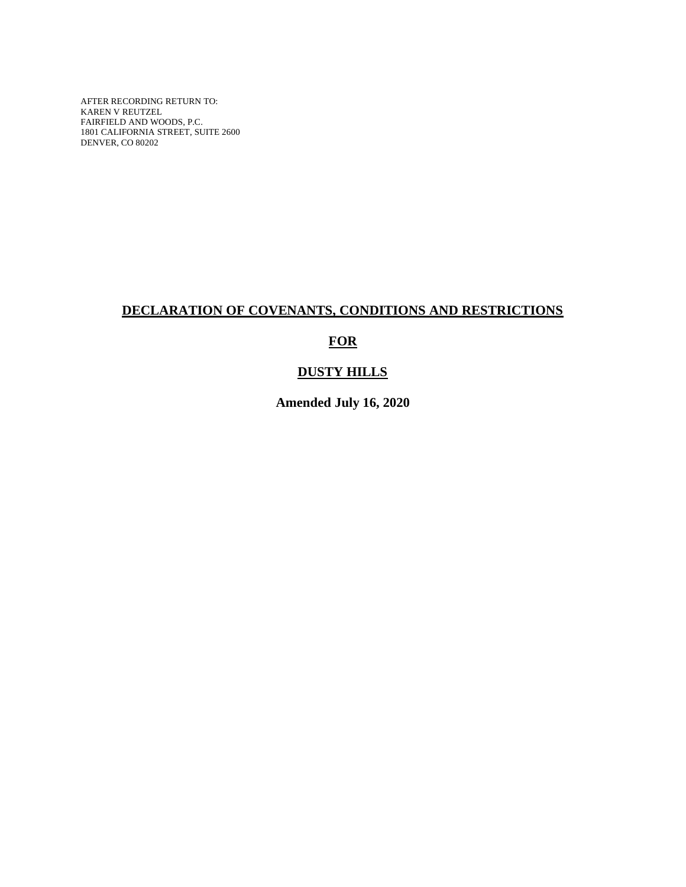AFTER RECORDING RETURN TO:
KAREN V REUTZEL
FAIRFIELD AND WOODS, P.C.
1801 CALIFORNIA STREET, SUITE 2600
DENVER, CO 80202

# DECLARATION OF COVENANTS, CONDITIONS AND RESTRICTIONS

# FOR

# DUSTY HILLS

**Amended July 16, 2020**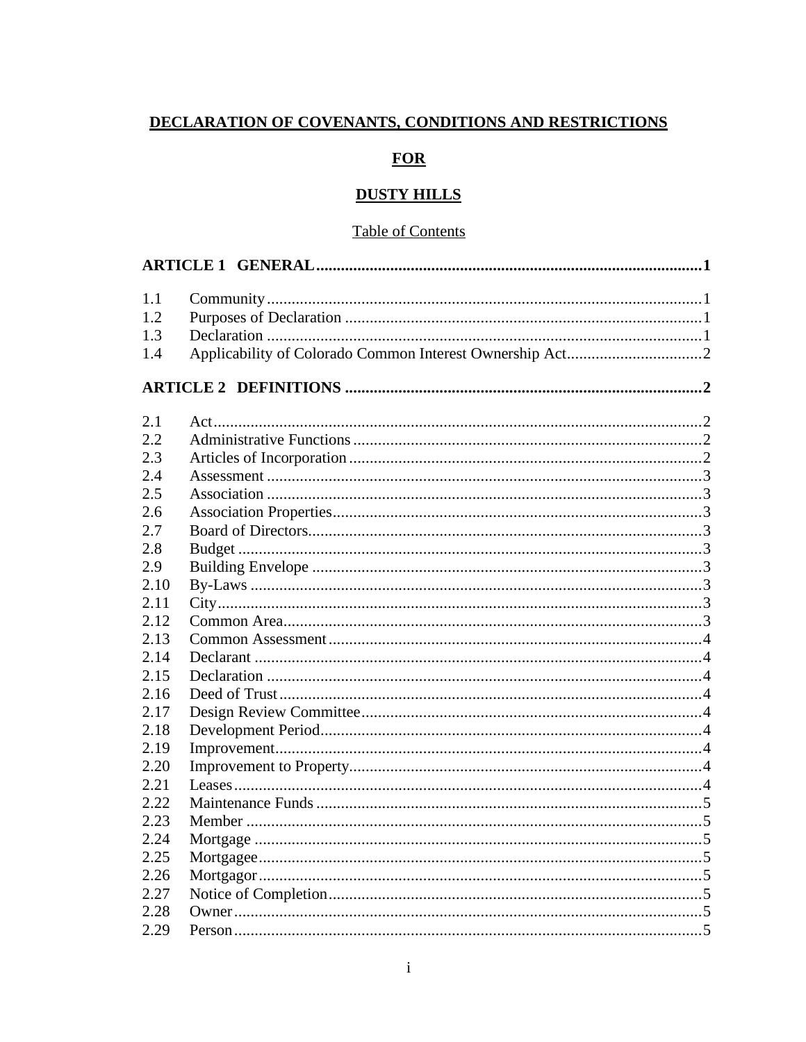# DECLARATION OF COVENANTS, CONDITIONS AND RESTRICTIONS

## FOR

## DUSTY HILLS

Table of Contents

| | | |
|---|---|---|
| **ARTICLE 1** | **GENERAL** | **1** |
| 1.1 | Community | 1 |
| 1.2 | Purposes of Declaration | 1 |
| 1.3 | Declaration | 1 |
| 1.4 | Applicability of Colorado Common Interest Ownership Act | 2 |
| **ARTICLE 2** | **DEFINITIONS** | **2** |
| 2.1 | Act | 2 |
| 2.2 | Administrative Functions | 2 |
| 2.3 | Articles of Incorporation | 2 |
| 2.4 | Assessment | 3 |
| 2.5 | Association | 3 |
| 2.6 | Association Properties | 3 |
| 2.7 | Board of Directors | 3 |
| 2.8 | Budget | 3 |
| 2.9 | Building Envelope | 3 |
| 2.10 | By-Laws | 3 |
| 2.11 | City | 3 |
| 2.12 | Common Area | 3 |
| 2.13 | Common Assessment | 4 |
| 2.14 | Declarant | 4 |
| 2.15 | Declaration | 4 |
| 2.16 | Deed of Trust | 4 |
| 2.17 | Design Review Committee | 4 |
| 2.18 | Development Period | 4 |
| 2.19 | Improvement | 4 |
| 2.20 | Improvement to Property | 4 |
| 2.21 | Leases | 4 |
| 2.22 | Maintenance Funds | 5 |
| 2.23 | Member | 5 |
| 2.24 | Mortgage | 5 |
| 2.25 | Mortgagee | 5 |
| 2.26 | Mortgagor | 5 |
| 2.27 | Notice of Completion | 5 |
| 2.28 | Owner | 5 |
| 2.29 | Person | 5 |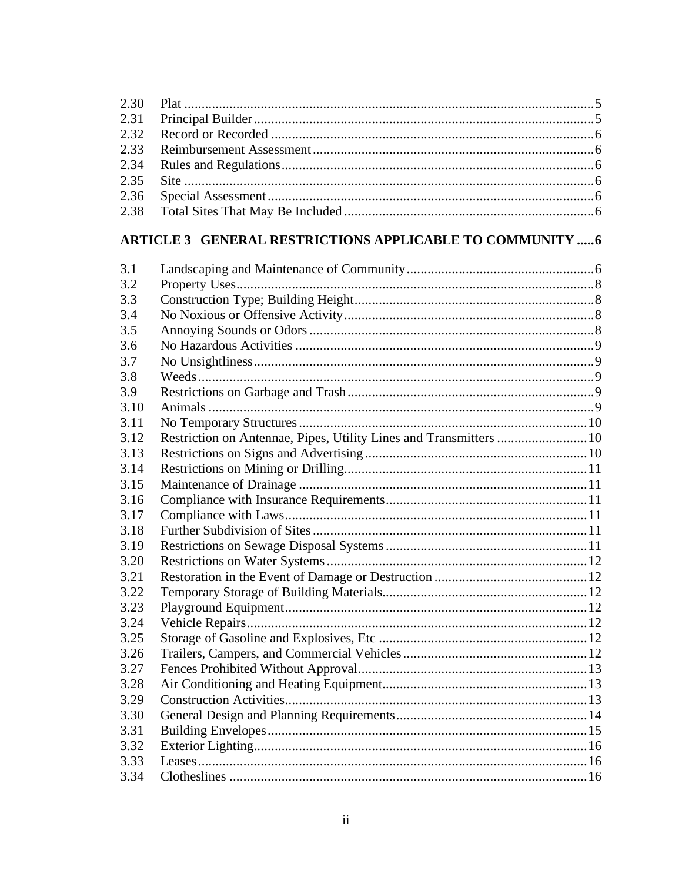| | | |
|---|---|---|
| 2.30 | Plat | 5 |
| 2.31 | Principal Builder | 5 |
| 2.32 | Record or Recorded | 6 |
| 2.33 | Reimbursement Assessment | 6 |
| 2.34 | Rules and Regulations | 6 |
| 2.35 | Site | 6 |
| 2.36 | Special Assessment | 6 |
| 2.38 | Total Sites That May Be Included | 6 |

**ARTICLE 3 GENERAL RESTRICTIONS APPLICABLE TO COMMUNITY .....6**

| | | |
|---|---|---|
| 3.1 | Landscaping and Maintenance of Community | 6 |
| 3.2 | Property Uses | 8 |
| 3.3 | Construction Type; Building Height | 8 |
| 3.4 | No Noxious or Offensive Activity | 8 |
| 3.5 | Annoying Sounds or Odors | 8 |
| 3.6 | No Hazardous Activities | 9 |
| 3.7 | No Unsightliness | 9 |
| 3.8 | Weeds | 9 |
| 3.9 | Restrictions on Garbage and Trash | 9 |
| 3.10 | Animals | 9 |
| 3.11 | No Temporary Structures | 10 |
| 3.12 | Restriction on Antennae, Pipes, Utility Lines and Transmitters | 10 |
| 3.13 | Restrictions on Signs and Advertising | 10 |
| 3.14 | Restrictions on Mining or Drilling | 11 |
| 3.15 | Maintenance of Drainage | 11 |
| 3.16 | Compliance with Insurance Requirements | 11 |
| 3.17 | Compliance with Laws | 11 |
| 3.18 | Further Subdivision of Sites | 11 |
| 3.19 | Restrictions on Sewage Disposal Systems | 11 |
| 3.20 | Restrictions on Water Systems | 12 |
| 3.21 | Restoration in the Event of Damage or Destruction | 12 |
| 3.22 | Temporary Storage of Building Materials | 12 |
| 3.23 | Playground Equipment | 12 |
| 3.24 | Vehicle Repairs | 12 |
| 3.25 | Storage of Gasoline and Explosives, Etc | 12 |
| 3.26 | Trailers, Campers, and Commercial Vehicles | 12 |
| 3.27 | Fences Prohibited Without Approval | 13 |
| 3.28 | Air Conditioning and Heating Equipment | 13 |
| 3.29 | Construction Activities | 13 |
| 3.30 | General Design and Planning Requirements | 14 |
| 3.31 | Building Envelopes | 15 |
| 3.32 | Exterior Lighting | 16 |
| 3.33 | Leases | 16 |
| 3.34 | Clotheslines | 16 |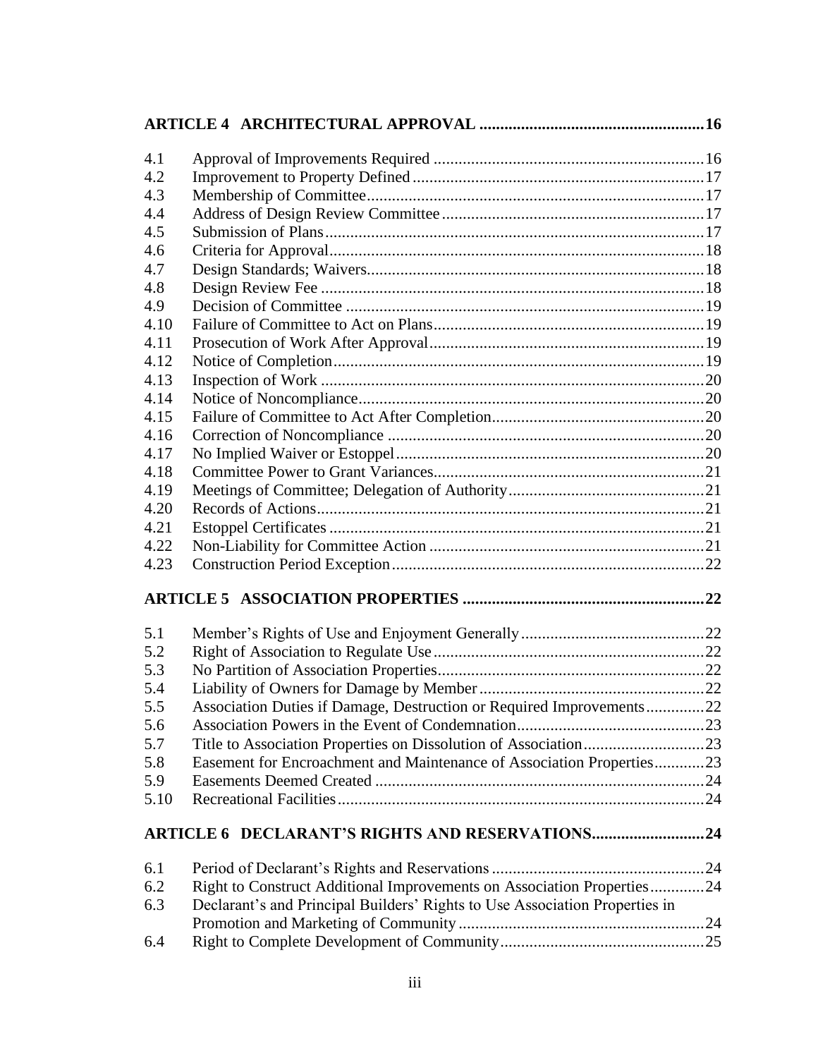**ARTICLE 4 ARCHITECTURAL APPROVAL** ..................................................... 16

| | | |
|---|---|---|
| 4.1 | Approval of Improvements Required | 16 |
| 4.2 | Improvement to Property Defined | 17 |
| 4.3 | Membership of Committee | 17 |
| 4.4 | Address of Design Review Committee | 17 |
| 4.5 | Submission of Plans | 17 |
| 4.6 | Criteria for Approval | 18 |
| 4.7 | Design Standards; Waivers | 18 |
| 4.8 | Design Review Fee | 18 |
| 4.9 | Decision of Committee | 19 |
| 4.10 | Failure of Committee to Act on Plans | 19 |
| 4.11 | Prosecution of Work After Approval | 19 |
| 4.12 | Notice of Completion | 19 |
| 4.13 | Inspection of Work | 20 |
| 4.14 | Notice of Noncompliance | 20 |
| 4.15 | Failure of Committee to Act After Completion | 20 |
| 4.16 | Correction of Noncompliance | 20 |
| 4.17 | No Implied Waiver or Estoppel | 20 |
| 4.18 | Committee Power to Grant Variances | 21 |
| 4.19 | Meetings of Committee; Delegation of Authority | 21 |
| 4.20 | Records of Actions | 21 |
| 4.21 | Estoppel Certificates | 21 |
| 4.22 | Non-Liability for Committee Action | 21 |
| 4.23 | Construction Period Exception | 22 |

**ARTICLE 5 ASSOCIATION PROPERTIES** .......................................................... 22

| | | |
|---|---|---|
| 5.1 | Member's Rights of Use and Enjoyment Generally | 22 |
| 5.2 | Right of Association to Regulate Use | 22 |
| 5.3 | No Partition of Association Properties | 22 |
| 5.4 | Liability of Owners for Damage by Member | 22 |
| 5.5 | Association Duties if Damage, Destruction or Required Improvements | 22 |
| 5.6 | Association Powers in the Event of Condemnation | 23 |
| 5.7 | Title to Association Properties on Dissolution of Association | 23 |
| 5.8 | Easement for Encroachment and Maintenance of Association Properties | 23 |
| 5.9 | Easements Deemed Created | 24 |
| 5.10 | Recreational Facilities | 24 |

**ARTICLE 6 DECLARANT'S RIGHTS AND RESERVATIONS** .......................... 24

| | | |
|---|---|---|
| 6.1 | Period of Declarant's Rights and Reservations | 24 |
| 6.2 | Right to Construct Additional Improvements on Association Properties | 24 |
| 6.3 | Declarant's and Principal Builders' Rights to Use Association Properties in Promotion and Marketing of Community | 24 |
| 6.4 | Right to Complete Development of Community | 25 |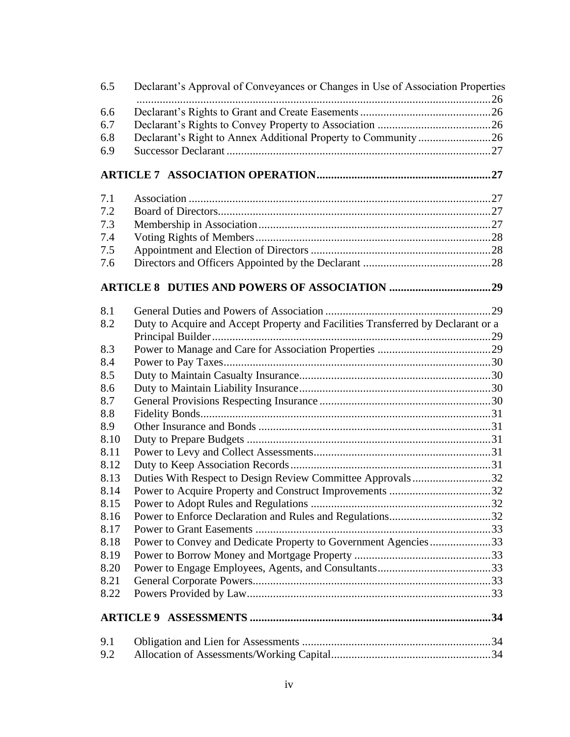| | | |
|---|---|---|
| 6.5 | Declarant's Approval of Conveyances or Changes in Use of Association Properties | 26 |
| 6.6 | Declarant's Rights to Grant and Create Easements | 26 |
| 6.7 | Declarant's Rights to Convey Property to Association | 26 |
| 6.8 | Declarant's Right to Annex Additional Property to Community | 26 |
| 6.9 | Successor Declarant | 27 |

**ARTICLE 7 ASSOCIATION OPERATION** ........ **27**

| | | |
|---|---|---|
| 7.1 | Association | 27 |
| 7.2 | Board of Directors | 27 |
| 7.3 | Membership in Association | 27 |
| 7.4 | Voting Rights of Members | 28 |
| 7.5 | Appointment and Election of Directors | 28 |
| 7.6 | Directors and Officers Appointed by the Declarant | 28 |

**ARTICLE 8 DUTIES AND POWERS OF ASSOCIATION** ........ **29**

| | | |
|---|---|---|
| 8.1 | General Duties and Powers of Association | 29 |
| 8.2 | Duty to Acquire and Accept Property and Facilities Transferred by Declarant or a Principal Builder | 29 |
| 8.3 | Power to Manage and Care for Association Properties | 29 |
| 8.4 | Power to Pay Taxes | 30 |
| 8.5 | Duty to Maintain Casualty Insurance | 30 |
| 8.6 | Duty to Maintain Liability Insurance | 30 |
| 8.7 | General Provisions Respecting Insurance | 30 |
| 8.8 | Fidelity Bonds | 31 |
| 8.9 | Other Insurance and Bonds | 31 |
| 8.10 | Duty to Prepare Budgets | 31 |
| 8.11 | Power to Levy and Collect Assessments | 31 |
| 8.12 | Duty to Keep Association Records | 31 |
| 8.13 | Duties With Respect to Design Review Committee Approvals | 32 |
| 8.14 | Power to Acquire Property and Construct Improvements | 32 |
| 8.15 | Power to Adopt Rules and Regulations | 32 |
| 8.16 | Power to Enforce Declaration and Rules and Regulations | 32 |
| 8.17 | Power to Grant Easements | 33 |
| 8.18 | Power to Convey and Dedicate Property to Government Agencies | 33 |
| 8.19 | Power to Borrow Money and Mortgage Property | 33 |
| 8.20 | Power to Engage Employees, Agents, and Consultants | 33 |
| 8.21 | General Corporate Powers | 33 |
| 8.22 | Powers Provided by Law | 33 |

**ARTICLE 9 ASSESSMENTS** ........ **34**

| | | |
|---|---|---|
| 9.1 | Obligation and Lien for Assessments | 34 |
| 9.2 | Allocation of Assessments/Working Capital | 34 |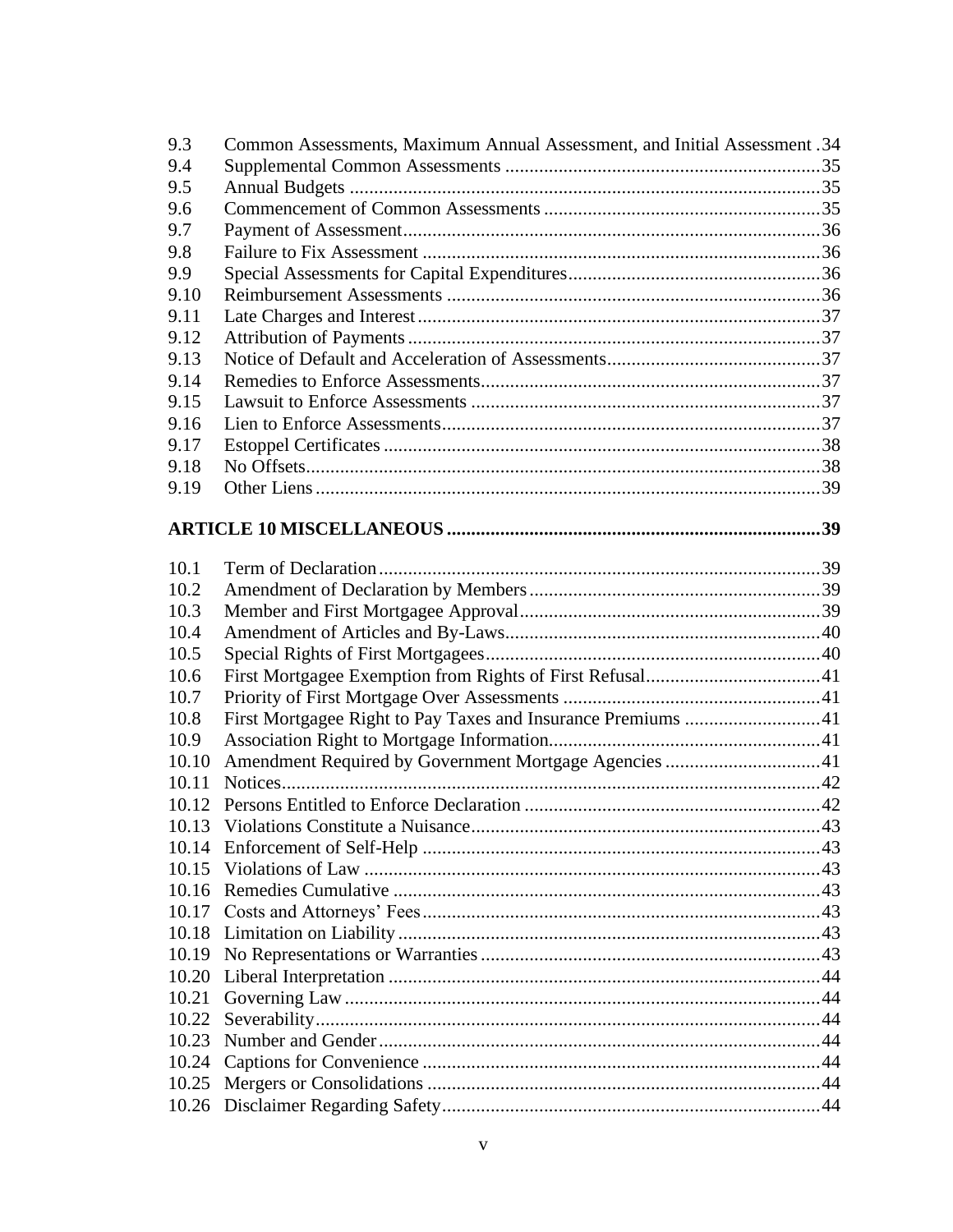| | | |
|---|---|---|
| 9.3 | Common Assessments, Maximum Annual Assessment, and Initial Assessment | 34 |
| 9.4 | Supplemental Common Assessments | 35 |
| 9.5 | Annual Budgets | 35 |
| 9.6 | Commencement of Common Assessments | 35 |
| 9.7 | Payment of Assessment | 36 |
| 9.8 | Failure to Fix Assessment | 36 |
| 9.9 | Special Assessments for Capital Expenditures | 36 |
| 9.10 | Reimbursement Assessments | 36 |
| 9.11 | Late Charges and Interest | 37 |
| 9.12 | Attribution of Payments | 37 |
| 9.13 | Notice of Default and Acceleration of Assessments | 37 |
| 9.14 | Remedies to Enforce Assessments | 37 |
| 9.15 | Lawsuit to Enforce Assessments | 37 |
| 9.16 | Lien to Enforce Assessments | 37 |
| 9.17 | Estoppel Certificates | 38 |
| 9.18 | No Offsets | 38 |
| 9.19 | Other Liens | 39 |

**ARTICLE 10 MISCELLANEOUS ..... 39**

| | | |
|---|---|---|
| 10.1 | Term of Declaration | 39 |
| 10.2 | Amendment of Declaration by Members | 39 |
| 10.3 | Member and First Mortgagee Approval | 39 |
| 10.4 | Amendment of Articles and By-Laws | 40 |
| 10.5 | Special Rights of First Mortgagees | 40 |
| 10.6 | First Mortgagee Exemption from Rights of First Refusal | 41 |
| 10.7 | Priority of First Mortgage Over Assessments | 41 |
| 10.8 | First Mortgagee Right to Pay Taxes and Insurance Premiums | 41 |
| 10.9 | Association Right to Mortgage Information | 41 |
| 10.10 | Amendment Required by Government Mortgage Agencies | 41 |
| 10.11 | Notices | 42 |
| 10.12 | Persons Entitled to Enforce Declaration | 42 |
| 10.13 | Violations Constitute a Nuisance | 43 |
| 10.14 | Enforcement of Self-Help | 43 |
| 10.15 | Violations of Law | 43 |
| 10.16 | Remedies Cumulative | 43 |
| 10.17 | Costs and Attorneys' Fees | 43 |
| 10.18 | Limitation on Liability | 43 |
| 10.19 | No Representations or Warranties | 43 |
| 10.20 | Liberal Interpretation | 44 |
| 10.21 | Governing Law | 44 |
| 10.22 | Severability | 44 |
| 10.23 | Number and Gender | 44 |
| 10.24 | Captions for Convenience | 44 |
| 10.25 | Mergers or Consolidations | 44 |
| 10.26 | Disclaimer Regarding Safety | 44 |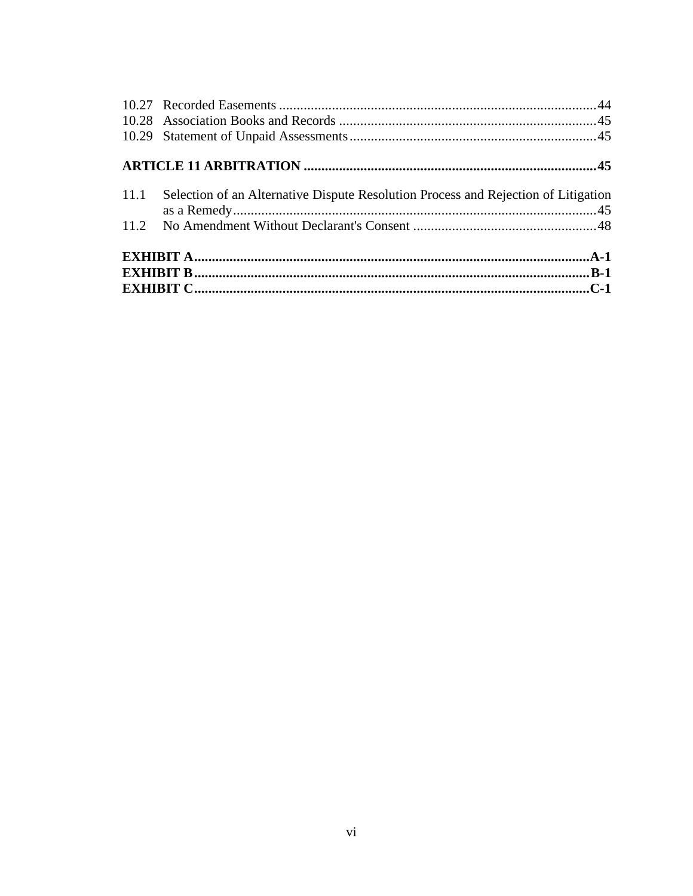10.27 Recorded Easements ..........................................................................................44
10.28 Association Books and Records .........................................................................45
10.29 Statement of Unpaid Assessments ......................................................................45

**ARTICLE 11 ARBITRATION ...................................................................................45**

11.1 Selection of an Alternative Dispute Resolution Process and Rejection of Litigation as a Remedy ......................................................................................................45
11.2 No Amendment Without Declarant's Consent ....................................................48

**EXHIBIT A ................................................................................................................A-1**
**EXHIBIT B ................................................................................................................B-1**
**EXHIBIT C ................................................................................................................C-1**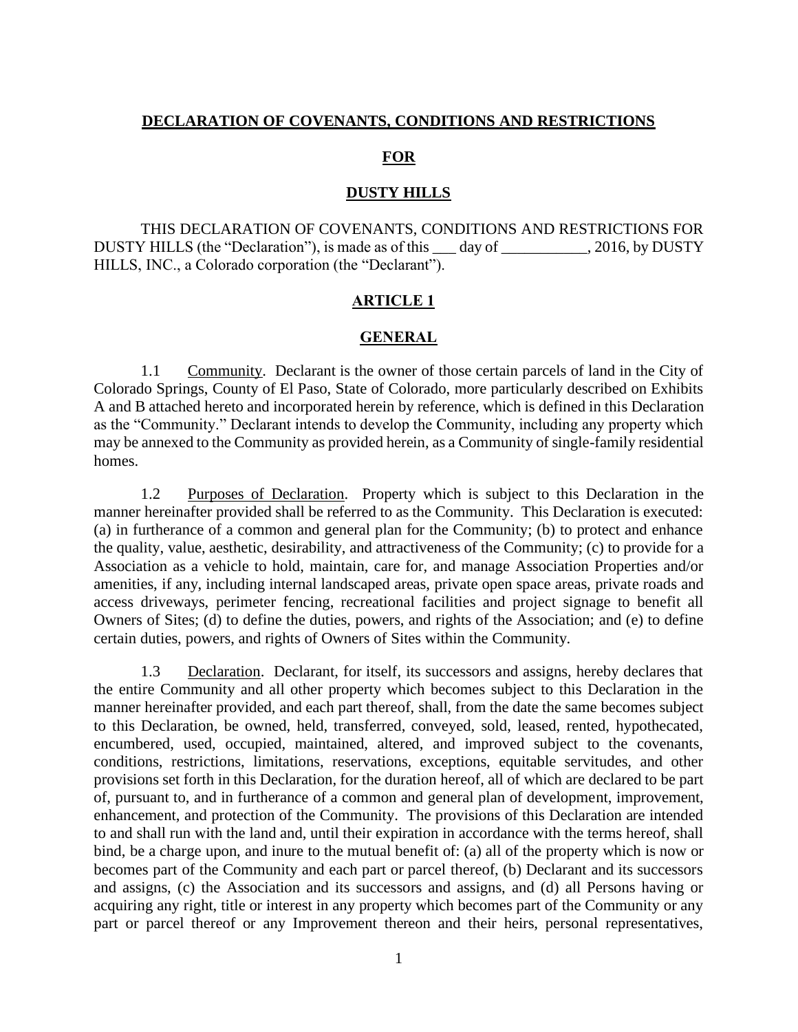**DECLARATION OF COVENANTS, CONDITIONS AND RESTRICTIONS**

**FOR**

**DUSTY HILLS**

THIS DECLARATION OF COVENANTS, CONDITIONS AND RESTRICTIONS FOR DUSTY HILLS (the "Declaration"), is made as of this ___ day of ___________, 2016, by DUSTY HILLS, INC., a Colorado corporation (the "Declarant").

## ARTICLE 1

## GENERAL

1.1 Community. Declarant is the owner of those certain parcels of land in the City of Colorado Springs, County of El Paso, State of Colorado, more particularly described on Exhibits A and B attached hereto and incorporated herein by reference, which is defined in this Declaration as the "Community." Declarant intends to develop the Community, including any property which may be annexed to the Community as provided herein, as a Community of single-family residential homes.

1.2 Purposes of Declaration. Property which is subject to this Declaration in the manner hereinafter provided shall be referred to as the Community. This Declaration is executed: (a) in furtherance of a common and general plan for the Community; (b) to protect and enhance the quality, value, aesthetic, desirability, and attractiveness of the Community; (c) to provide for a Association as a vehicle to hold, maintain, care for, and manage Association Properties and/or amenities, if any, including internal landscaped areas, private open space areas, private roads and access driveways, perimeter fencing, recreational facilities and project signage to benefit all Owners of Sites; (d) to define the duties, powers, and rights of the Association; and (e) to define certain duties, powers, and rights of Owners of Sites within the Community.

1.3 Declaration. Declarant, for itself, its successors and assigns, hereby declares that the entire Community and all other property which becomes subject to this Declaration in the manner hereinafter provided, and each part thereof, shall, from the date the same becomes subject to this Declaration, be owned, held, transferred, conveyed, sold, leased, rented, hypothecated, encumbered, used, occupied, maintained, altered, and improved subject to the covenants, conditions, restrictions, limitations, reservations, exceptions, equitable servitudes, and other provisions set forth in this Declaration, for the duration hereof, all of which are declared to be part of, pursuant to, and in furtherance of a common and general plan of development, improvement, enhancement, and protection of the Community. The provisions of this Declaration are intended to and shall run with the land and, until their expiration in accordance with the terms hereof, shall bind, be a charge upon, and inure to the mutual benefit of: (a) all of the property which is now or becomes part of the Community and each part or parcel thereof, (b) Declarant and its successors and assigns, (c) the Association and its successors and assigns, and (d) all Persons having or acquiring any right, title or interest in any property which becomes part of the Community or any part or parcel thereof or any Improvement thereon and their heirs, personal representatives,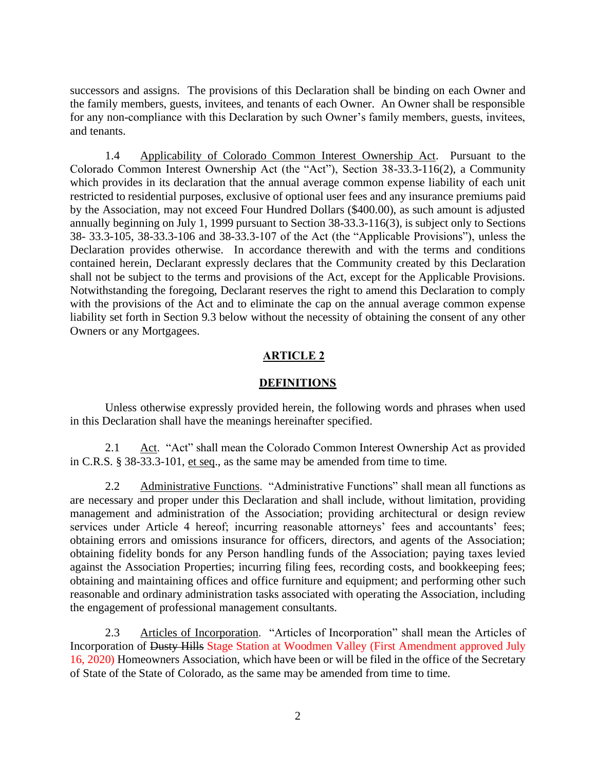successors and assigns. The provisions of this Declaration shall be binding on each Owner and the family members, guests, invitees, and tenants of each Owner. An Owner shall be responsible for any non-compliance with this Declaration by such Owner's family members, guests, invitees, and tenants.

1.4 Applicability of Colorado Common Interest Ownership Act. Pursuant to the Colorado Common Interest Ownership Act (the "Act"), Section 38-33.3-116(2), a Community which provides in its declaration that the annual average common expense liability of each unit restricted to residential purposes, exclusive of optional user fees and any insurance premiums paid by the Association, may not exceed Four Hundred Dollars ($400.00), as such amount is adjusted annually beginning on July 1, 1999 pursuant to Section 38-33.3-116(3), is subject only to Sections 38- 33.3-105, 38-33.3-106 and 38-33.3-107 of the Act (the "Applicable Provisions"), unless the Declaration provides otherwise. In accordance therewith and with the terms and conditions contained herein, Declarant expressly declares that the Community created by this Declaration shall not be subject to the terms and provisions of the Act, except for the Applicable Provisions. Notwithstanding the foregoing, Declarant reserves the right to amend this Declaration to comply with the provisions of the Act and to eliminate the cap on the annual average common expense liability set forth in Section 9.3 below without the necessity of obtaining the consent of any other Owners or any Mortgagees.

## ARTICLE 2

## DEFINITIONS

Unless otherwise expressly provided herein, the following words and phrases when used in this Declaration shall have the meanings hereinafter specified.

2.1 Act. "Act" shall mean the Colorado Common Interest Ownership Act as provided in C.R.S. § 38-33.3-101, et seq., as the same may be amended from time to time.

2.2 Administrative Functions. "Administrative Functions" shall mean all functions as are necessary and proper under this Declaration and shall include, without limitation, providing management and administration of the Association; providing architectural or design review services under Article 4 hereof; incurring reasonable attorneys' fees and accountants' fees; obtaining errors and omissions insurance for officers, directors, and agents of the Association; obtaining fidelity bonds for any Person handling funds of the Association; paying taxes levied against the Association Properties; incurring filing fees, recording costs, and bookkeeping fees; obtaining and maintaining offices and office furniture and equipment; and performing other such reasonable and ordinary administration tasks associated with operating the Association, including the engagement of professional management consultants.

2.3 Articles of Incorporation. "Articles of Incorporation" shall mean the Articles of Incorporation of ~~Dusty Hills~~ Stage Station at Woodmen Valley (First Amendment approved July 16, 2020) Homeowners Association, which have been or will be filed in the office of the Secretary of State of the State of Colorado, as the same may be amended from time to time.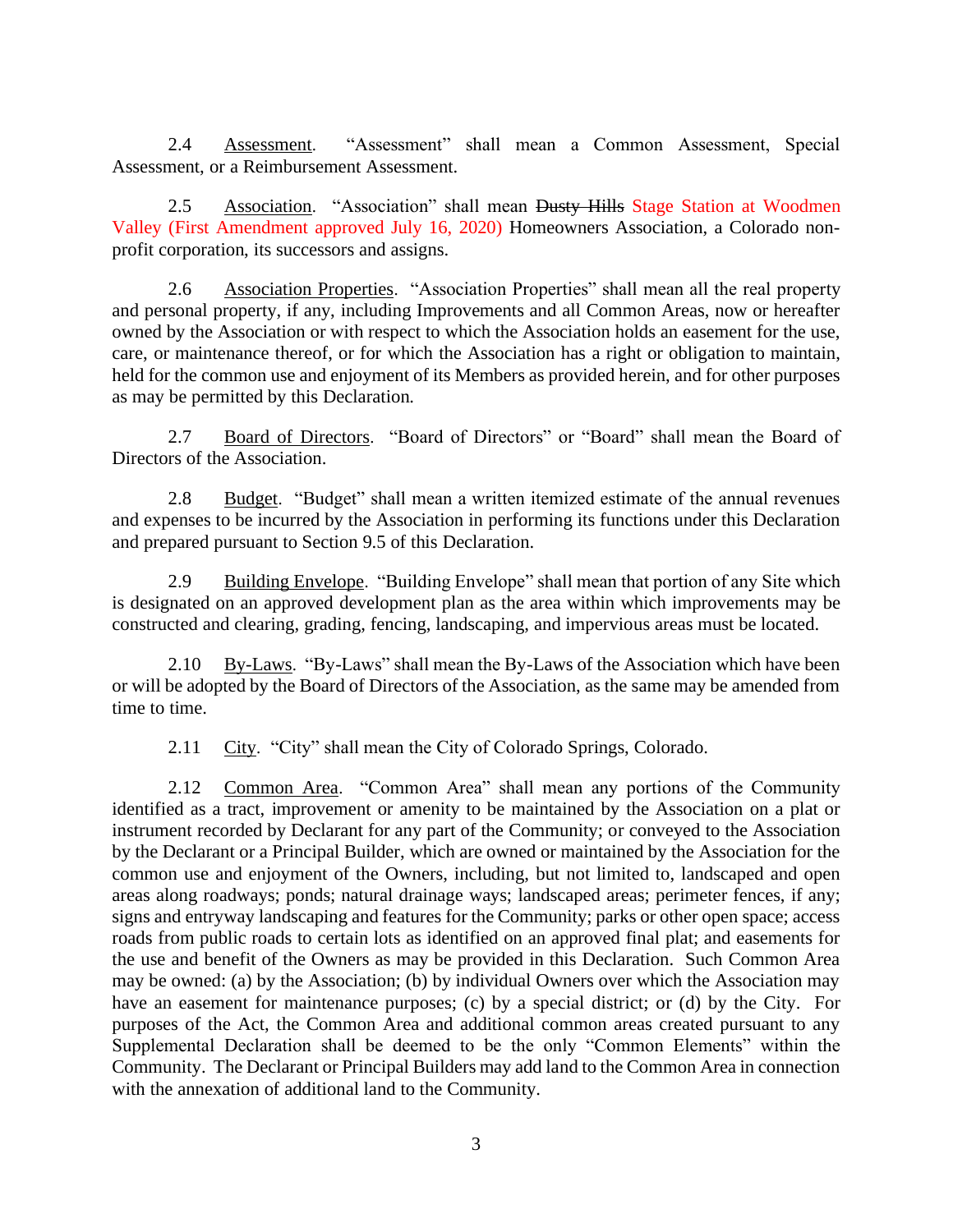2.4 Assessment. "Assessment" shall mean a Common Assessment, Special Assessment, or a Reimbursement Assessment.

2.5 Association. "Association" shall mean ~~Dusty Hills~~ Stage Station at Woodmen Valley (First Amendment approved July 16, 2020) Homeowners Association, a Colorado non-profit corporation, its successors and assigns.

2.6 Association Properties. "Association Properties" shall mean all the real property and personal property, if any, including Improvements and all Common Areas, now or hereafter owned by the Association or with respect to which the Association holds an easement for the use, care, or maintenance thereof, or for which the Association has a right or obligation to maintain, held for the common use and enjoyment of its Members as provided herein, and for other purposes as may be permitted by this Declaration.

2.7 Board of Directors. "Board of Directors" or "Board" shall mean the Board of Directors of the Association.

2.8 Budget. "Budget" shall mean a written itemized estimate of the annual revenues and expenses to be incurred by the Association in performing its functions under this Declaration and prepared pursuant to Section 9.5 of this Declaration.

2.9 Building Envelope. "Building Envelope" shall mean that portion of any Site which is designated on an approved development plan as the area within which improvements may be constructed and clearing, grading, fencing, landscaping, and impervious areas must be located.

2.10 By-Laws. "By-Laws" shall mean the By-Laws of the Association which have been or will be adopted by the Board of Directors of the Association, as the same may be amended from time to time.

2.11 City. "City" shall mean the City of Colorado Springs, Colorado.

2.12 Common Area. "Common Area" shall mean any portions of the Community identified as a tract, improvement or amenity to be maintained by the Association on a plat or instrument recorded by Declarant for any part of the Community; or conveyed to the Association by the Declarant or a Principal Builder, which are owned or maintained by the Association for the common use and enjoyment of the Owners, including, but not limited to, landscaped and open areas along roadways; ponds; natural drainage ways; landscaped areas; perimeter fences, if any; signs and entryway landscaping and features for the Community; parks or other open space; access roads from public roads to certain lots as identified on an approved final plat; and easements for the use and benefit of the Owners as may be provided in this Declaration. Such Common Area may be owned: (a) by the Association; (b) by individual Owners over which the Association may have an easement for maintenance purposes; (c) by a special district; or (d) by the City. For purposes of the Act, the Common Area and additional common areas created pursuant to any Supplemental Declaration shall be deemed to be the only "Common Elements" within the Community. The Declarant or Principal Builders may add land to the Common Area in connection with the annexation of additional land to the Community.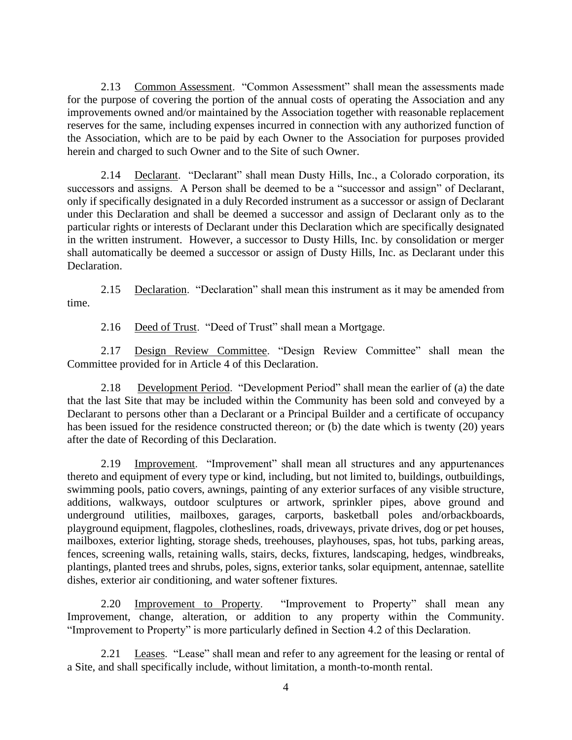2.13 Common Assessment. "Common Assessment" shall mean the assessments made for the purpose of covering the portion of the annual costs of operating the Association and any improvements owned and/or maintained by the Association together with reasonable replacement reserves for the same, including expenses incurred in connection with any authorized function of the Association, which are to be paid by each Owner to the Association for purposes provided herein and charged to such Owner and to the Site of such Owner.

2.14 Declarant. "Declarant" shall mean Dusty Hills, Inc., a Colorado corporation, its successors and assigns. A Person shall be deemed to be a "successor and assign" of Declarant, only if specifically designated in a duly Recorded instrument as a successor or assign of Declarant under this Declaration and shall be deemed a successor and assign of Declarant only as to the particular rights or interests of Declarant under this Declaration which are specifically designated in the written instrument. However, a successor to Dusty Hills, Inc. by consolidation or merger shall automatically be deemed a successor or assign of Dusty Hills, Inc. as Declarant under this Declaration.

2.15 Declaration. "Declaration" shall mean this instrument as it may be amended from time.

2.16 Deed of Trust. "Deed of Trust" shall mean a Mortgage.

2.17 Design Review Committee. "Design Review Committee" shall mean the Committee provided for in Article 4 of this Declaration.

2.18 Development Period. "Development Period" shall mean the earlier of (a) the date that the last Site that may be included within the Community has been sold and conveyed by a Declarant to persons other than a Declarant or a Principal Builder and a certificate of occupancy has been issued for the residence constructed thereon; or (b) the date which is twenty (20) years after the date of Recording of this Declaration.

2.19 Improvement. "Improvement" shall mean all structures and any appurtenances thereto and equipment of every type or kind, including, but not limited to, buildings, outbuildings, swimming pools, patio covers, awnings, painting of any exterior surfaces of any visible structure, additions, walkways, outdoor sculptures or artwork, sprinkler pipes, above ground and underground utilities, mailboxes, garages, carports, basketball poles and/orbackboards, playground equipment, flagpoles, clotheslines, roads, driveways, private drives, dog or pet houses, mailboxes, exterior lighting, storage sheds, treehouses, playhouses, spas, hot tubs, parking areas, fences, screening walls, retaining walls, stairs, decks, fixtures, landscaping, hedges, windbreaks, plantings, planted trees and shrubs, poles, signs, exterior tanks, solar equipment, antennae, satellite dishes, exterior air conditioning, and water softener fixtures.

2.20 Improvement to Property. "Improvement to Property" shall mean any Improvement, change, alteration, or addition to any property within the Community. "Improvement to Property" is more particularly defined in Section 4.2 of this Declaration.

2.21 Leases. "Lease" shall mean and refer to any agreement for the leasing or rental of a Site, and shall specifically include, without limitation, a month-to-month rental.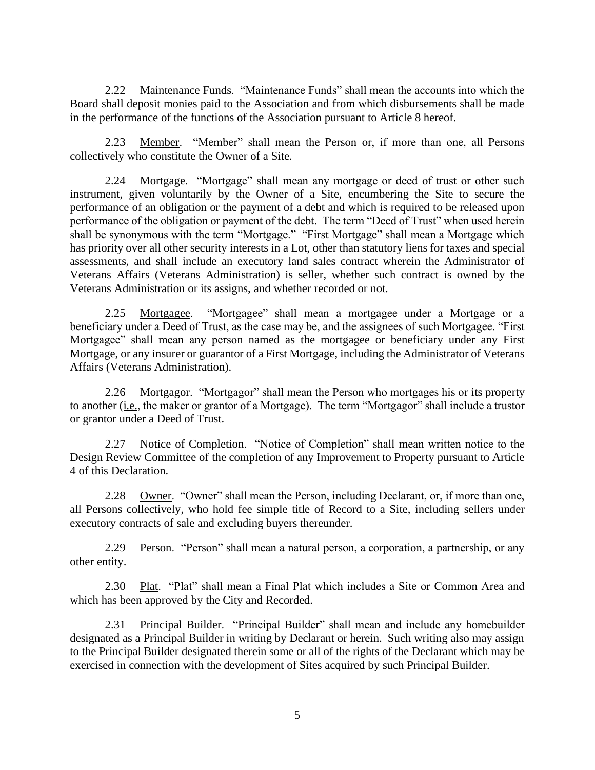2.22 Maintenance Funds. "Maintenance Funds" shall mean the accounts into which the Board shall deposit monies paid to the Association and from which disbursements shall be made in the performance of the functions of the Association pursuant to Article 8 hereof.

2.23 Member. "Member" shall mean the Person or, if more than one, all Persons collectively who constitute the Owner of a Site.

2.24 Mortgage. "Mortgage" shall mean any mortgage or deed of trust or other such instrument, given voluntarily by the Owner of a Site, encumbering the Site to secure the performance of an obligation or the payment of a debt and which is required to be released upon performance of the obligation or payment of the debt. The term "Deed of Trust" when used herein shall be synonymous with the term "Mortgage." "First Mortgage" shall mean a Mortgage which has priority over all other security interests in a Lot, other than statutory liens for taxes and special assessments, and shall include an executory land sales contract wherein the Administrator of Veterans Affairs (Veterans Administration) is seller, whether such contract is owned by the Veterans Administration or its assigns, and whether recorded or not.

2.25 Mortgagee. "Mortgagee" shall mean a mortgagee under a Mortgage or a beneficiary under a Deed of Trust, as the case may be, and the assignees of such Mortgagee. "First Mortgagee" shall mean any person named as the mortgagee or beneficiary under any First Mortgage, or any insurer or guarantor of a First Mortgage, including the Administrator of Veterans Affairs (Veterans Administration).

2.26 Mortgagor. "Mortgagor" shall mean the Person who mortgages his or its property to another (i.e., the maker or grantor of a Mortgage). The term "Mortgagor" shall include a trustor or grantor under a Deed of Trust.

2.27 Notice of Completion. "Notice of Completion" shall mean written notice to the Design Review Committee of the completion of any Improvement to Property pursuant to Article 4 of this Declaration.

2.28 Owner. "Owner" shall mean the Person, including Declarant, or, if more than one, all Persons collectively, who hold fee simple title of Record to a Site, including sellers under executory contracts of sale and excluding buyers thereunder.

2.29 Person. "Person" shall mean a natural person, a corporation, a partnership, or any other entity.

2.30 Plat. "Plat" shall mean a Final Plat which includes a Site or Common Area and which has been approved by the City and Recorded.

2.31 Principal Builder. "Principal Builder" shall mean and include any homebuilder designated as a Principal Builder in writing by Declarant or herein. Such writing also may assign to the Principal Builder designated therein some or all of the rights of the Declarant which may be exercised in connection with the development of Sites acquired by such Principal Builder.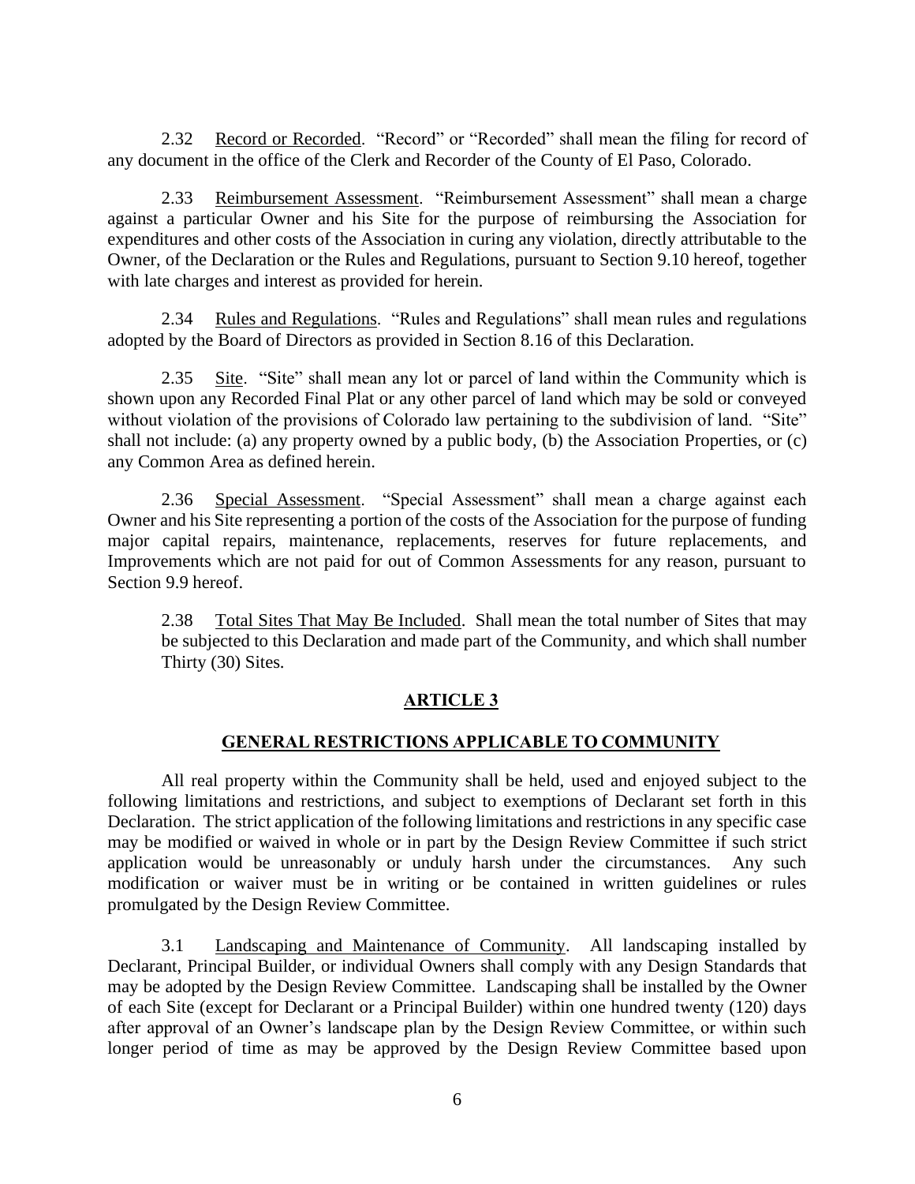2.32 Record or Recorded. "Record" or "Recorded" shall mean the filing for record of any document in the office of the Clerk and Recorder of the County of El Paso, Colorado.

2.33 Reimbursement Assessment. "Reimbursement Assessment" shall mean a charge against a particular Owner and his Site for the purpose of reimbursing the Association for expenditures and other costs of the Association in curing any violation, directly attributable to the Owner, of the Declaration or the Rules and Regulations, pursuant to Section 9.10 hereof, together with late charges and interest as provided for herein.

2.34 Rules and Regulations. "Rules and Regulations" shall mean rules and regulations adopted by the Board of Directors as provided in Section 8.16 of this Declaration.

2.35 Site. "Site" shall mean any lot or parcel of land within the Community which is shown upon any Recorded Final Plat or any other parcel of land which may be sold or conveyed without violation of the provisions of Colorado law pertaining to the subdivision of land. "Site" shall not include: (a) any property owned by a public body, (b) the Association Properties, or (c) any Common Area as defined herein.

2.36 Special Assessment. "Special Assessment" shall mean a charge against each Owner and his Site representing a portion of the costs of the Association for the purpose of funding major capital repairs, maintenance, replacements, reserves for future replacements, and Improvements which are not paid for out of Common Assessments for any reason, pursuant to Section 9.9 hereof.

2.38 Total Sites That May Be Included. Shall mean the total number of Sites that may be subjected to this Declaration and made part of the Community, and which shall number Thirty (30) Sites.

## ARTICLE 3

## GENERAL RESTRICTIONS APPLICABLE TO COMMUNITY

All real property within the Community shall be held, used and enjoyed subject to the following limitations and restrictions, and subject to exemptions of Declarant set forth in this Declaration. The strict application of the following limitations and restrictions in any specific case may be modified or waived in whole or in part by the Design Review Committee if such strict application would be unreasonably or unduly harsh under the circumstances. Any such modification or waiver must be in writing or be contained in written guidelines or rules promulgated by the Design Review Committee.

3.1 Landscaping and Maintenance of Community. All landscaping installed by Declarant, Principal Builder, or individual Owners shall comply with any Design Standards that may be adopted by the Design Review Committee. Landscaping shall be installed by the Owner of each Site (except for Declarant or a Principal Builder) within one hundred twenty (120) days after approval of an Owner's landscape plan by the Design Review Committee, or within such longer period of time as may be approved by the Design Review Committee based upon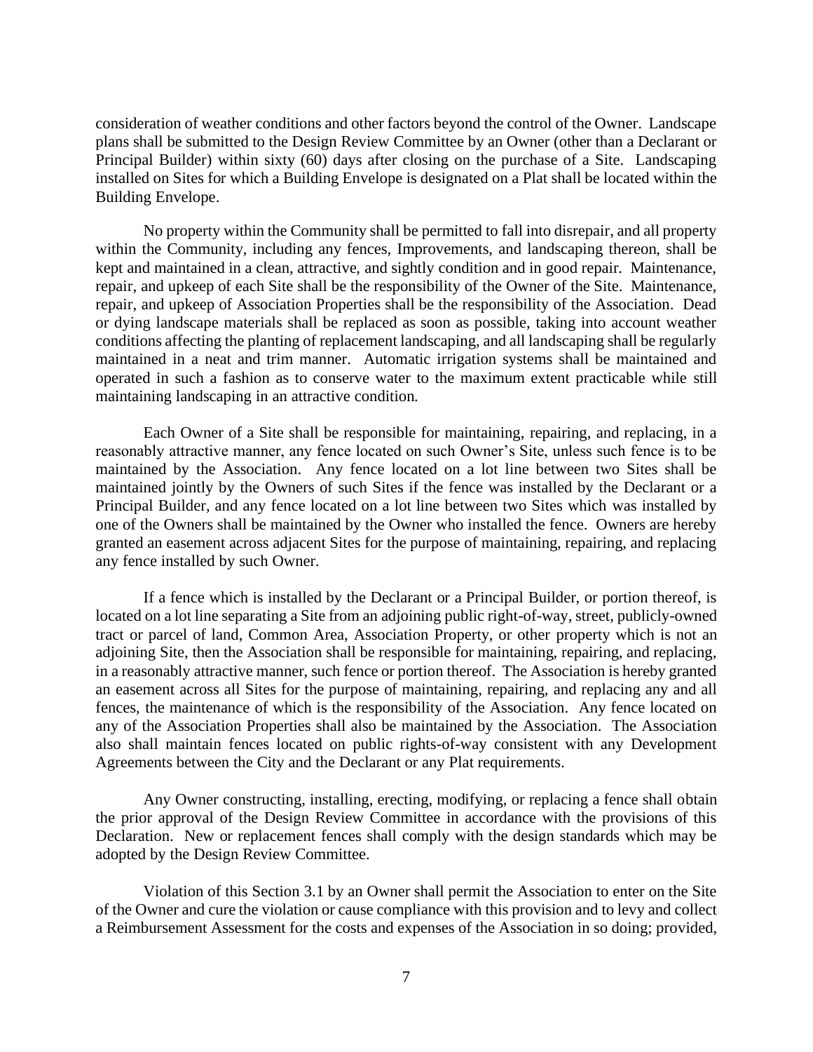consideration of weather conditions and other factors beyond the control of the Owner. Landscape plans shall be submitted to the Design Review Committee by an Owner (other than a Declarant or Principal Builder) within sixty (60) days after closing on the purchase of a Site. Landscaping installed on Sites for which a Building Envelope is designated on a Plat shall be located within the Building Envelope.

No property within the Community shall be permitted to fall into disrepair, and all property within the Community, including any fences, Improvements, and landscaping thereon, shall be kept and maintained in a clean, attractive, and sightly condition and in good repair. Maintenance, repair, and upkeep of each Site shall be the responsibility of the Owner of the Site. Maintenance, repair, and upkeep of Association Properties shall be the responsibility of the Association. Dead or dying landscape materials shall be replaced as soon as possible, taking into account weather conditions affecting the planting of replacement landscaping, and all landscaping shall be regularly maintained in a neat and trim manner. Automatic irrigation systems shall be maintained and operated in such a fashion as to conserve water to the maximum extent practicable while still maintaining landscaping in an attractive condition.

Each Owner of a Site shall be responsible for maintaining, repairing, and replacing, in a reasonably attractive manner, any fence located on such Owner's Site, unless such fence is to be maintained by the Association. Any fence located on a lot line between two Sites shall be maintained jointly by the Owners of such Sites if the fence was installed by the Declarant or a Principal Builder, and any fence located on a lot line between two Sites which was installed by one of the Owners shall be maintained by the Owner who installed the fence. Owners are hereby granted an easement across adjacent Sites for the purpose of maintaining, repairing, and replacing any fence installed by such Owner.

If a fence which is installed by the Declarant or a Principal Builder, or portion thereof, is located on a lot line separating a Site from an adjoining public right-of-way, street, publicly-owned tract or parcel of land, Common Area, Association Property, or other property which is not an adjoining Site, then the Association shall be responsible for maintaining, repairing, and replacing, in a reasonably attractive manner, such fence or portion thereof. The Association is hereby granted an easement across all Sites for the purpose of maintaining, repairing, and replacing any and all fences, the maintenance of which is the responsibility of the Association. Any fence located on any of the Association Properties shall also be maintained by the Association. The Association also shall maintain fences located on public rights-of-way consistent with any Development Agreements between the City and the Declarant or any Plat requirements.

Any Owner constructing, installing, erecting, modifying, or replacing a fence shall obtain the prior approval of the Design Review Committee in accordance with the provisions of this Declaration. New or replacement fences shall comply with the design standards which may be adopted by the Design Review Committee.

Violation of this Section 3.1 by an Owner shall permit the Association to enter on the Site of the Owner and cure the violation or cause compliance with this provision and to levy and collect a Reimbursement Assessment for the costs and expenses of the Association in so doing; provided,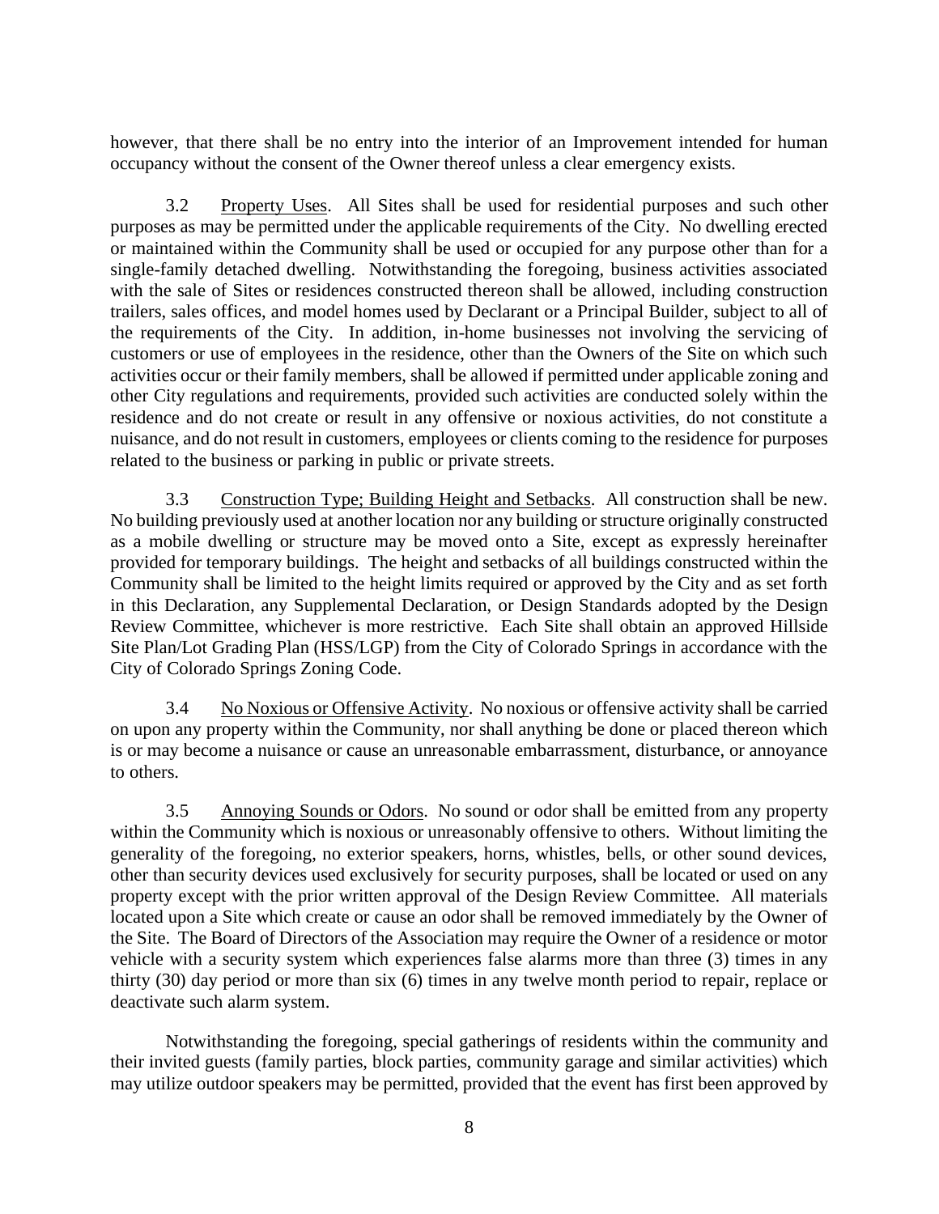however, that there shall be no entry into the interior of an Improvement intended for human occupancy without the consent of the Owner thereof unless a clear emergency exists.

3.2 Property Uses. All Sites shall be used for residential purposes and such other purposes as may be permitted under the applicable requirements of the City. No dwelling erected or maintained within the Community shall be used or occupied for any purpose other than for a single-family detached dwelling. Notwithstanding the foregoing, business activities associated with the sale of Sites or residences constructed thereon shall be allowed, including construction trailers, sales offices, and model homes used by Declarant or a Principal Builder, subject to all of the requirements of the City. In addition, in-home businesses not involving the servicing of customers or use of employees in the residence, other than the Owners of the Site on which such activities occur or their family members, shall be allowed if permitted under applicable zoning and other City regulations and requirements, provided such activities are conducted solely within the residence and do not create or result in any offensive or noxious activities, do not constitute a nuisance, and do not result in customers, employees or clients coming to the residence for purposes related to the business or parking in public or private streets.

3.3 Construction Type; Building Height and Setbacks. All construction shall be new. No building previously used at another location nor any building or structure originally constructed as a mobile dwelling or structure may be moved onto a Site, except as expressly hereinafter provided for temporary buildings. The height and setbacks of all buildings constructed within the Community shall be limited to the height limits required or approved by the City and as set forth in this Declaration, any Supplemental Declaration, or Design Standards adopted by the Design Review Committee, whichever is more restrictive. Each Site shall obtain an approved Hillside Site Plan/Lot Grading Plan (HSS/LGP) from the City of Colorado Springs in accordance with the City of Colorado Springs Zoning Code.

3.4 No Noxious or Offensive Activity. No noxious or offensive activity shall be carried on upon any property within the Community, nor shall anything be done or placed thereon which is or may become a nuisance or cause an unreasonable embarrassment, disturbance, or annoyance to others.

3.5 Annoying Sounds or Odors. No sound or odor shall be emitted from any property within the Community which is noxious or unreasonably offensive to others. Without limiting the generality of the foregoing, no exterior speakers, horns, whistles, bells, or other sound devices, other than security devices used exclusively for security purposes, shall be located or used on any property except with the prior written approval of the Design Review Committee. All materials located upon a Site which create or cause an odor shall be removed immediately by the Owner of the Site. The Board of Directors of the Association may require the Owner of a residence or motor vehicle with a security system which experiences false alarms more than three (3) times in any thirty (30) day period or more than six (6) times in any twelve month period to repair, replace or deactivate such alarm system.

Notwithstanding the foregoing, special gatherings of residents within the community and their invited guests (family parties, block parties, community garage and similar activities) which may utilize outdoor speakers may be permitted, provided that the event has first been approved by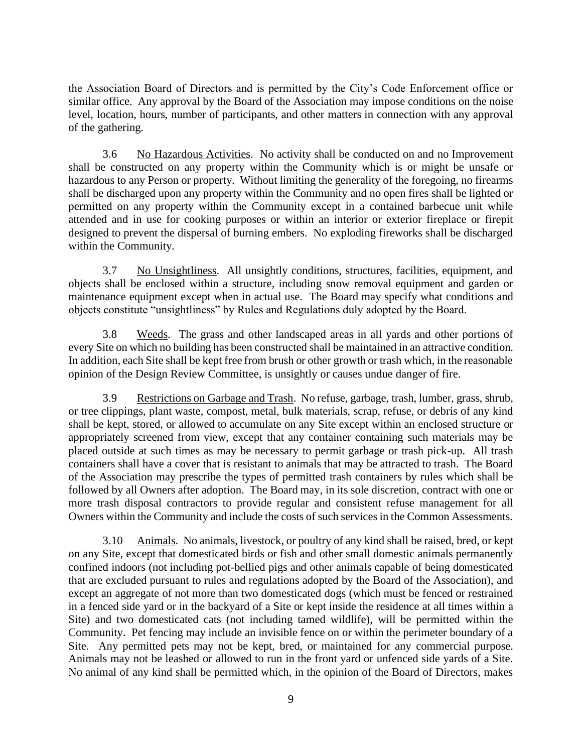the Association Board of Directors and is permitted by the City's Code Enforcement office or similar office. Any approval by the Board of the Association may impose conditions on the noise level, location, hours, number of participants, and other matters in connection with any approval of the gathering.

3.6 No Hazardous Activities. No activity shall be conducted on and no Improvement shall be constructed on any property within the Community which is or might be unsafe or hazardous to any Person or property. Without limiting the generality of the foregoing, no firearms shall be discharged upon any property within the Community and no open fires shall be lighted or permitted on any property within the Community except in a contained barbecue unit while attended and in use for cooking purposes or within an interior or exterior fireplace or firepit designed to prevent the dispersal of burning embers. No exploding fireworks shall be discharged within the Community.

3.7 No Unsightliness. All unsightly conditions, structures, facilities, equipment, and objects shall be enclosed within a structure, including snow removal equipment and garden or maintenance equipment except when in actual use. The Board may specify what conditions and objects constitute "unsightliness" by Rules and Regulations duly adopted by the Board.

3.8 Weeds. The grass and other landscaped areas in all yards and other portions of every Site on which no building has been constructed shall be maintained in an attractive condition. In addition, each Site shall be kept free from brush or other growth or trash which, in the reasonable opinion of the Design Review Committee, is unsightly or causes undue danger of fire.

3.9 Restrictions on Garbage and Trash. No refuse, garbage, trash, lumber, grass, shrub, or tree clippings, plant waste, compost, metal, bulk materials, scrap, refuse, or debris of any kind shall be kept, stored, or allowed to accumulate on any Site except within an enclosed structure or appropriately screened from view, except that any container containing such materials may be placed outside at such times as may be necessary to permit garbage or trash pick-up. All trash containers shall have a cover that is resistant to animals that may be attracted to trash. The Board of the Association may prescribe the types of permitted trash containers by rules which shall be followed by all Owners after adoption. The Board may, in its sole discretion, contract with one or more trash disposal contractors to provide regular and consistent refuse management for all Owners within the Community and include the costs of such services in the Common Assessments.

3.10 Animals. No animals, livestock, or poultry of any kind shall be raised, bred, or kept on any Site, except that domesticated birds or fish and other small domestic animals permanently confined indoors (not including pot-bellied pigs and other animals capable of being domesticated that are excluded pursuant to rules and regulations adopted by the Board of the Association), and except an aggregate of not more than two domesticated dogs (which must be fenced or restrained in a fenced side yard or in the backyard of a Site or kept inside the residence at all times within a Site) and two domesticated cats (not including tamed wildlife), will be permitted within the Community. Pet fencing may include an invisible fence on or within the perimeter boundary of a Site. Any permitted pets may not be kept, bred, or maintained for any commercial purpose. Animals may not be leashed or allowed to run in the front yard or unfenced side yards of a Site. No animal of any kind shall be permitted which, in the opinion of the Board of Directors, makes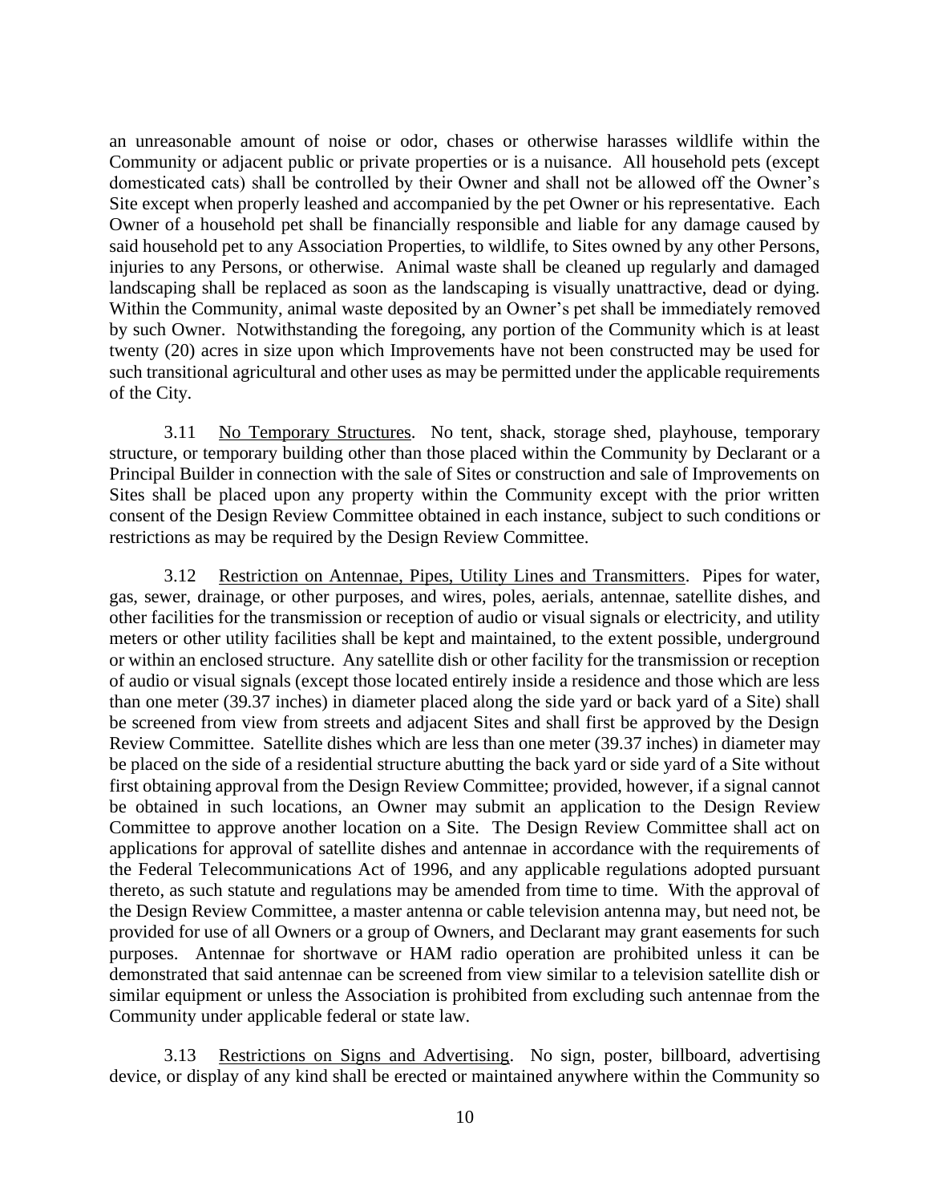an unreasonable amount of noise or odor, chases or otherwise harasses wildlife within the Community or adjacent public or private properties or is a nuisance. All household pets (except domesticated cats) shall be controlled by their Owner and shall not be allowed off the Owner's Site except when properly leashed and accompanied by the pet Owner or his representative. Each Owner of a household pet shall be financially responsible and liable for any damage caused by said household pet to any Association Properties, to wildlife, to Sites owned by any other Persons, injuries to any Persons, or otherwise. Animal waste shall be cleaned up regularly and damaged landscaping shall be replaced as soon as the landscaping is visually unattractive, dead or dying. Within the Community, animal waste deposited by an Owner's pet shall be immediately removed by such Owner. Notwithstanding the foregoing, any portion of the Community which is at least twenty (20) acres in size upon which Improvements have not been constructed may be used for such transitional agricultural and other uses as may be permitted under the applicable requirements of the City.

3.11 No Temporary Structures. No tent, shack, storage shed, playhouse, temporary structure, or temporary building other than those placed within the Community by Declarant or a Principal Builder in connection with the sale of Sites or construction and sale of Improvements on Sites shall be placed upon any property within the Community except with the prior written consent of the Design Review Committee obtained in each instance, subject to such conditions or restrictions as may be required by the Design Review Committee.

3.12 Restriction on Antennae, Pipes, Utility Lines and Transmitters. Pipes for water, gas, sewer, drainage, or other purposes, and wires, poles, aerials, antennae, satellite dishes, and other facilities for the transmission or reception of audio or visual signals or electricity, and utility meters or other utility facilities shall be kept and maintained, to the extent possible, underground or within an enclosed structure. Any satellite dish or other facility for the transmission or reception of audio or visual signals (except those located entirely inside a residence and those which are less than one meter (39.37 inches) in diameter placed along the side yard or back yard of a Site) shall be screened from view from streets and adjacent Sites and shall first be approved by the Design Review Committee. Satellite dishes which are less than one meter (39.37 inches) in diameter may be placed on the side of a residential structure abutting the back yard or side yard of a Site without first obtaining approval from the Design Review Committee; provided, however, if a signal cannot be obtained in such locations, an Owner may submit an application to the Design Review Committee to approve another location on a Site. The Design Review Committee shall act on applications for approval of satellite dishes and antennae in accordance with the requirements of the Federal Telecommunications Act of 1996, and any applicable regulations adopted pursuant thereto, as such statute and regulations may be amended from time to time. With the approval of the Design Review Committee, a master antenna or cable television antenna may, but need not, be provided for use of all Owners or a group of Owners, and Declarant may grant easements for such purposes. Antennae for shortwave or HAM radio operation are prohibited unless it can be demonstrated that said antennae can be screened from view similar to a television satellite dish or similar equipment or unless the Association is prohibited from excluding such antennae from the Community under applicable federal or state law.

3.13 Restrictions on Signs and Advertising. No sign, poster, billboard, advertising device, or display of any kind shall be erected or maintained anywhere within the Community so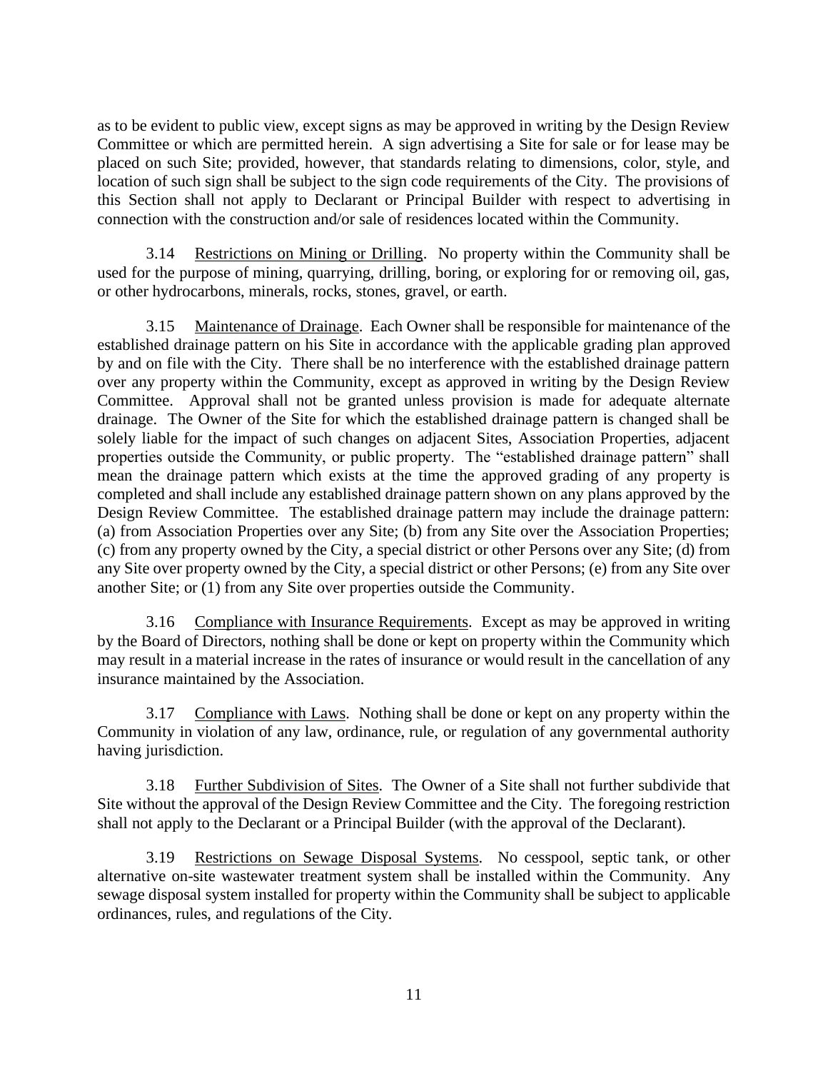as to be evident to public view, except signs as may be approved in writing by the Design Review Committee or which are permitted herein. A sign advertising a Site for sale or for lease may be placed on such Site; provided, however, that standards relating to dimensions, color, style, and location of such sign shall be subject to the sign code requirements of the City. The provisions of this Section shall not apply to Declarant or Principal Builder with respect to advertising in connection with the construction and/or sale of residences located within the Community.

3.14 Restrictions on Mining or Drilling. No property within the Community shall be used for the purpose of mining, quarrying, drilling, boring, or exploring for or removing oil, gas, or other hydrocarbons, minerals, rocks, stones, gravel, or earth.

3.15 Maintenance of Drainage. Each Owner shall be responsible for maintenance of the established drainage pattern on his Site in accordance with the applicable grading plan approved by and on file with the City. There shall be no interference with the established drainage pattern over any property within the Community, except as approved in writing by the Design Review Committee. Approval shall not be granted unless provision is made for adequate alternate drainage. The Owner of the Site for which the established drainage pattern is changed shall be solely liable for the impact of such changes on adjacent Sites, Association Properties, adjacent properties outside the Community, or public property. The "established drainage pattern" shall mean the drainage pattern which exists at the time the approved grading of any property is completed and shall include any established drainage pattern shown on any plans approved by the Design Review Committee. The established drainage pattern may include the drainage pattern: (a) from Association Properties over any Site; (b) from any Site over the Association Properties; (c) from any property owned by the City, a special district or other Persons over any Site; (d) from any Site over property owned by the City, a special district or other Persons; (e) from any Site over another Site; or (1) from any Site over properties outside the Community.

3.16 Compliance with Insurance Requirements. Except as may be approved in writing by the Board of Directors, nothing shall be done or kept on property within the Community which may result in a material increase in the rates of insurance or would result in the cancellation of any insurance maintained by the Association.

3.17 Compliance with Laws. Nothing shall be done or kept on any property within the Community in violation of any law, ordinance, rule, or regulation of any governmental authority having jurisdiction.

3.18 Further Subdivision of Sites. The Owner of a Site shall not further subdivide that Site without the approval of the Design Review Committee and the City. The foregoing restriction shall not apply to the Declarant or a Principal Builder (with the approval of the Declarant).

3.19 Restrictions on Sewage Disposal Systems. No cesspool, septic tank, or other alternative on-site wastewater treatment system shall be installed within the Community. Any sewage disposal system installed for property within the Community shall be subject to applicable ordinances, rules, and regulations of the City.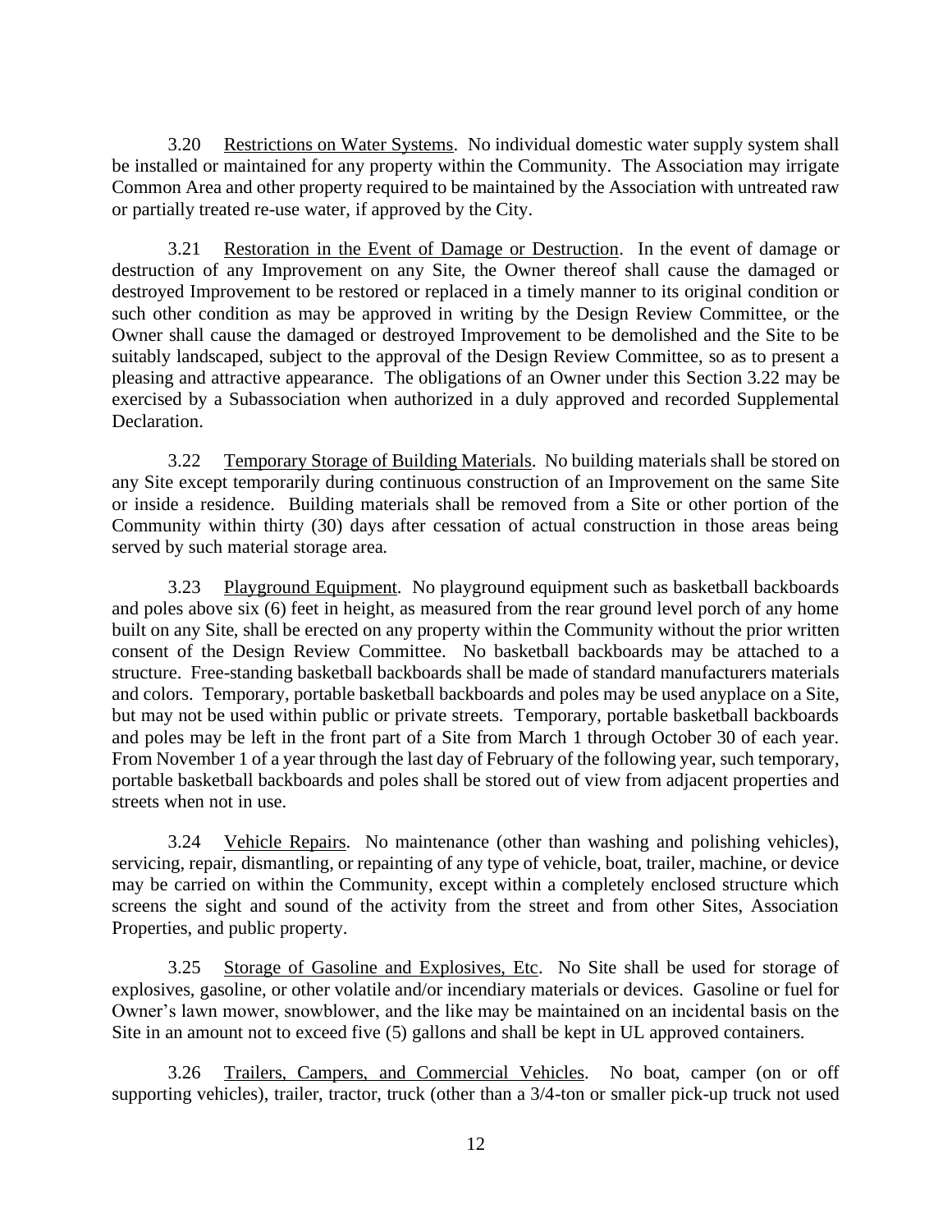3.20 Restrictions on Water Systems. No individual domestic water supply system shall be installed or maintained for any property within the Community. The Association may irrigate Common Area and other property required to be maintained by the Association with untreated raw or partially treated re-use water, if approved by the City.

3.21 Restoration in the Event of Damage or Destruction. In the event of damage or destruction of any Improvement on any Site, the Owner thereof shall cause the damaged or destroyed Improvement to be restored or replaced in a timely manner to its original condition or such other condition as may be approved in writing by the Design Review Committee, or the Owner shall cause the damaged or destroyed Improvement to be demolished and the Site to be suitably landscaped, subject to the approval of the Design Review Committee, so as to present a pleasing and attractive appearance. The obligations of an Owner under this Section 3.22 may be exercised by a Subassociation when authorized in a duly approved and recorded Supplemental Declaration.

3.22 Temporary Storage of Building Materials. No building materials shall be stored on any Site except temporarily during continuous construction of an Improvement on the same Site or inside a residence. Building materials shall be removed from a Site or other portion of the Community within thirty (30) days after cessation of actual construction in those areas being served by such material storage area.

3.23 Playground Equipment. No playground equipment such as basketball backboards and poles above six (6) feet in height, as measured from the rear ground level porch of any home built on any Site, shall be erected on any property within the Community without the prior written consent of the Design Review Committee. No basketball backboards may be attached to a structure. Free-standing basketball backboards shall be made of standard manufacturers materials and colors. Temporary, portable basketball backboards and poles may be used anyplace on a Site, but may not be used within public or private streets. Temporary, portable basketball backboards and poles may be left in the front part of a Site from March 1 through October 30 of each year. From November 1 of a year through the last day of February of the following year, such temporary, portable basketball backboards and poles shall be stored out of view from adjacent properties and streets when not in use.

3.24 Vehicle Repairs. No maintenance (other than washing and polishing vehicles), servicing, repair, dismantling, or repainting of any type of vehicle, boat, trailer, machine, or device may be carried on within the Community, except within a completely enclosed structure which screens the sight and sound of the activity from the street and from other Sites, Association Properties, and public property.

3.25 Storage of Gasoline and Explosives, Etc. No Site shall be used for storage of explosives, gasoline, or other volatile and/or incendiary materials or devices. Gasoline or fuel for Owner's lawn mower, snowblower, and the like may be maintained on an incidental basis on the Site in an amount not to exceed five (5) gallons and shall be kept in UL approved containers.

3.26 Trailers, Campers, and Commercial Vehicles. No boat, camper (on or off supporting vehicles), trailer, tractor, truck (other than a 3/4-ton or smaller pick-up truck not used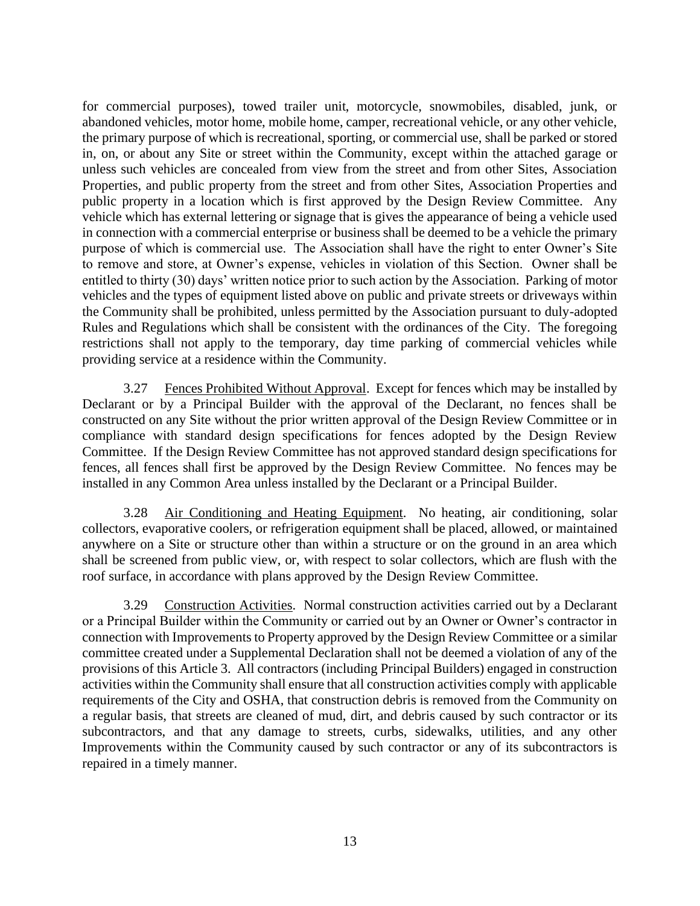for commercial purposes), towed trailer unit, motorcycle, snowmobiles, disabled, junk, or abandoned vehicles, motor home, mobile home, camper, recreational vehicle, or any other vehicle, the primary purpose of which is recreational, sporting, or commercial use, shall be parked or stored in, on, or about any Site or street within the Community, except within the attached garage or unless such vehicles are concealed from view from the street and from other Sites, Association Properties, and public property from the street and from other Sites, Association Properties and public property in a location which is first approved by the Design Review Committee. Any vehicle which has external lettering or signage that is gives the appearance of being a vehicle used in connection with a commercial enterprise or business shall be deemed to be a vehicle the primary purpose of which is commercial use. The Association shall have the right to enter Owner's Site to remove and store, at Owner's expense, vehicles in violation of this Section. Owner shall be entitled to thirty (30) days' written notice prior to such action by the Association. Parking of motor vehicles and the types of equipment listed above on public and private streets or driveways within the Community shall be prohibited, unless permitted by the Association pursuant to duly-adopted Rules and Regulations which shall be consistent with the ordinances of the City. The foregoing restrictions shall not apply to the temporary, day time parking of commercial vehicles while providing service at a residence within the Community.

3.27 Fences Prohibited Without Approval. Except for fences which may be installed by Declarant or by a Principal Builder with the approval of the Declarant, no fences shall be constructed on any Site without the prior written approval of the Design Review Committee or in compliance with standard design specifications for fences adopted by the Design Review Committee. If the Design Review Committee has not approved standard design specifications for fences, all fences shall first be approved by the Design Review Committee. No fences may be installed in any Common Area unless installed by the Declarant or a Principal Builder.

3.28 Air Conditioning and Heating Equipment. No heating, air conditioning, solar collectors, evaporative coolers, or refrigeration equipment shall be placed, allowed, or maintained anywhere on a Site or structure other than within a structure or on the ground in an area which shall be screened from public view, or, with respect to solar collectors, which are flush with the roof surface, in accordance with plans approved by the Design Review Committee.

3.29 Construction Activities. Normal construction activities carried out by a Declarant or a Principal Builder within the Community or carried out by an Owner or Owner's contractor in connection with Improvements to Property approved by the Design Review Committee or a similar committee created under a Supplemental Declaration shall not be deemed a violation of any of the provisions of this Article 3. All contractors (including Principal Builders) engaged in construction activities within the Community shall ensure that all construction activities comply with applicable requirements of the City and OSHA, that construction debris is removed from the Community on a regular basis, that streets are cleaned of mud, dirt, and debris caused by such contractor or its subcontractors, and that any damage to streets, curbs, sidewalks, utilities, and any other Improvements within the Community caused by such contractor or any of its subcontractors is repaired in a timely manner.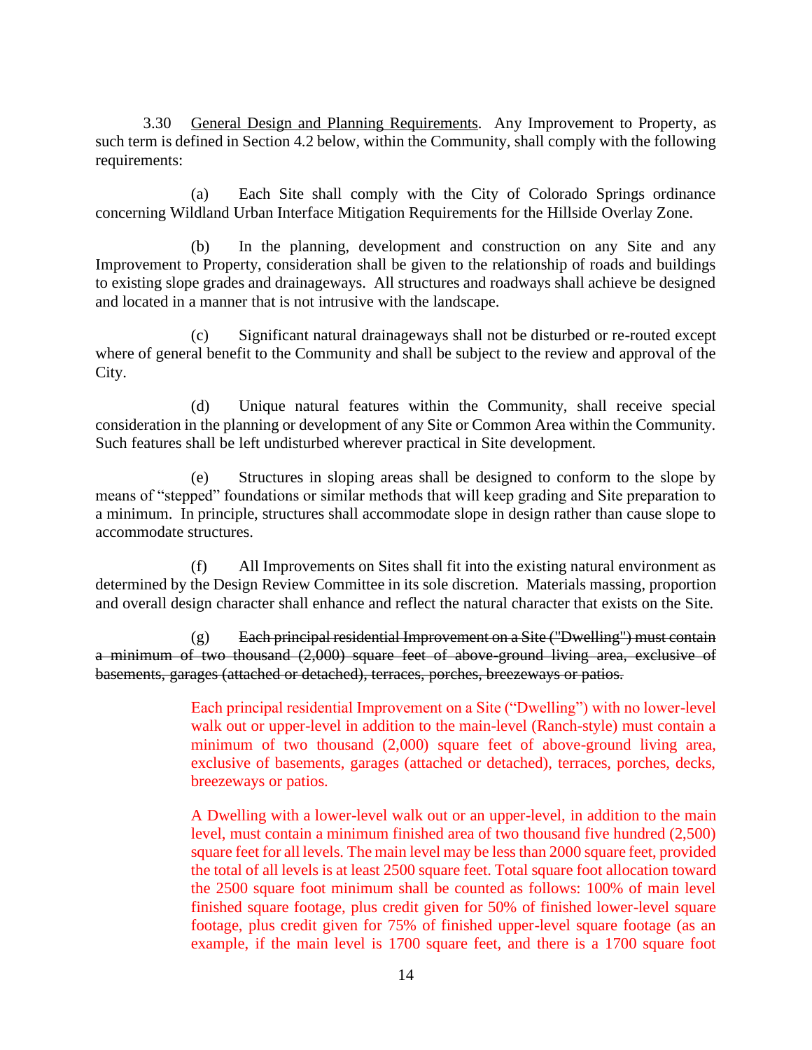3.30 <u>General Design and Planning Requirements</u>. Any Improvement to Property, as such term is defined in Section 4.2 below, within the Community, shall comply with the following requirements:

(a) Each Site shall comply with the City of Colorado Springs ordinance concerning Wildland Urban Interface Mitigation Requirements for the Hillside Overlay Zone.

(b) In the planning, development and construction on any Site and any Improvement to Property, consideration shall be given to the relationship of roads and buildings to existing slope grades and drainageways. All structures and roadways shall achieve be designed and located in a manner that is not intrusive with the landscape.

(c) Significant natural drainageways shall not be disturbed or re-routed except where of general benefit to the Community and shall be subject to the review and approval of the City.

(d) Unique natural features within the Community, shall receive special consideration in the planning or development of any Site or Common Area within the Community. Such features shall be left undisturbed wherever practical in Site development.

(e) Structures in sloping areas shall be designed to conform to the slope by means of "stepped" foundations or similar methods that will keep grading and Site preparation to a minimum. In principle, structures shall accommodate slope in design rather than cause slope to accommodate structures.

(f) All Improvements on Sites shall fit into the existing natural environment as determined by the Design Review Committee in its sole discretion. Materials massing, proportion and overall design character shall enhance and reflect the natural character that exists on the Site.

(g) ~~Each principal residential Improvement on a Site ("Dwelling") must contain a minimum of two thousand (2,000) square feet of above-ground living area, exclusive of basements, garages (attached or detached), terraces, porches, breezeways or patios.~~

Each principal residential Improvement on a Site ("Dwelling") with no lower-level walk out or upper-level in addition to the main-level (Ranch-style) must contain a minimum of two thousand (2,000) square feet of above-ground living area, exclusive of basements, garages (attached or detached), terraces, porches, decks, breezeways or patios.

A Dwelling with a lower-level walk out or an upper-level, in addition to the main level, must contain a minimum finished area of two thousand five hundred (2,500) square feet for all levels. The main level may be less than 2000 square feet, provided the total of all levels is at least 2500 square feet. Total square foot allocation toward the 2500 square foot minimum shall be counted as follows: 100% of main level finished square footage, plus credit given for 50% of finished lower-level square footage, plus credit given for 75% of finished upper-level square footage (as an example, if the main level is 1700 square feet, and there is a 1700 square foot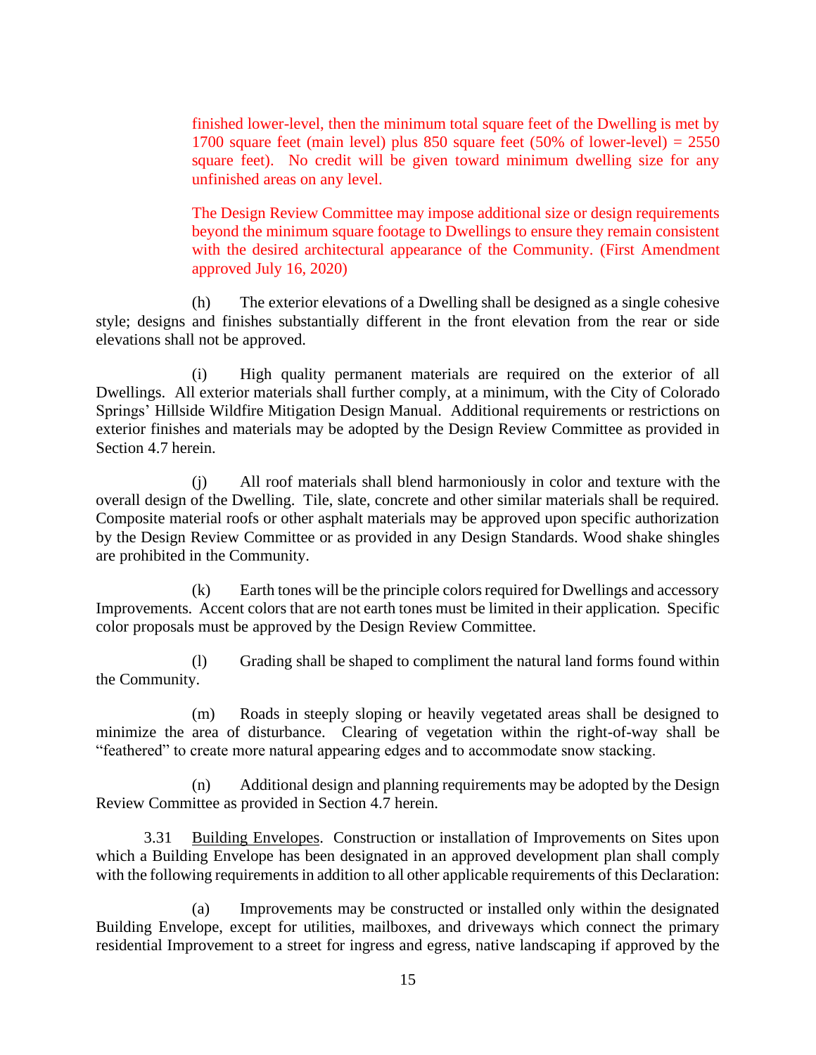finished lower-level, then the minimum total square feet of the Dwelling is met by 1700 square feet (main level) plus 850 square feet (50% of lower-level) = 2550 square feet). No credit will be given toward minimum dwelling size for any unfinished areas on any level.

The Design Review Committee may impose additional size or design requirements beyond the minimum square footage to Dwellings to ensure they remain consistent with the desired architectural appearance of the Community. (First Amendment approved July 16, 2020)

(h) The exterior elevations of a Dwelling shall be designed as a single cohesive style; designs and finishes substantially different in the front elevation from the rear or side elevations shall not be approved.

(i) High quality permanent materials are required on the exterior of all Dwellings. All exterior materials shall further comply, at a minimum, with the City of Colorado Springs' Hillside Wildfire Mitigation Design Manual. Additional requirements or restrictions on exterior finishes and materials may be adopted by the Design Review Committee as provided in Section 4.7 herein.

(j) All roof materials shall blend harmoniously in color and texture with the overall design of the Dwelling. Tile, slate, concrete and other similar materials shall be required. Composite material roofs or other asphalt materials may be approved upon specific authorization by the Design Review Committee or as provided in any Design Standards. Wood shake shingles are prohibited in the Community.

(k) Earth tones will be the principle colors required for Dwellings and accessory Improvements. Accent colors that are not earth tones must be limited in their application. Specific color proposals must be approved by the Design Review Committee.

(l) Grading shall be shaped to compliment the natural land forms found within the Community.

(m) Roads in steeply sloping or heavily vegetated areas shall be designed to minimize the area of disturbance. Clearing of vegetation within the right-of-way shall be "feathered" to create more natural appearing edges and to accommodate snow stacking.

(n) Additional design and planning requirements may be adopted by the Design Review Committee as provided in Section 4.7 herein.

3.31 Building Envelopes. Construction or installation of Improvements on Sites upon which a Building Envelope has been designated in an approved development plan shall comply with the following requirements in addition to all other applicable requirements of this Declaration:

(a) Improvements may be constructed or installed only within the designated Building Envelope, except for utilities, mailboxes, and driveways which connect the primary residential Improvement to a street for ingress and egress, native landscaping if approved by the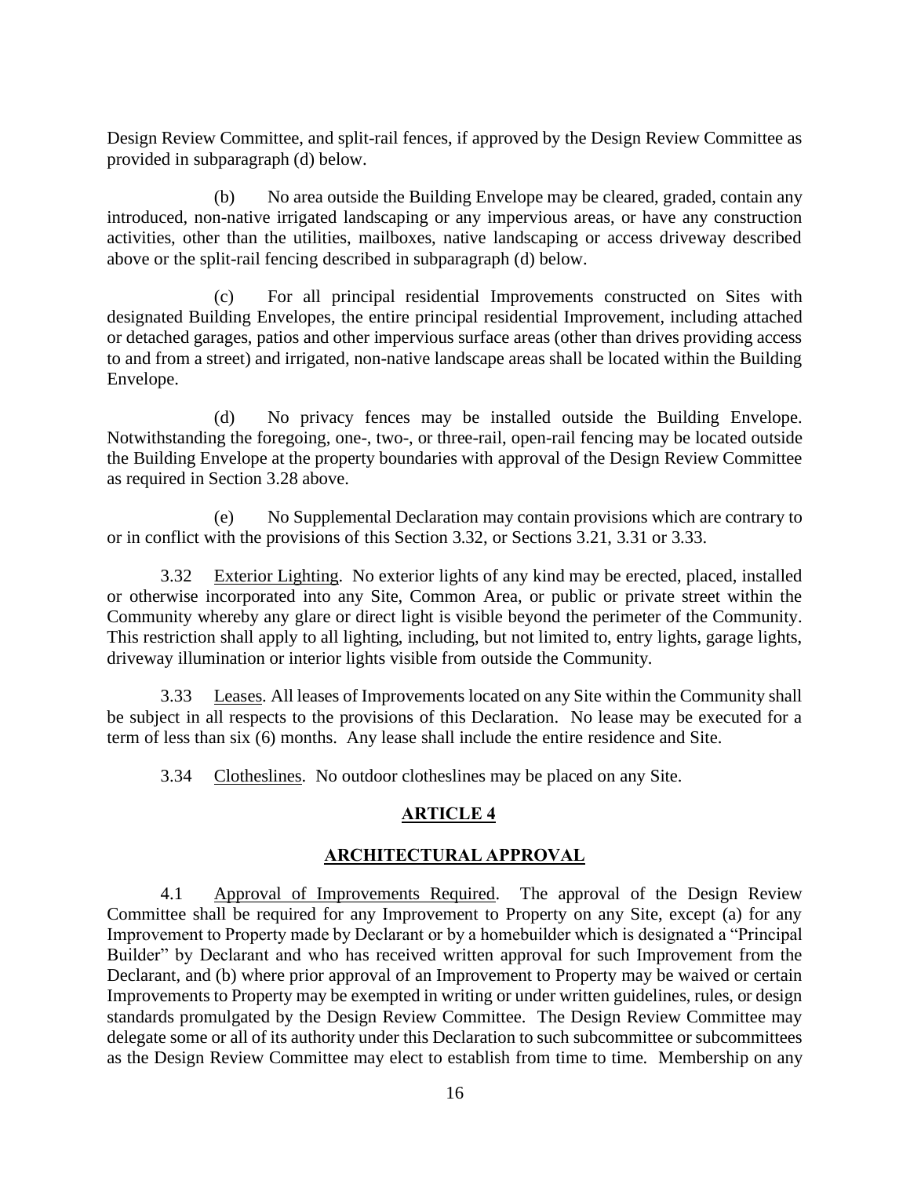Design Review Committee, and split-rail fences, if approved by the Design Review Committee as provided in subparagraph (d) below.

(b) No area outside the Building Envelope may be cleared, graded, contain any introduced, non-native irrigated landscaping or any impervious areas, or have any construction activities, other than the utilities, mailboxes, native landscaping or access driveway described above or the split-rail fencing described in subparagraph (d) below.

(c) For all principal residential Improvements constructed on Sites with designated Building Envelopes, the entire principal residential Improvement, including attached or detached garages, patios and other impervious surface areas (other than drives providing access to and from a street) and irrigated, non-native landscape areas shall be located within the Building Envelope.

(d) No privacy fences may be installed outside the Building Envelope. Notwithstanding the foregoing, one-, two-, or three-rail, open-rail fencing may be located outside the Building Envelope at the property boundaries with approval of the Design Review Committee as required in Section 3.28 above.

(e) No Supplemental Declaration may contain provisions which are contrary to or in conflict with the provisions of this Section 3.32, or Sections 3.21, 3.31 or 3.33.

3.32 Exterior Lighting. No exterior lights of any kind may be erected, placed, installed or otherwise incorporated into any Site, Common Area, or public or private street within the Community whereby any glare or direct light is visible beyond the perimeter of the Community. This restriction shall apply to all lighting, including, but not limited to, entry lights, garage lights, driveway illumination or interior lights visible from outside the Community.

3.33 Leases. All leases of Improvements located on any Site within the Community shall be subject in all respects to the provisions of this Declaration. No lease may be executed for a term of less than six (6) months. Any lease shall include the entire residence and Site.

3.34 Clotheslines. No outdoor clotheslines may be placed on any Site.

## ARTICLE 4

## ARCHITECTURAL APPROVAL

4.1 Approval of Improvements Required. The approval of the Design Review Committee shall be required for any Improvement to Property on any Site, except (a) for any Improvement to Property made by Declarant or by a homebuilder which is designated a "Principal Builder" by Declarant and who has received written approval for such Improvement from the Declarant, and (b) where prior approval of an Improvement to Property may be waived or certain Improvements to Property may be exempted in writing or under written guidelines, rules, or design standards promulgated by the Design Review Committee. The Design Review Committee may delegate some or all of its authority under this Declaration to such subcommittee or subcommittees as the Design Review Committee may elect to establish from time to time. Membership on any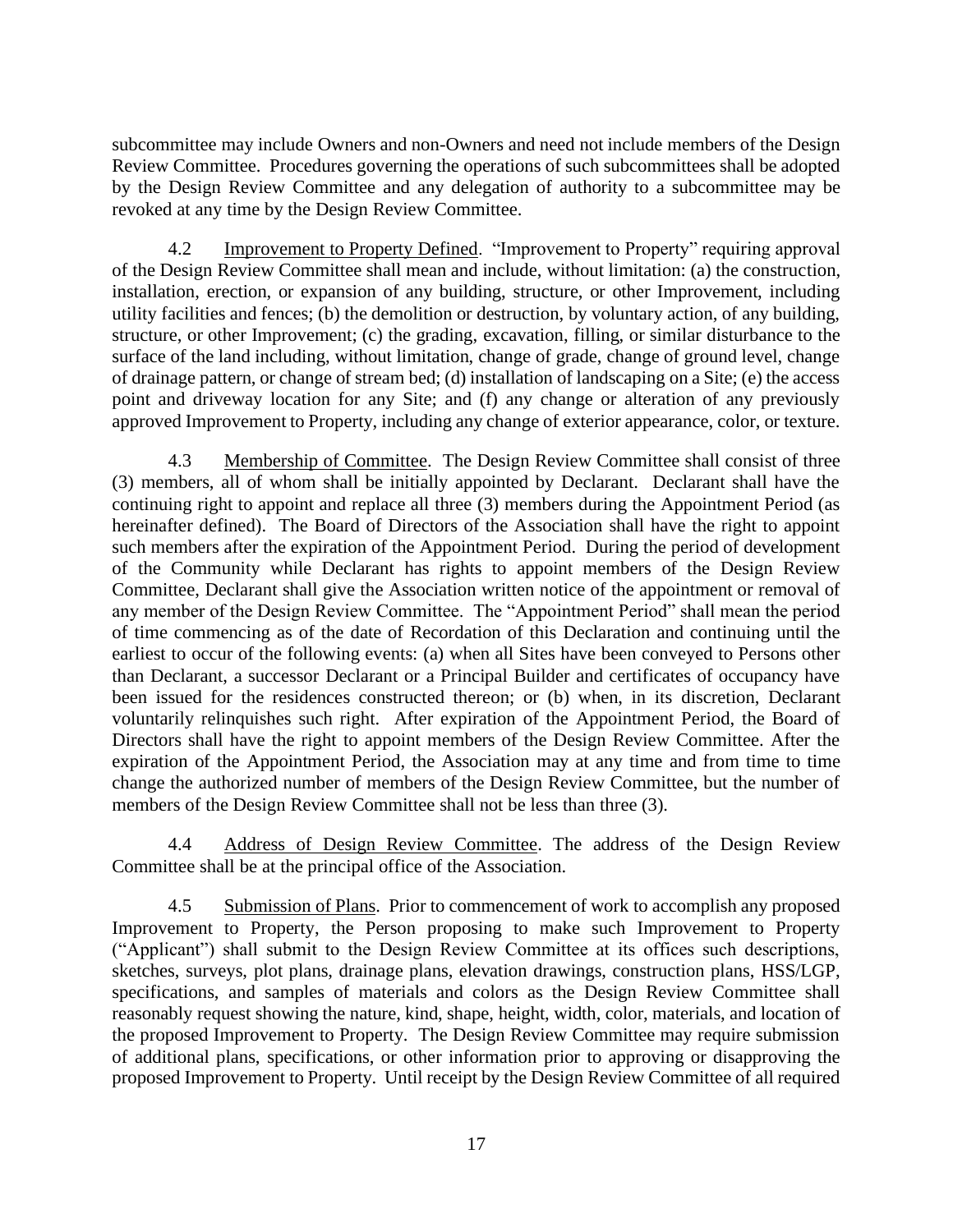subcommittee may include Owners and non-Owners and need not include members of the Design Review Committee. Procedures governing the operations of such subcommittees shall be adopted by the Design Review Committee and any delegation of authority to a subcommittee may be revoked at any time by the Design Review Committee.

4.2 Improvement to Property Defined. "Improvement to Property" requiring approval of the Design Review Committee shall mean and include, without limitation: (a) the construction, installation, erection, or expansion of any building, structure, or other Improvement, including utility facilities and fences; (b) the demolition or destruction, by voluntary action, of any building, structure, or other Improvement; (c) the grading, excavation, filling, or similar disturbance to the surface of the land including, without limitation, change of grade, change of ground level, change of drainage pattern, or change of stream bed; (d) installation of landscaping on a Site; (e) the access point and driveway location for any Site; and (f) any change or alteration of any previously approved Improvement to Property, including any change of exterior appearance, color, or texture.

4.3 Membership of Committee. The Design Review Committee shall consist of three (3) members, all of whom shall be initially appointed by Declarant. Declarant shall have the continuing right to appoint and replace all three (3) members during the Appointment Period (as hereinafter defined). The Board of Directors of the Association shall have the right to appoint such members after the expiration of the Appointment Period. During the period of development of the Community while Declarant has rights to appoint members of the Design Review Committee, Declarant shall give the Association written notice of the appointment or removal of any member of the Design Review Committee. The "Appointment Period" shall mean the period of time commencing as of the date of Recordation of this Declaration and continuing until the earliest to occur of the following events: (a) when all Sites have been conveyed to Persons other than Declarant, a successor Declarant or a Principal Builder and certificates of occupancy have been issued for the residences constructed thereon; or (b) when, in its discretion, Declarant voluntarily relinquishes such right. After expiration of the Appointment Period, the Board of Directors shall have the right to appoint members of the Design Review Committee. After the expiration of the Appointment Period, the Association may at any time and from time to time change the authorized number of members of the Design Review Committee, but the number of members of the Design Review Committee shall not be less than three (3).

4.4 Address of Design Review Committee. The address of the Design Review Committee shall be at the principal office of the Association.

4.5 Submission of Plans. Prior to commencement of work to accomplish any proposed Improvement to Property, the Person proposing to make such Improvement to Property ("Applicant") shall submit to the Design Review Committee at its offices such descriptions, sketches, surveys, plot plans, drainage plans, elevation drawings, construction plans, HSS/LGP, specifications, and samples of materials and colors as the Design Review Committee shall reasonably request showing the nature, kind, shape, height, width, color, materials, and location of the proposed Improvement to Property. The Design Review Committee may require submission of additional plans, specifications, or other information prior to approving or disapproving the proposed Improvement to Property. Until receipt by the Design Review Committee of all required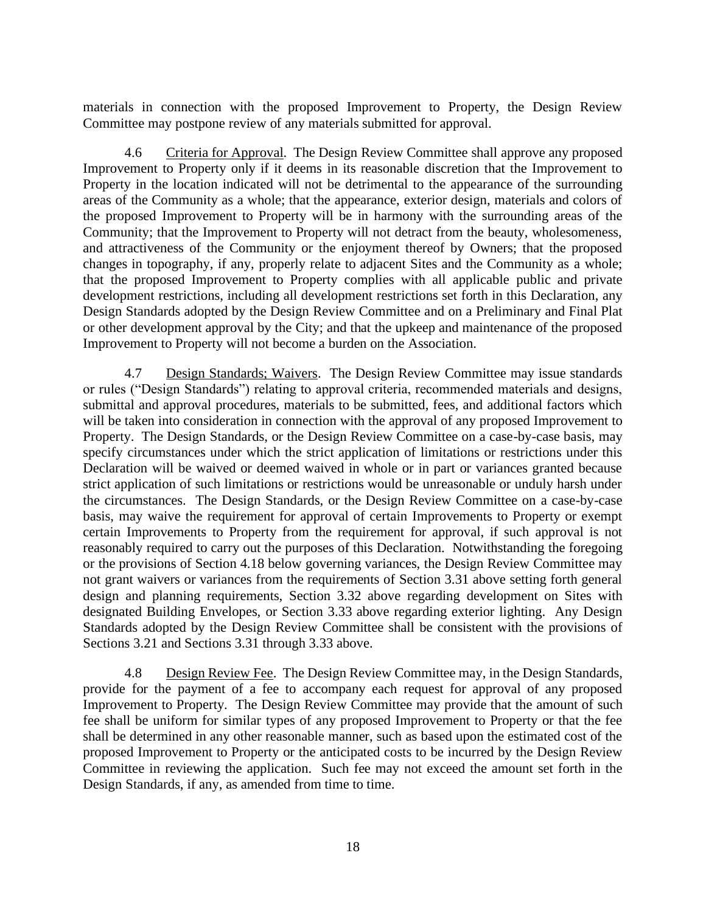materials in connection with the proposed Improvement to Property, the Design Review Committee may postpone review of any materials submitted for approval.

4.6 Criteria for Approval. The Design Review Committee shall approve any proposed Improvement to Property only if it deems in its reasonable discretion that the Improvement to Property in the location indicated will not be detrimental to the appearance of the surrounding areas of the Community as a whole; that the appearance, exterior design, materials and colors of the proposed Improvement to Property will be in harmony with the surrounding areas of the Community; that the Improvement to Property will not detract from the beauty, wholesomeness, and attractiveness of the Community or the enjoyment thereof by Owners; that the proposed changes in topography, if any, properly relate to adjacent Sites and the Community as a whole; that the proposed Improvement to Property complies with all applicable public and private development restrictions, including all development restrictions set forth in this Declaration, any Design Standards adopted by the Design Review Committee and on a Preliminary and Final Plat or other development approval by the City; and that the upkeep and maintenance of the proposed Improvement to Property will not become a burden on the Association.

4.7 Design Standards; Waivers. The Design Review Committee may issue standards or rules ("Design Standards") relating to approval criteria, recommended materials and designs, submittal and approval procedures, materials to be submitted, fees, and additional factors which will be taken into consideration in connection with the approval of any proposed Improvement to Property. The Design Standards, or the Design Review Committee on a case-by-case basis, may specify circumstances under which the strict application of limitations or restrictions under this Declaration will be waived or deemed waived in whole or in part or variances granted because strict application of such limitations or restrictions would be unreasonable or unduly harsh under the circumstances. The Design Standards, or the Design Review Committee on a case-by-case basis, may waive the requirement for approval of certain Improvements to Property or exempt certain Improvements to Property from the requirement for approval, if such approval is not reasonably required to carry out the purposes of this Declaration. Notwithstanding the foregoing or the provisions of Section 4.18 below governing variances, the Design Review Committee may not grant waivers or variances from the requirements of Section 3.31 above setting forth general design and planning requirements, Section 3.32 above regarding development on Sites with designated Building Envelopes, or Section 3.33 above regarding exterior lighting. Any Design Standards adopted by the Design Review Committee shall be consistent with the provisions of Sections 3.21 and Sections 3.31 through 3.33 above.

4.8 Design Review Fee. The Design Review Committee may, in the Design Standards, provide for the payment of a fee to accompany each request for approval of any proposed Improvement to Property. The Design Review Committee may provide that the amount of such fee shall be uniform for similar types of any proposed Improvement to Property or that the fee shall be determined in any other reasonable manner, such as based upon the estimated cost of the proposed Improvement to Property or the anticipated costs to be incurred by the Design Review Committee in reviewing the application. Such fee may not exceed the amount set forth in the Design Standards, if any, as amended from time to time.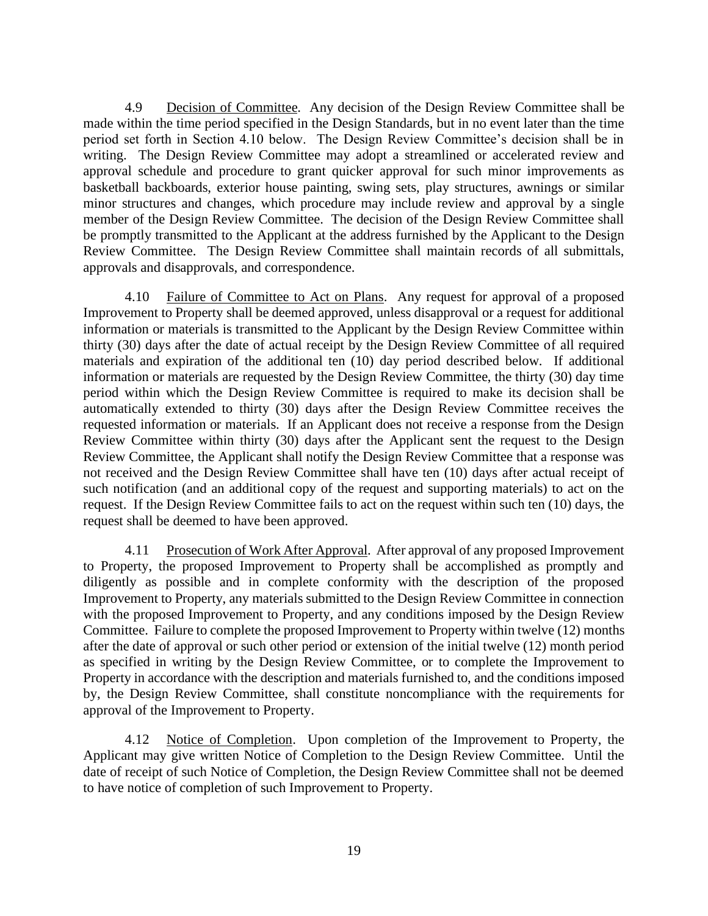4.9 Decision of Committee. Any decision of the Design Review Committee shall be made within the time period specified in the Design Standards, but in no event later than the time period set forth in Section 4.10 below. The Design Review Committee's decision shall be in writing. The Design Review Committee may adopt a streamlined or accelerated review and approval schedule and procedure to grant quicker approval for such minor improvements as basketball backboards, exterior house painting, swing sets, play structures, awnings or similar minor structures and changes, which procedure may include review and approval by a single member of the Design Review Committee. The decision of the Design Review Committee shall be promptly transmitted to the Applicant at the address furnished by the Applicant to the Design Review Committee. The Design Review Committee shall maintain records of all submittals, approvals and disapprovals, and correspondence.

4.10 Failure of Committee to Act on Plans. Any request for approval of a proposed Improvement to Property shall be deemed approved, unless disapproval or a request for additional information or materials is transmitted to the Applicant by the Design Review Committee within thirty (30) days after the date of actual receipt by the Design Review Committee of all required materials and expiration of the additional ten (10) day period described below. If additional information or materials are requested by the Design Review Committee, the thirty (30) day time period within which the Design Review Committee is required to make its decision shall be automatically extended to thirty (30) days after the Design Review Committee receives the requested information or materials. If an Applicant does not receive a response from the Design Review Committee within thirty (30) days after the Applicant sent the request to the Design Review Committee, the Applicant shall notify the Design Review Committee that a response was not received and the Design Review Committee shall have ten (10) days after actual receipt of such notification (and an additional copy of the request and supporting materials) to act on the request. If the Design Review Committee fails to act on the request within such ten (10) days, the request shall be deemed to have been approved.

4.11 Prosecution of Work After Approval. After approval of any proposed Improvement to Property, the proposed Improvement to Property shall be accomplished as promptly and diligently as possible and in complete conformity with the description of the proposed Improvement to Property, any materials submitted to the Design Review Committee in connection with the proposed Improvement to Property, and any conditions imposed by the Design Review Committee. Failure to complete the proposed Improvement to Property within twelve (12) months after the date of approval or such other period or extension of the initial twelve (12) month period as specified in writing by the Design Review Committee, or to complete the Improvement to Property in accordance with the description and materials furnished to, and the conditions imposed by, the Design Review Committee, shall constitute noncompliance with the requirements for approval of the Improvement to Property.

4.12 Notice of Completion. Upon completion of the Improvement to Property, the Applicant may give written Notice of Completion to the Design Review Committee. Until the date of receipt of such Notice of Completion, the Design Review Committee shall not be deemed to have notice of completion of such Improvement to Property.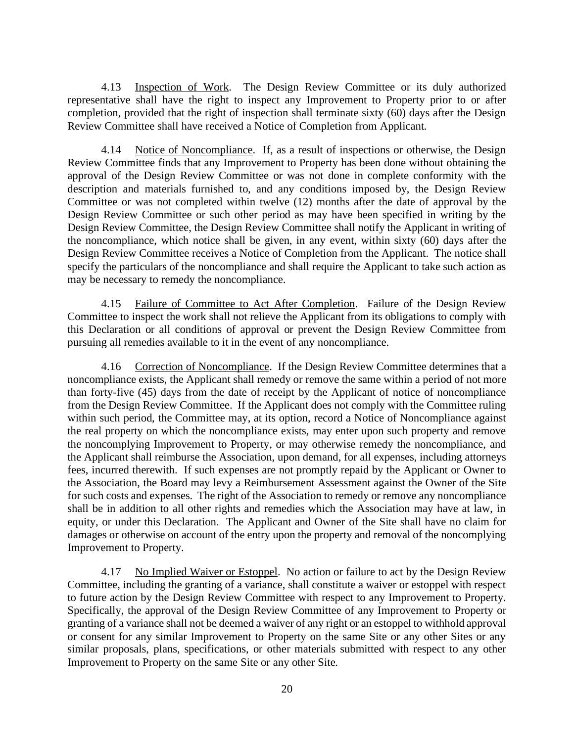4.13 Inspection of Work. The Design Review Committee or its duly authorized representative shall have the right to inspect any Improvement to Property prior to or after completion, provided that the right of inspection shall terminate sixty (60) days after the Design Review Committee shall have received a Notice of Completion from Applicant.

4.14 Notice of Noncompliance. If, as a result of inspections or otherwise, the Design Review Committee finds that any Improvement to Property has been done without obtaining the approval of the Design Review Committee or was not done in complete conformity with the description and materials furnished to, and any conditions imposed by, the Design Review Committee or was not completed within twelve (12) months after the date of approval by the Design Review Committee or such other period as may have been specified in writing by the Design Review Committee, the Design Review Committee shall notify the Applicant in writing of the noncompliance, which notice shall be given, in any event, within sixty (60) days after the Design Review Committee receives a Notice of Completion from the Applicant. The notice shall specify the particulars of the noncompliance and shall require the Applicant to take such action as may be necessary to remedy the noncompliance.

4.15 Failure of Committee to Act After Completion. Failure of the Design Review Committee to inspect the work shall not relieve the Applicant from its obligations to comply with this Declaration or all conditions of approval or prevent the Design Review Committee from pursuing all remedies available to it in the event of any noncompliance.

4.16 Correction of Noncompliance. If the Design Review Committee determines that a noncompliance exists, the Applicant shall remedy or remove the same within a period of not more than forty-five (45) days from the date of receipt by the Applicant of notice of noncompliance from the Design Review Committee. If the Applicant does not comply with the Committee ruling within such period, the Committee may, at its option, record a Notice of Noncompliance against the real property on which the noncompliance exists, may enter upon such property and remove the noncomplying Improvement to Property, or may otherwise remedy the noncompliance, and the Applicant shall reimburse the Association, upon demand, for all expenses, including attorneys fees, incurred therewith. If such expenses are not promptly repaid by the Applicant or Owner to the Association, the Board may levy a Reimbursement Assessment against the Owner of the Site for such costs and expenses. The right of the Association to remedy or remove any noncompliance shall be in addition to all other rights and remedies which the Association may have at law, in equity, or under this Declaration. The Applicant and Owner of the Site shall have no claim for damages or otherwise on account of the entry upon the property and removal of the noncomplying Improvement to Property.

4.17 No Implied Waiver or Estoppel. No action or failure to act by the Design Review Committee, including the granting of a variance, shall constitute a waiver or estoppel with respect to future action by the Design Review Committee with respect to any Improvement to Property. Specifically, the approval of the Design Review Committee of any Improvement to Property or granting of a variance shall not be deemed a waiver of any right or an estoppel to withhold approval or consent for any similar Improvement to Property on the same Site or any other Sites or any similar proposals, plans, specifications, or other materials submitted with respect to any other Improvement to Property on the same Site or any other Site.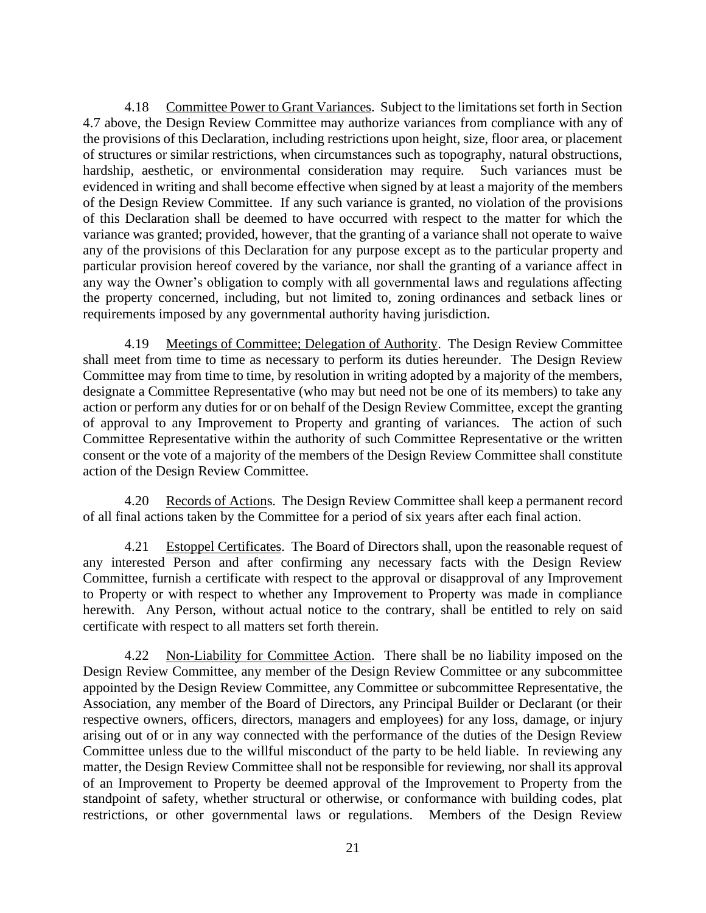4.18 Committee Power to Grant Variances. Subject to the limitations set forth in Section 4.7 above, the Design Review Committee may authorize variances from compliance with any of the provisions of this Declaration, including restrictions upon height, size, floor area, or placement of structures or similar restrictions, when circumstances such as topography, natural obstructions, hardship, aesthetic, or environmental consideration may require. Such variances must be evidenced in writing and shall become effective when signed by at least a majority of the members of the Design Review Committee. If any such variance is granted, no violation of the provisions of this Declaration shall be deemed to have occurred with respect to the matter for which the variance was granted; provided, however, that the granting of a variance shall not operate to waive any of the provisions of this Declaration for any purpose except as to the particular property and particular provision hereof covered by the variance, nor shall the granting of a variance affect in any way the Owner's obligation to comply with all governmental laws and regulations affecting the property concerned, including, but not limited to, zoning ordinances and setback lines or requirements imposed by any governmental authority having jurisdiction.

4.19 Meetings of Committee; Delegation of Authority. The Design Review Committee shall meet from time to time as necessary to perform its duties hereunder. The Design Review Committee may from time to time, by resolution in writing adopted by a majority of the members, designate a Committee Representative (who may but need not be one of its members) to take any action or perform any duties for or on behalf of the Design Review Committee, except the granting of approval to any Improvement to Property and granting of variances. The action of such Committee Representative within the authority of such Committee Representative or the written consent or the vote of a majority of the members of the Design Review Committee shall constitute action of the Design Review Committee.

4.20 Records of Actions. The Design Review Committee shall keep a permanent record of all final actions taken by the Committee for a period of six years after each final action.

4.21 Estoppel Certificates. The Board of Directors shall, upon the reasonable request of any interested Person and after confirming any necessary facts with the Design Review Committee, furnish a certificate with respect to the approval or disapproval of any Improvement to Property or with respect to whether any Improvement to Property was made in compliance herewith. Any Person, without actual notice to the contrary, shall be entitled to rely on said certificate with respect to all matters set forth therein.

4.22 Non-Liability for Committee Action. There shall be no liability imposed on the Design Review Committee, any member of the Design Review Committee or any subcommittee appointed by the Design Review Committee, any Committee or subcommittee Representative, the Association, any member of the Board of Directors, any Principal Builder or Declarant (or their respective owners, officers, directors, managers and employees) for any loss, damage, or injury arising out of or in any way connected with the performance of the duties of the Design Review Committee unless due to the willful misconduct of the party to be held liable. In reviewing any matter, the Design Review Committee shall not be responsible for reviewing, nor shall its approval of an Improvement to Property be deemed approval of the Improvement to Property from the standpoint of safety, whether structural or otherwise, or conformance with building codes, plat restrictions, or other governmental laws or regulations. Members of the Design Review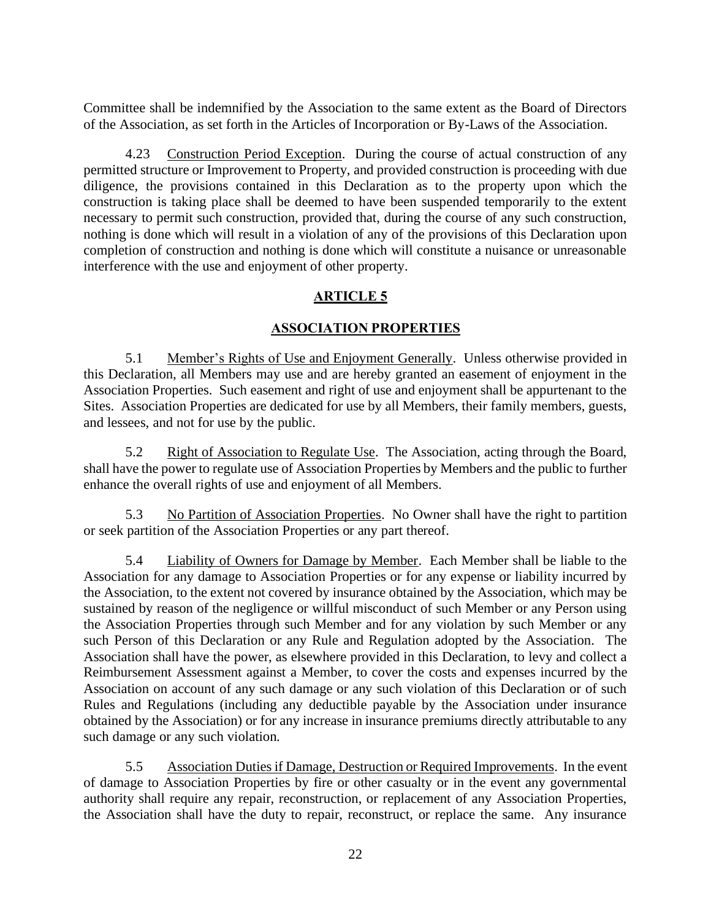Committee shall be indemnified by the Association to the same extent as the Board of Directors of the Association, as set forth in the Articles of Incorporation or By-Laws of the Association.

4.23 Construction Period Exception. During the course of actual construction of any permitted structure or Improvement to Property, and provided construction is proceeding with due diligence, the provisions contained in this Declaration as to the property upon which the construction is taking place shall be deemed to have been suspended temporarily to the extent necessary to permit such construction, provided that, during the course of any such construction, nothing is done which will result in a violation of any of the provisions of this Declaration upon completion of construction and nothing is done which will constitute a nuisance or unreasonable interference with the use and enjoyment of other property.

## ARTICLE 5

## ASSOCIATION PROPERTIES

5.1 Member's Rights of Use and Enjoyment Generally. Unless otherwise provided in this Declaration, all Members may use and are hereby granted an easement of enjoyment in the Association Properties. Such easement and right of use and enjoyment shall be appurtenant to the Sites. Association Properties are dedicated for use by all Members, their family members, guests, and lessees, and not for use by the public.

5.2 Right of Association to Regulate Use. The Association, acting through the Board, shall have the power to regulate use of Association Properties by Members and the public to further enhance the overall rights of use and enjoyment of all Members.

5.3 No Partition of Association Properties. No Owner shall have the right to partition or seek partition of the Association Properties or any part thereof.

5.4 Liability of Owners for Damage by Member. Each Member shall be liable to the Association for any damage to Association Properties or for any expense or liability incurred by the Association, to the extent not covered by insurance obtained by the Association, which may be sustained by reason of the negligence or willful misconduct of such Member or any Person using the Association Properties through such Member and for any violation by such Member or any such Person of this Declaration or any Rule and Regulation adopted by the Association. The Association shall have the power, as elsewhere provided in this Declaration, to levy and collect a Reimbursement Assessment against a Member, to cover the costs and expenses incurred by the Association on account of any such damage or any such violation of this Declaration or of such Rules and Regulations (including any deductible payable by the Association under insurance obtained by the Association) or for any increase in insurance premiums directly attributable to any such damage or any such violation.

5.5 Association Duties if Damage, Destruction or Required Improvements. In the event of damage to Association Properties by fire or other casualty or in the event any governmental authority shall require any repair, reconstruction, or replacement of any Association Properties, the Association shall have the duty to repair, reconstruct, or replace the same. Any insurance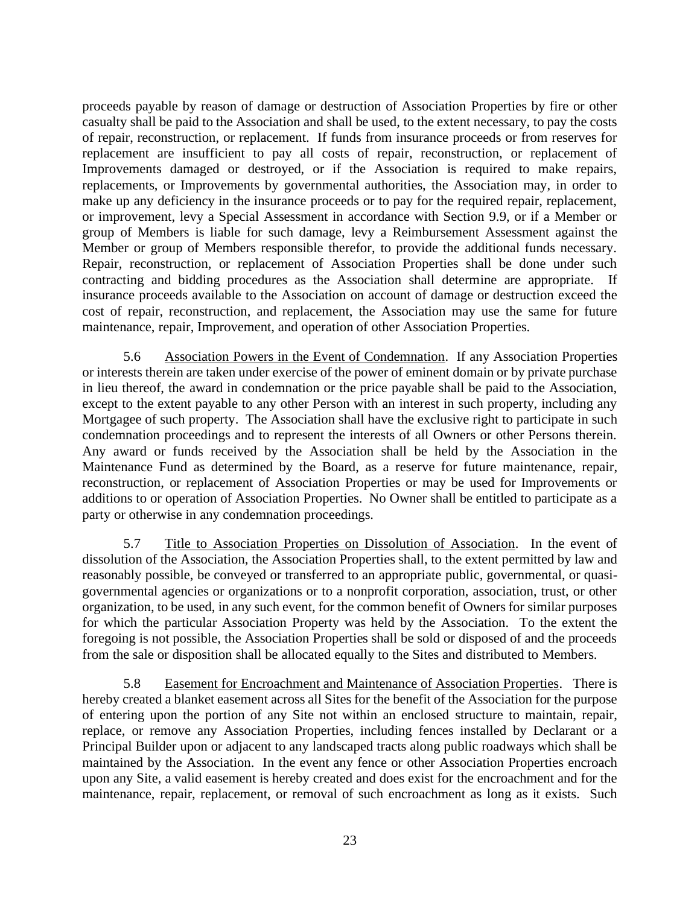proceeds payable by reason of damage or destruction of Association Properties by fire or other casualty shall be paid to the Association and shall be used, to the extent necessary, to pay the costs of repair, reconstruction, or replacement. If funds from insurance proceeds or from reserves for replacement are insufficient to pay all costs of repair, reconstruction, or replacement of Improvements damaged or destroyed, or if the Association is required to make repairs, replacements, or Improvements by governmental authorities, the Association may, in order to make up any deficiency in the insurance proceeds or to pay for the required repair, replacement, or improvement, levy a Special Assessment in accordance with Section 9.9, or if a Member or group of Members is liable for such damage, levy a Reimbursement Assessment against the Member or group of Members responsible therefor, to provide the additional funds necessary. Repair, reconstruction, or replacement of Association Properties shall be done under such contracting and bidding procedures as the Association shall determine are appropriate. If insurance proceeds available to the Association on account of damage or destruction exceed the cost of repair, reconstruction, and replacement, the Association may use the same for future maintenance, repair, Improvement, and operation of other Association Properties.

5.6 Association Powers in the Event of Condemnation. If any Association Properties or interests therein are taken under exercise of the power of eminent domain or by private purchase in lieu thereof, the award in condemnation or the price payable shall be paid to the Association, except to the extent payable to any other Person with an interest in such property, including any Mortgagee of such property. The Association shall have the exclusive right to participate in such condemnation proceedings and to represent the interests of all Owners or other Persons therein. Any award or funds received by the Association shall be held by the Association in the Maintenance Fund as determined by the Board, as a reserve for future maintenance, repair, reconstruction, or replacement of Association Properties or may be used for Improvements or additions to or operation of Association Properties. No Owner shall be entitled to participate as a party or otherwise in any condemnation proceedings.

5.7 Title to Association Properties on Dissolution of Association. In the event of dissolution of the Association, the Association Properties shall, to the extent permitted by law and reasonably possible, be conveyed or transferred to an appropriate public, governmental, or quasi-governmental agencies or organizations or to a nonprofit corporation, association, trust, or other organization, to be used, in any such event, for the common benefit of Owners for similar purposes for which the particular Association Property was held by the Association. To the extent the foregoing is not possible, the Association Properties shall be sold or disposed of and the proceeds from the sale or disposition shall be allocated equally to the Sites and distributed to Members.

5.8 Easement for Encroachment and Maintenance of Association Properties. There is hereby created a blanket easement across all Sites for the benefit of the Association for the purpose of entering upon the portion of any Site not within an enclosed structure to maintain, repair, replace, or remove any Association Properties, including fences installed by Declarant or a Principal Builder upon or adjacent to any landscaped tracts along public roadways which shall be maintained by the Association. In the event any fence or other Association Properties encroach upon any Site, a valid easement is hereby created and does exist for the encroachment and for the maintenance, repair, replacement, or removal of such encroachment as long as it exists. Such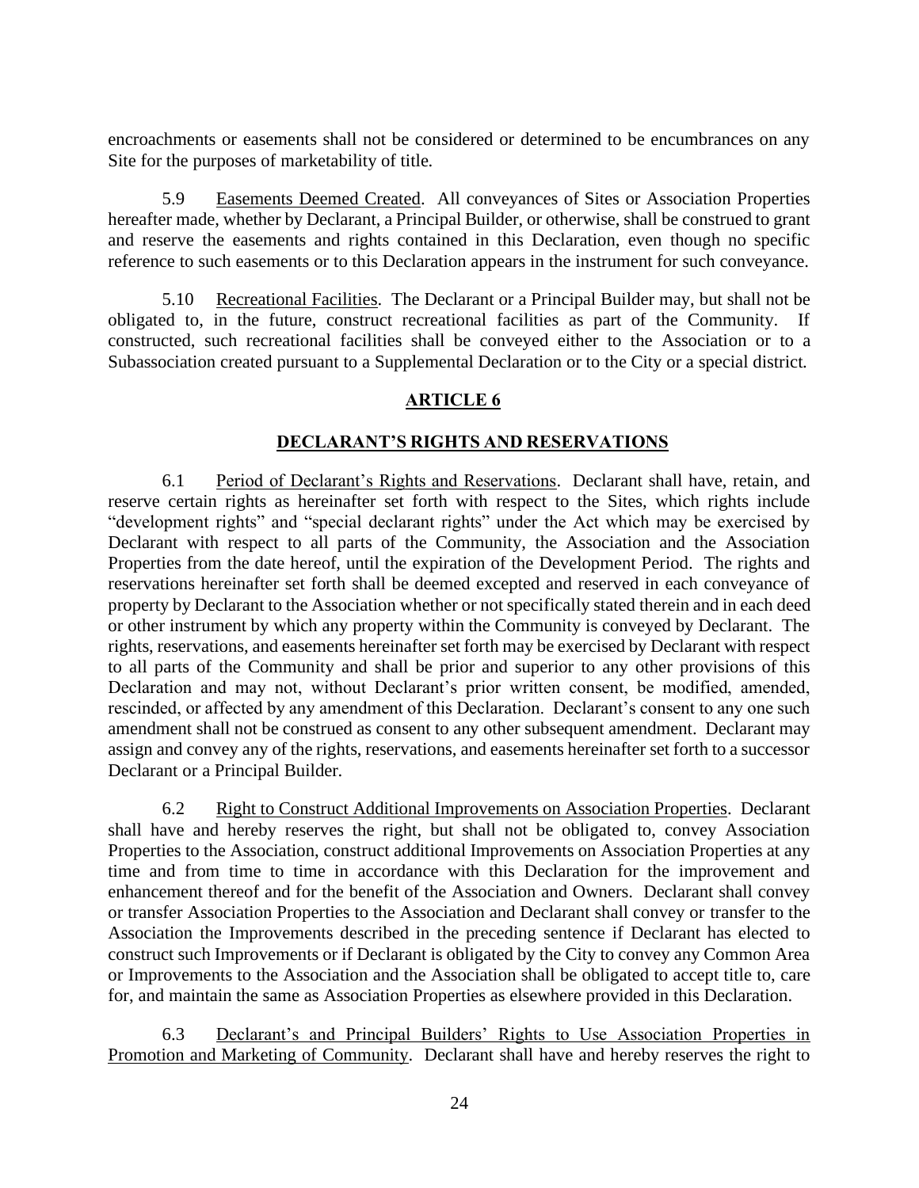encroachments or easements shall not be considered or determined to be encumbrances on any Site for the purposes of marketability of title.

5.9 Easements Deemed Created. All conveyances of Sites or Association Properties hereafter made, whether by Declarant, a Principal Builder, or otherwise, shall be construed to grant and reserve the easements and rights contained in this Declaration, even though no specific reference to such easements or to this Declaration appears in the instrument for such conveyance.

5.10 Recreational Facilities. The Declarant or a Principal Builder may, but shall not be obligated to, in the future, construct recreational facilities as part of the Community. If constructed, such recreational facilities shall be conveyed either to the Association or to a Subassociation created pursuant to a Supplemental Declaration or to the City or a special district.

## ARTICLE 6

## DECLARANT'S RIGHTS AND RESERVATIONS

6.1 Period of Declarant's Rights and Reservations. Declarant shall have, retain, and reserve certain rights as hereinafter set forth with respect to the Sites, which rights include "development rights" and "special declarant rights" under the Act which may be exercised by Declarant with respect to all parts of the Community, the Association and the Association Properties from the date hereof, until the expiration of the Development Period. The rights and reservations hereinafter set forth shall be deemed excepted and reserved in each conveyance of property by Declarant to the Association whether or not specifically stated therein and in each deed or other instrument by which any property within the Community is conveyed by Declarant. The rights, reservations, and easements hereinafter set forth may be exercised by Declarant with respect to all parts of the Community and shall be prior and superior to any other provisions of this Declaration and may not, without Declarant's prior written consent, be modified, amended, rescinded, or affected by any amendment of this Declaration. Declarant's consent to any one such amendment shall not be construed as consent to any other subsequent amendment. Declarant may assign and convey any of the rights, reservations, and easements hereinafter set forth to a successor Declarant or a Principal Builder.

6.2 Right to Construct Additional Improvements on Association Properties. Declarant shall have and hereby reserves the right, but shall not be obligated to, convey Association Properties to the Association, construct additional Improvements on Association Properties at any time and from time to time in accordance with this Declaration for the improvement and enhancement thereof and for the benefit of the Association and Owners. Declarant shall convey or transfer Association Properties to the Association and Declarant shall convey or transfer to the Association the Improvements described in the preceding sentence if Declarant has elected to construct such Improvements or if Declarant is obligated by the City to convey any Common Area or Improvements to the Association and the Association shall be obligated to accept title to, care for, and maintain the same as Association Properties as elsewhere provided in this Declaration.

6.3 Declarant's and Principal Builders' Rights to Use Association Properties in Promotion and Marketing of Community. Declarant shall have and hereby reserves the right to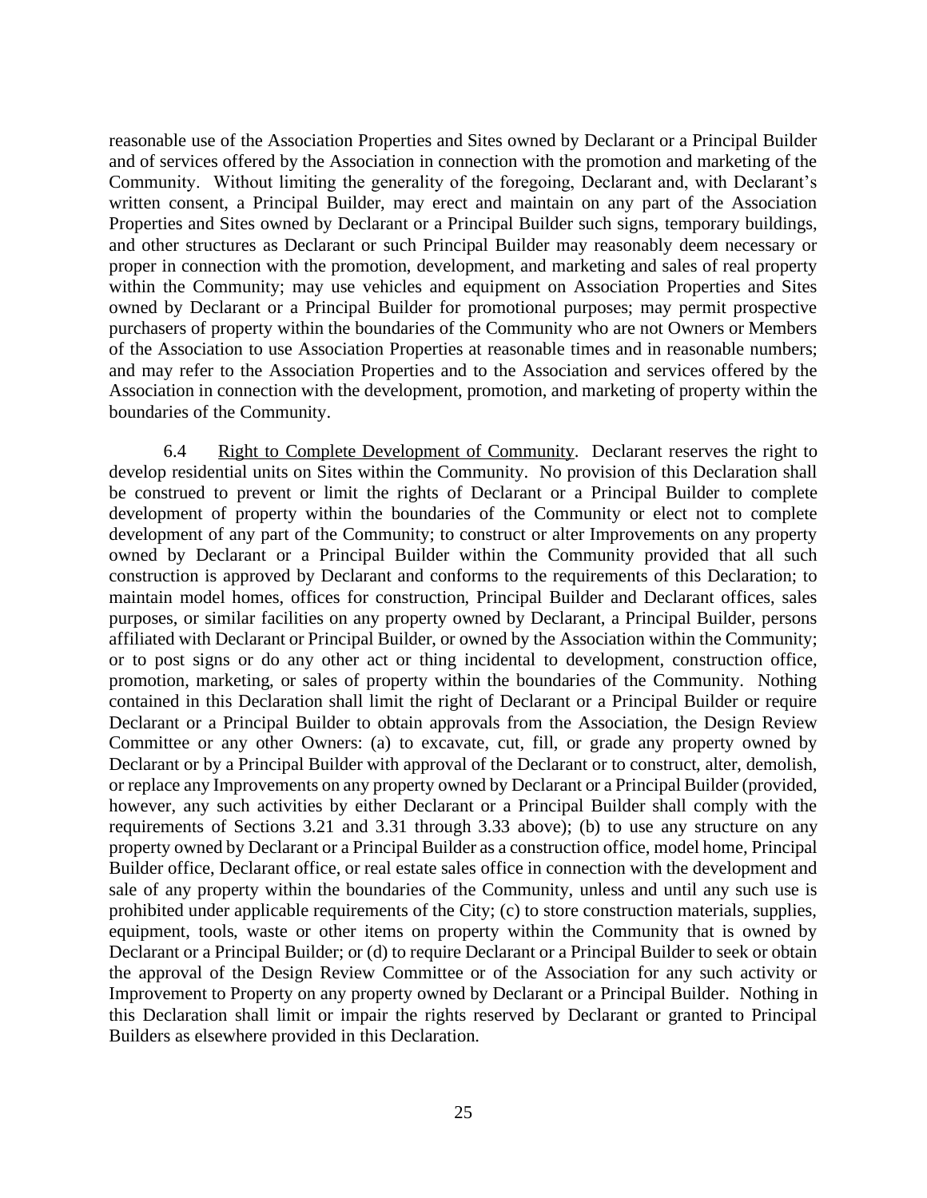reasonable use of the Association Properties and Sites owned by Declarant or a Principal Builder and of services offered by the Association in connection with the promotion and marketing of the Community. Without limiting the generality of the foregoing, Declarant and, with Declarant's written consent, a Principal Builder, may erect and maintain on any part of the Association Properties and Sites owned by Declarant or a Principal Builder such signs, temporary buildings, and other structures as Declarant or such Principal Builder may reasonably deem necessary or proper in connection with the promotion, development, and marketing and sales of real property within the Community; may use vehicles and equipment on Association Properties and Sites owned by Declarant or a Principal Builder for promotional purposes; may permit prospective purchasers of property within the boundaries of the Community who are not Owners or Members of the Association to use Association Properties at reasonable times and in reasonable numbers; and may refer to the Association Properties and to the Association and services offered by the Association in connection with the development, promotion, and marketing of property within the boundaries of the Community.

6.4 Right to Complete Development of Community. Declarant reserves the right to develop residential units on Sites within the Community. No provision of this Declaration shall be construed to prevent or limit the rights of Declarant or a Principal Builder to complete development of property within the boundaries of the Community or elect not to complete development of any part of the Community; to construct or alter Improvements on any property owned by Declarant or a Principal Builder within the Community provided that all such construction is approved by Declarant and conforms to the requirements of this Declaration; to maintain model homes, offices for construction, Principal Builder and Declarant offices, sales purposes, or similar facilities on any property owned by Declarant, a Principal Builder, persons affiliated with Declarant or Principal Builder, or owned by the Association within the Community; or to post signs or do any other act or thing incidental to development, construction office, promotion, marketing, or sales of property within the boundaries of the Community. Nothing contained in this Declaration shall limit the right of Declarant or a Principal Builder or require Declarant or a Principal Builder to obtain approvals from the Association, the Design Review Committee or any other Owners: (a) to excavate, cut, fill, or grade any property owned by Declarant or by a Principal Builder with approval of the Declarant or to construct, alter, demolish, or replace any Improvements on any property owned by Declarant or a Principal Builder (provided, however, any such activities by either Declarant or a Principal Builder shall comply with the requirements of Sections 3.21 and 3.31 through 3.33 above); (b) to use any structure on any property owned by Declarant or a Principal Builder as a construction office, model home, Principal Builder office, Declarant office, or real estate sales office in connection with the development and sale of any property within the boundaries of the Community, unless and until any such use is prohibited under applicable requirements of the City; (c) to store construction materials, supplies, equipment, tools, waste or other items on property within the Community that is owned by Declarant or a Principal Builder; or (d) to require Declarant or a Principal Builder to seek or obtain the approval of the Design Review Committee or of the Association for any such activity or Improvement to Property on any property owned by Declarant or a Principal Builder. Nothing in this Declaration shall limit or impair the rights reserved by Declarant or granted to Principal Builders as elsewhere provided in this Declaration.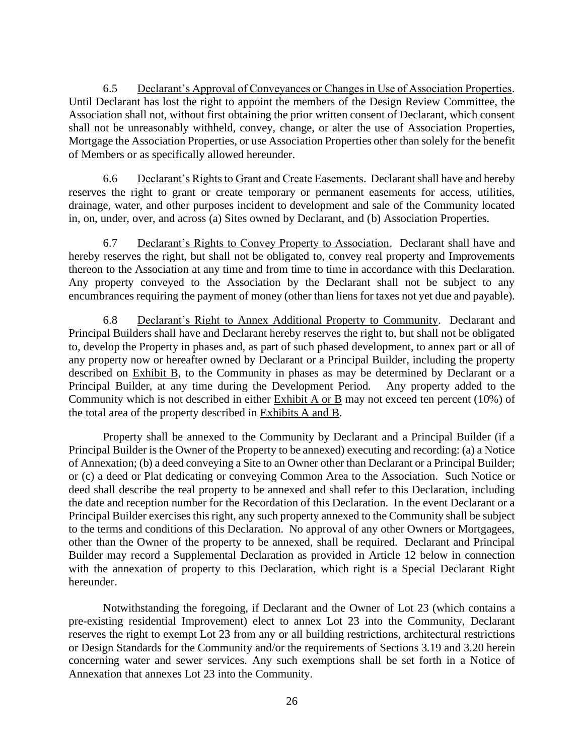6.5 Declarant's Approval of Conveyances or Changes in Use of Association Properties. Until Declarant has lost the right to appoint the members of the Design Review Committee, the Association shall not, without first obtaining the prior written consent of Declarant, which consent shall not be unreasonably withheld, convey, change, or alter the use of Association Properties, Mortgage the Association Properties, or use Association Properties other than solely for the benefit of Members or as specifically allowed hereunder.

6.6 Declarant's Rights to Grant and Create Easements. Declarant shall have and hereby reserves the right to grant or create temporary or permanent easements for access, utilities, drainage, water, and other purposes incident to development and sale of the Community located in, on, under, over, and across (a) Sites owned by Declarant, and (b) Association Properties.

6.7 Declarant's Rights to Convey Property to Association. Declarant shall have and hereby reserves the right, but shall not be obligated to, convey real property and Improvements thereon to the Association at any time and from time to time in accordance with this Declaration. Any property conveyed to the Association by the Declarant shall not be subject to any encumbrances requiring the payment of money (other than liens for taxes not yet due and payable).

6.8 Declarant's Right to Annex Additional Property to Community. Declarant and Principal Builders shall have and Declarant hereby reserves the right to, but shall not be obligated to, develop the Property in phases and, as part of such phased development, to annex part or all of any property now or hereafter owned by Declarant or a Principal Builder, including the property described on Exhibit B, to the Community in phases as may be determined by Declarant or a Principal Builder, at any time during the Development Period. Any property added to the Community which is not described in either Exhibit A or B may not exceed ten percent (10%) of the total area of the property described in Exhibits A and B.

Property shall be annexed to the Community by Declarant and a Principal Builder (if a Principal Builder is the Owner of the Property to be annexed) executing and recording: (a) a Notice of Annexation; (b) a deed conveying a Site to an Owner other than Declarant or a Principal Builder; or (c) a deed or Plat dedicating or conveying Common Area to the Association. Such Notice or deed shall describe the real property to be annexed and shall refer to this Declaration, including the date and reception number for the Recordation of this Declaration. In the event Declarant or a Principal Builder exercises this right, any such property annexed to the Community shall be subject to the terms and conditions of this Declaration. No approval of any other Owners or Mortgagees, other than the Owner of the property to be annexed, shall be required. Declarant and Principal Builder may record a Supplemental Declaration as provided in Article 12 below in connection with the annexation of property to this Declaration, which right is a Special Declarant Right hereunder.

Notwithstanding the foregoing, if Declarant and the Owner of Lot 23 (which contains a pre-existing residential Improvement) elect to annex Lot 23 into the Community, Declarant reserves the right to exempt Lot 23 from any or all building restrictions, architectural restrictions or Design Standards for the Community and/or the requirements of Sections 3.19 and 3.20 herein concerning water and sewer services. Any such exemptions shall be set forth in a Notice of Annexation that annexes Lot 23 into the Community.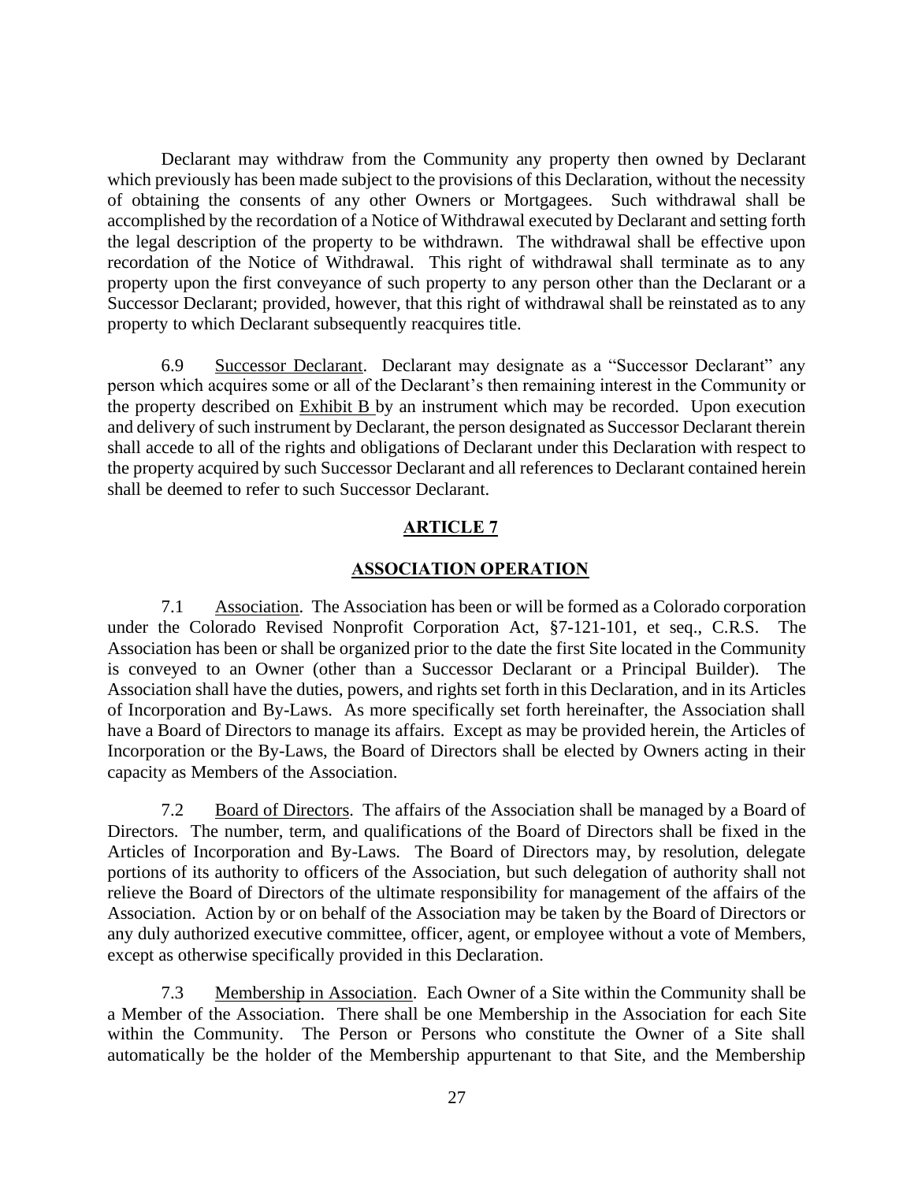Declarant may withdraw from the Community any property then owned by Declarant which previously has been made subject to the provisions of this Declaration, without the necessity of obtaining the consents of any other Owners or Mortgagees. Such withdrawal shall be accomplished by the recordation of a Notice of Withdrawal executed by Declarant and setting forth the legal description of the property to be withdrawn. The withdrawal shall be effective upon recordation of the Notice of Withdrawal. This right of withdrawal shall terminate as to any property upon the first conveyance of such property to any person other than the Declarant or a Successor Declarant; provided, however, that this right of withdrawal shall be reinstated as to any property to which Declarant subsequently reacquires title.

6.9 Successor Declarant. Declarant may designate as a "Successor Declarant" any person which acquires some or all of the Declarant's then remaining interest in the Community or the property described on Exhibit B by an instrument which may be recorded. Upon execution and delivery of such instrument by Declarant, the person designated as Successor Declarant therein shall accede to all of the rights and obligations of Declarant under this Declaration with respect to the property acquired by such Successor Declarant and all references to Declarant contained herein shall be deemed to refer to such Successor Declarant.

## ARTICLE 7

## ASSOCIATION OPERATION

7.1 Association. The Association has been or will be formed as a Colorado corporation under the Colorado Revised Nonprofit Corporation Act, §7-121-101, et seq., C.R.S. The Association has been or shall be organized prior to the date the first Site located in the Community is conveyed to an Owner (other than a Successor Declarant or a Principal Builder). The Association shall have the duties, powers, and rights set forth in this Declaration, and in its Articles of Incorporation and By-Laws. As more specifically set forth hereinafter, the Association shall have a Board of Directors to manage its affairs. Except as may be provided herein, the Articles of Incorporation or the By-Laws, the Board of Directors shall be elected by Owners acting in their capacity as Members of the Association.

7.2 Board of Directors. The affairs of the Association shall be managed by a Board of Directors. The number, term, and qualifications of the Board of Directors shall be fixed in the Articles of Incorporation and By-Laws. The Board of Directors may, by resolution, delegate portions of its authority to officers of the Association, but such delegation of authority shall not relieve the Board of Directors of the ultimate responsibility for management of the affairs of the Association. Action by or on behalf of the Association may be taken by the Board of Directors or any duly authorized executive committee, officer, agent, or employee without a vote of Members, except as otherwise specifically provided in this Declaration.

7.3 Membership in Association. Each Owner of a Site within the Community shall be a Member of the Association. There shall be one Membership in the Association for each Site within the Community. The Person or Persons who constitute the Owner of a Site shall automatically be the holder of the Membership appurtenant to that Site, and the Membership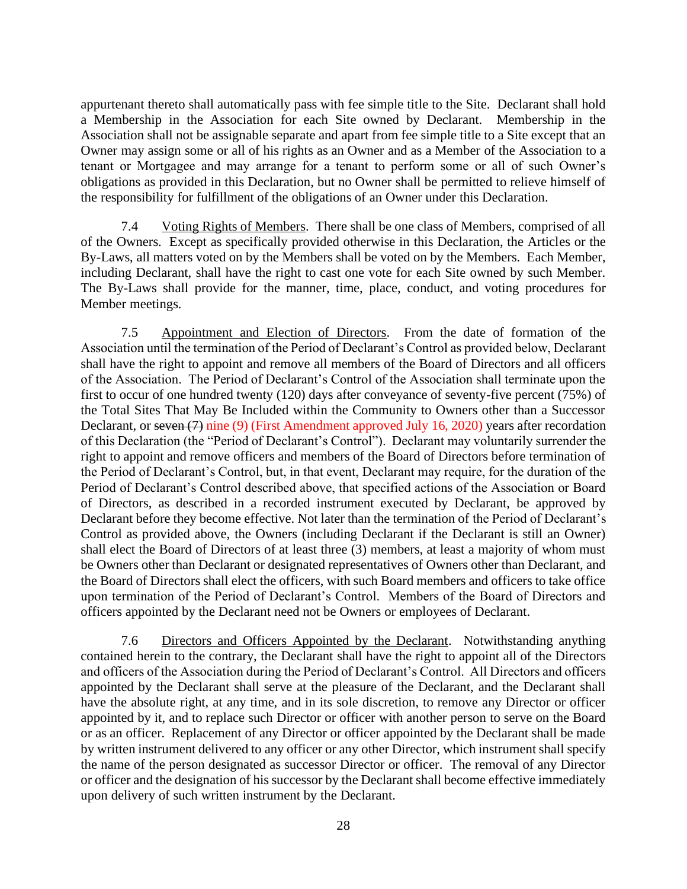appurtenant thereto shall automatically pass with fee simple title to the Site. Declarant shall hold a Membership in the Association for each Site owned by Declarant. Membership in the Association shall not be assignable separate and apart from fee simple title to a Site except that an Owner may assign some or all of his rights as an Owner and as a Member of the Association to a tenant or Mortgagee and may arrange for a tenant to perform some or all of such Owner's obligations as provided in this Declaration, but no Owner shall be permitted to relieve himself of the responsibility for fulfillment of the obligations of an Owner under this Declaration.

7.4 Voting Rights of Members. There shall be one class of Members, comprised of all of the Owners. Except as specifically provided otherwise in this Declaration, the Articles or the By-Laws, all matters voted on by the Members shall be voted on by the Members. Each Member, including Declarant, shall have the right to cast one vote for each Site owned by such Member. The By-Laws shall provide for the manner, time, place, conduct, and voting procedures for Member meetings.

7.5 Appointment and Election of Directors. From the date of formation of the Association until the termination of the Period of Declarant's Control as provided below, Declarant shall have the right to appoint and remove all members of the Board of Directors and all officers of the Association. The Period of Declarant's Control of the Association shall terminate upon the first to occur of one hundred twenty (120) days after conveyance of seventy-five percent (75%) of the Total Sites That May Be Included within the Community to Owners other than a Successor Declarant, or ~~seven (7)~~ nine (9) (First Amendment approved July 16, 2020) years after recordation of this Declaration (the "Period of Declarant's Control"). Declarant may voluntarily surrender the right to appoint and remove officers and members of the Board of Directors before termination of the Period of Declarant's Control, but, in that event, Declarant may require, for the duration of the Period of Declarant's Control described above, that specified actions of the Association or Board of Directors, as described in a recorded instrument executed by Declarant, be approved by Declarant before they become effective. Not later than the termination of the Period of Declarant's Control as provided above, the Owners (including Declarant if the Declarant is still an Owner) shall elect the Board of Directors of at least three (3) members, at least a majority of whom must be Owners other than Declarant or designated representatives of Owners other than Declarant, and the Board of Directors shall elect the officers, with such Board members and officers to take office upon termination of the Period of Declarant's Control. Members of the Board of Directors and officers appointed by the Declarant need not be Owners or employees of Declarant.

7.6 Directors and Officers Appointed by the Declarant. Notwithstanding anything contained herein to the contrary, the Declarant shall have the right to appoint all of the Directors and officers of the Association during the Period of Declarant's Control. All Directors and officers appointed by the Declarant shall serve at the pleasure of the Declarant, and the Declarant shall have the absolute right, at any time, and in its sole discretion, to remove any Director or officer appointed by it, and to replace such Director or officer with another person to serve on the Board or as an officer. Replacement of any Director or officer appointed by the Declarant shall be made by written instrument delivered to any officer or any other Director, which instrument shall specify the name of the person designated as successor Director or officer. The removal of any Director or officer and the designation of his successor by the Declarant shall become effective immediately upon delivery of such written instrument by the Declarant.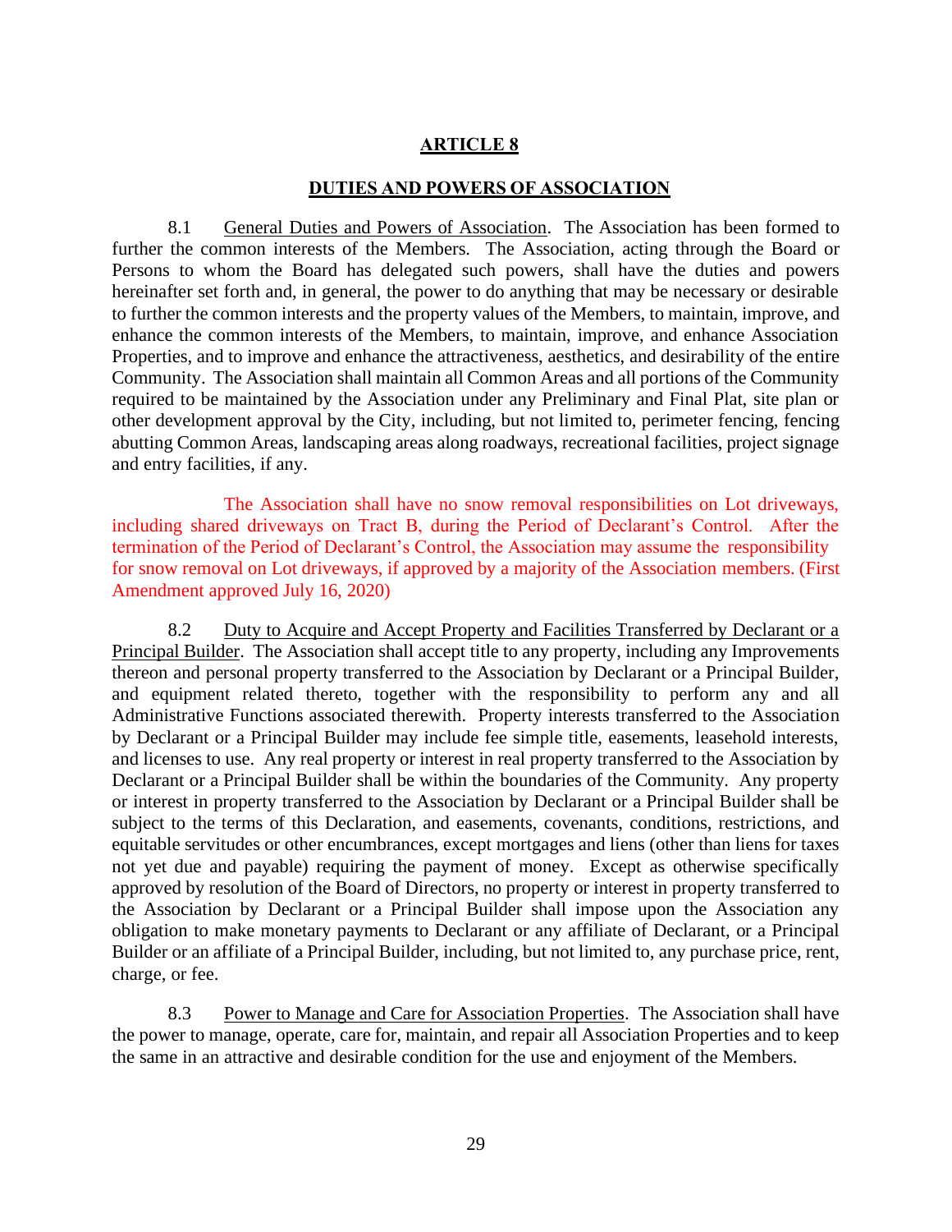## ARTICLE 8

## DUTIES AND POWERS OF ASSOCIATION

8.1 General Duties and Powers of Association. The Association has been formed to further the common interests of the Members. The Association, acting through the Board or Persons to whom the Board has delegated such powers, shall have the duties and powers hereinafter set forth and, in general, the power to do anything that may be necessary or desirable to further the common interests and the property values of the Members, to maintain, improve, and enhance the common interests of the Members, to maintain, improve, and enhance Association Properties, and to improve and enhance the attractiveness, aesthetics, and desirability of the entire Community. The Association shall maintain all Common Areas and all portions of the Community required to be maintained by the Association under any Preliminary and Final Plat, site plan or other development approval by the City, including, but not limited to, perimeter fencing, fencing abutting Common Areas, landscaping areas along roadways, recreational facilities, project signage and entry facilities, if any.

The Association shall have no snow removal responsibilities on Lot driveways, including shared driveways on Tract B, during the Period of Declarant's Control. After the termination of the Period of Declarant's Control, the Association may assume the responsibility for snow removal on Lot driveways, if approved by a majority of the Association members. (First Amendment approved July 16, 2020)

8.2 Duty to Acquire and Accept Property and Facilities Transferred by Declarant or a Principal Builder. The Association shall accept title to any property, including any Improvements thereon and personal property transferred to the Association by Declarant or a Principal Builder, and equipment related thereto, together with the responsibility to perform any and all Administrative Functions associated therewith. Property interests transferred to the Association by Declarant or a Principal Builder may include fee simple title, easements, leasehold interests, and licenses to use. Any real property or interest in real property transferred to the Association by Declarant or a Principal Builder shall be within the boundaries of the Community. Any property or interest in property transferred to the Association by Declarant or a Principal Builder shall be subject to the terms of this Declaration, and easements, covenants, conditions, restrictions, and equitable servitudes or other encumbrances, except mortgages and liens (other than liens for taxes not yet due and payable) requiring the payment of money. Except as otherwise specifically approved by resolution of the Board of Directors, no property or interest in property transferred to the Association by Declarant or a Principal Builder shall impose upon the Association any obligation to make monetary payments to Declarant or any affiliate of Declarant, or a Principal Builder or an affiliate of a Principal Builder, including, but not limited to, any purchase price, rent, charge, or fee.

8.3 Power to Manage and Care for Association Properties. The Association shall have the power to manage, operate, care for, maintain, and repair all Association Properties and to keep the same in an attractive and desirable condition for the use and enjoyment of the Members.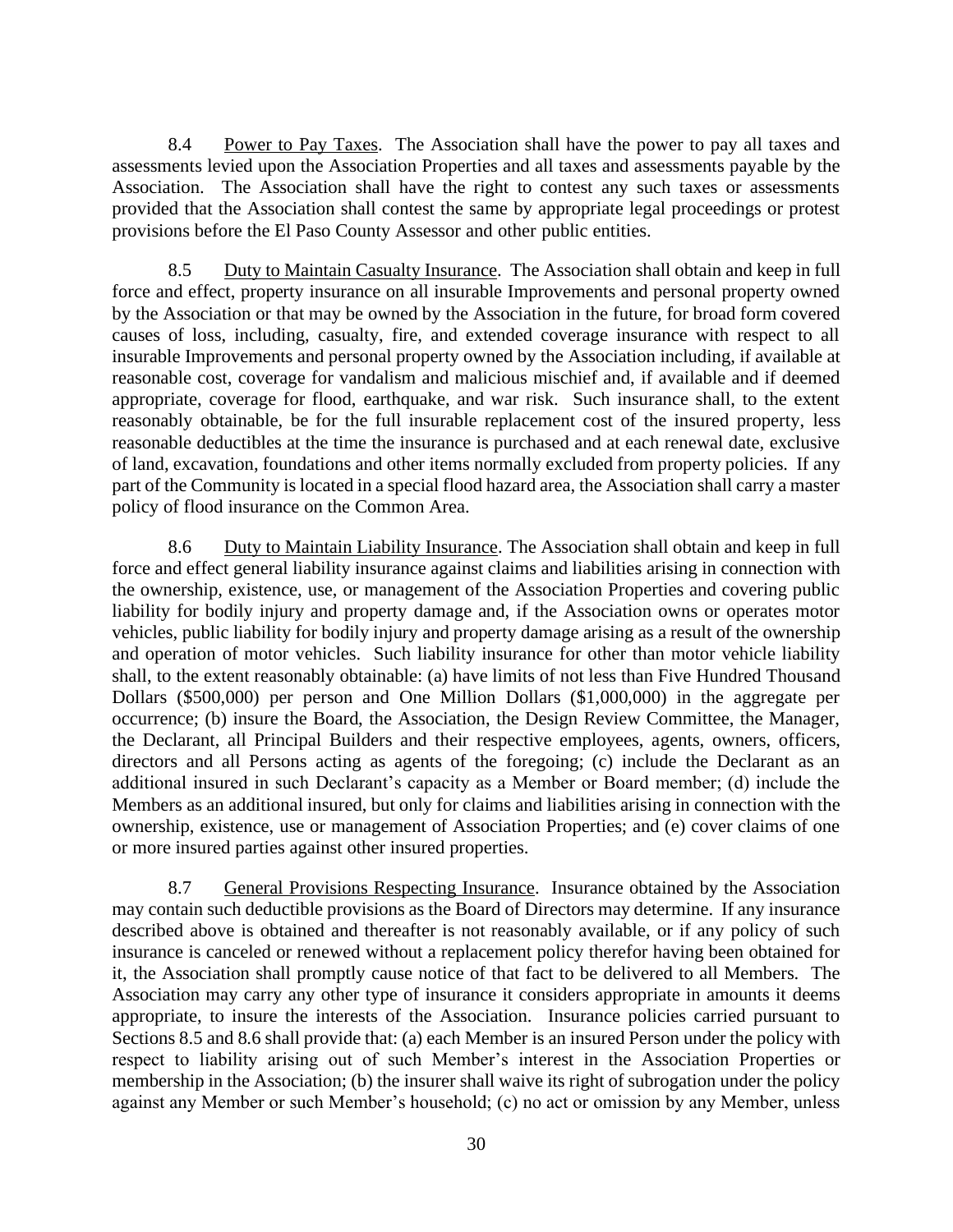8.4 Power to Pay Taxes. The Association shall have the power to pay all taxes and assessments levied upon the Association Properties and all taxes and assessments payable by the Association. The Association shall have the right to contest any such taxes or assessments provided that the Association shall contest the same by appropriate legal proceedings or protest provisions before the El Paso County Assessor and other public entities.

8.5 Duty to Maintain Casualty Insurance. The Association shall obtain and keep in full force and effect, property insurance on all insurable Improvements and personal property owned by the Association or that may be owned by the Association in the future, for broad form covered causes of loss, including, casualty, fire, and extended coverage insurance with respect to all insurable Improvements and personal property owned by the Association including, if available at reasonable cost, coverage for vandalism and malicious mischief and, if available and if deemed appropriate, coverage for flood, earthquake, and war risk. Such insurance shall, to the extent reasonably obtainable, be for the full insurable replacement cost of the insured property, less reasonable deductibles at the time the insurance is purchased and at each renewal date, exclusive of land, excavation, foundations and other items normally excluded from property policies. If any part of the Community is located in a special flood hazard area, the Association shall carry a master policy of flood insurance on the Common Area.

8.6 Duty to Maintain Liability Insurance. The Association shall obtain and keep in full force and effect general liability insurance against claims and liabilities arising in connection with the ownership, existence, use, or management of the Association Properties and covering public liability for bodily injury and property damage and, if the Association owns or operates motor vehicles, public liability for bodily injury and property damage arising as a result of the ownership and operation of motor vehicles. Such liability insurance for other than motor vehicle liability shall, to the extent reasonably obtainable: (a) have limits of not less than Five Hundred Thousand Dollars ($500,000) per person and One Million Dollars ($1,000,000) in the aggregate per occurrence; (b) insure the Board, the Association, the Design Review Committee, the Manager, the Declarant, all Principal Builders and their respective employees, agents, owners, officers, directors and all Persons acting as agents of the foregoing; (c) include the Declarant as an additional insured in such Declarant's capacity as a Member or Board member; (d) include the Members as an additional insured, but only for claims and liabilities arising in connection with the ownership, existence, use or management of Association Properties; and (e) cover claims of one or more insured parties against other insured properties.

8.7 General Provisions Respecting Insurance. Insurance obtained by the Association may contain such deductible provisions as the Board of Directors may determine. If any insurance described above is obtained and thereafter is not reasonably available, or if any policy of such insurance is canceled or renewed without a replacement policy therefor having been obtained for it, the Association shall promptly cause notice of that fact to be delivered to all Members. The Association may carry any other type of insurance it considers appropriate in amounts it deems appropriate, to insure the interests of the Association. Insurance policies carried pursuant to Sections 8.5 and 8.6 shall provide that: (a) each Member is an insured Person under the policy with respect to liability arising out of such Member's interest in the Association Properties or membership in the Association; (b) the insurer shall waive its right of subrogation under the policy against any Member or such Member's household; (c) no act or omission by any Member, unless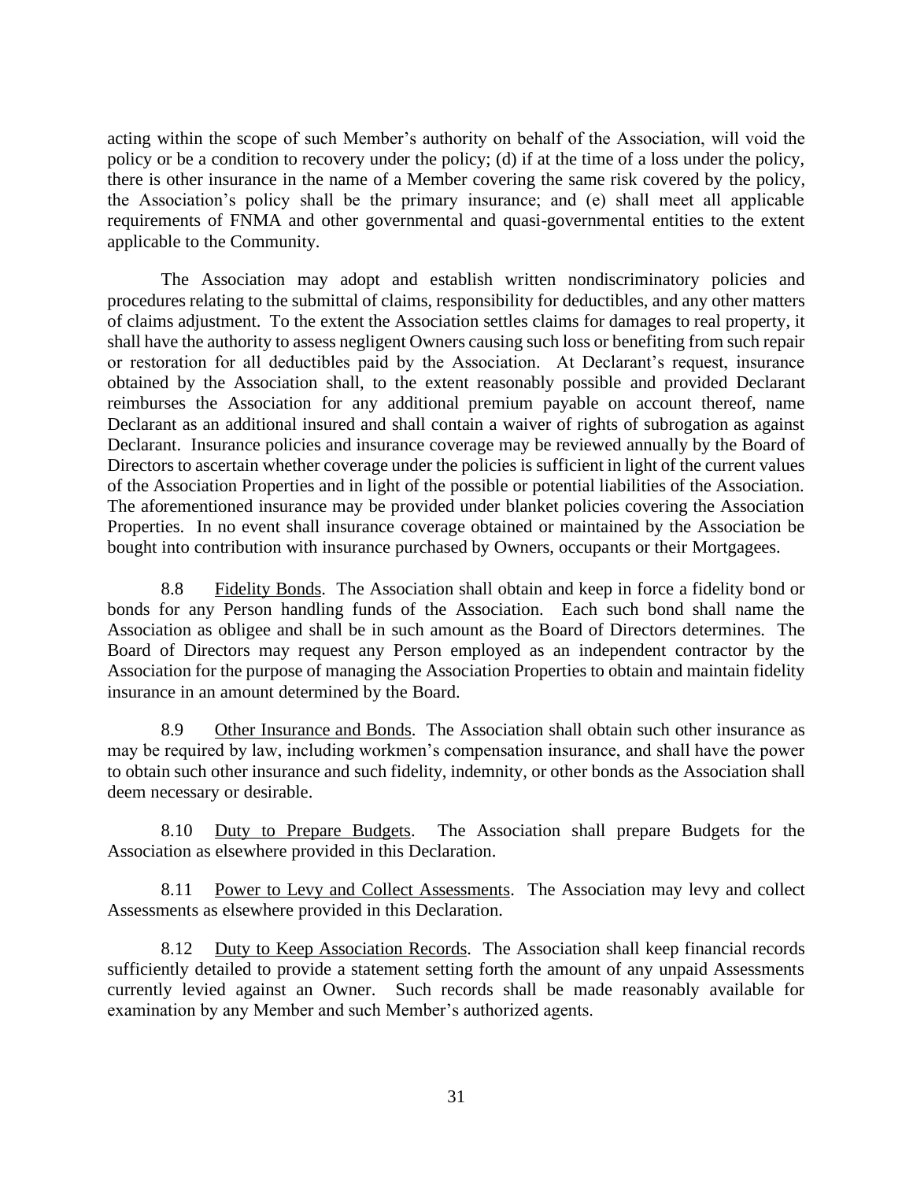acting within the scope of such Member's authority on behalf of the Association, will void the policy or be a condition to recovery under the policy; (d) if at the time of a loss under the policy, there is other insurance in the name of a Member covering the same risk covered by the policy, the Association's policy shall be the primary insurance; and (e) shall meet all applicable requirements of FNMA and other governmental and quasi-governmental entities to the extent applicable to the Community.

The Association may adopt and establish written nondiscriminatory policies and procedures relating to the submittal of claims, responsibility for deductibles, and any other matters of claims adjustment. To the extent the Association settles claims for damages to real property, it shall have the authority to assess negligent Owners causing such loss or benefiting from such repair or restoration for all deductibles paid by the Association. At Declarant's request, insurance obtained by the Association shall, to the extent reasonably possible and provided Declarant reimburses the Association for any additional premium payable on account thereof, name Declarant as an additional insured and shall contain a waiver of rights of subrogation as against Declarant. Insurance policies and insurance coverage may be reviewed annually by the Board of Directors to ascertain whether coverage under the policies is sufficient in light of the current values of the Association Properties and in light of the possible or potential liabilities of the Association. The aforementioned insurance may be provided under blanket policies covering the Association Properties. In no event shall insurance coverage obtained or maintained by the Association be bought into contribution with insurance purchased by Owners, occupants or their Mortgagees.

8.8 Fidelity Bonds. The Association shall obtain and keep in force a fidelity bond or bonds for any Person handling funds of the Association. Each such bond shall name the Association as obligee and shall be in such amount as the Board of Directors determines. The Board of Directors may request any Person employed as an independent contractor by the Association for the purpose of managing the Association Properties to obtain and maintain fidelity insurance in an amount determined by the Board.

8.9 Other Insurance and Bonds. The Association shall obtain such other insurance as may be required by law, including workmen's compensation insurance, and shall have the power to obtain such other insurance and such fidelity, indemnity, or other bonds as the Association shall deem necessary or desirable.

8.10 Duty to Prepare Budgets. The Association shall prepare Budgets for the Association as elsewhere provided in this Declaration.

8.11 Power to Levy and Collect Assessments. The Association may levy and collect Assessments as elsewhere provided in this Declaration.

8.12 Duty to Keep Association Records. The Association shall keep financial records sufficiently detailed to provide a statement setting forth the amount of any unpaid Assessments currently levied against an Owner. Such records shall be made reasonably available for examination by any Member and such Member's authorized agents.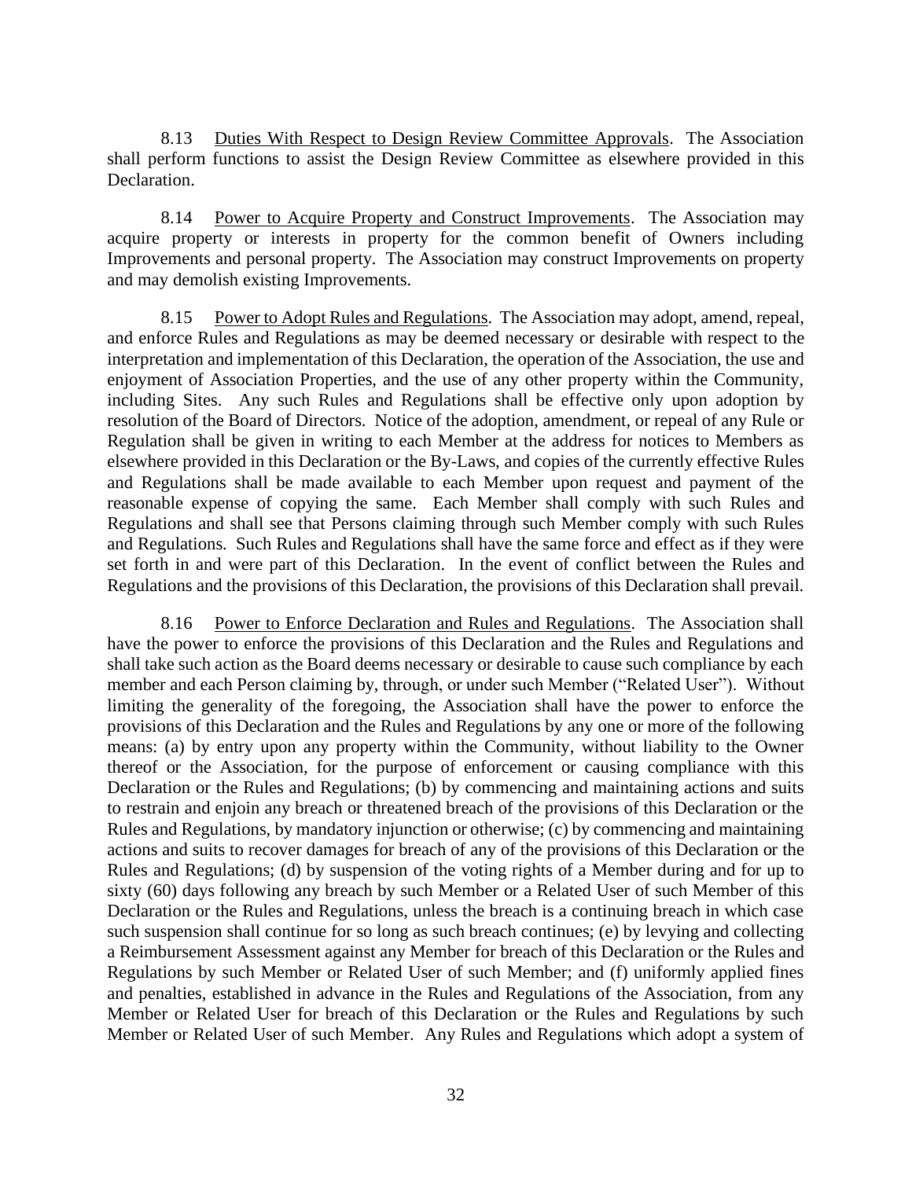8.13 Duties With Respect to Design Review Committee Approvals. The Association shall perform functions to assist the Design Review Committee as elsewhere provided in this Declaration.

8.14 Power to Acquire Property and Construct Improvements. The Association may acquire property or interests in property for the common benefit of Owners including Improvements and personal property. The Association may construct Improvements on property and may demolish existing Improvements.

8.15 Power to Adopt Rules and Regulations. The Association may adopt, amend, repeal, and enforce Rules and Regulations as may be deemed necessary or desirable with respect to the interpretation and implementation of this Declaration, the operation of the Association, the use and enjoyment of Association Properties, and the use of any other property within the Community, including Sites. Any such Rules and Regulations shall be effective only upon adoption by resolution of the Board of Directors. Notice of the adoption, amendment, or repeal of any Rule or Regulation shall be given in writing to each Member at the address for notices to Members as elsewhere provided in this Declaration or the By-Laws, and copies of the currently effective Rules and Regulations shall be made available to each Member upon request and payment of the reasonable expense of copying the same. Each Member shall comply with such Rules and Regulations and shall see that Persons claiming through such Member comply with such Rules and Regulations. Such Rules and Regulations shall have the same force and effect as if they were set forth in and were part of this Declaration. In the event of conflict between the Rules and Regulations and the provisions of this Declaration, the provisions of this Declaration shall prevail.

8.16 Power to Enforce Declaration and Rules and Regulations. The Association shall have the power to enforce the provisions of this Declaration and the Rules and Regulations and shall take such action as the Board deems necessary or desirable to cause such compliance by each member and each Person claiming by, through, or under such Member ("Related User"). Without limiting the generality of the foregoing, the Association shall have the power to enforce the provisions of this Declaration and the Rules and Regulations by any one or more of the following means: (a) by entry upon any property within the Community, without liability to the Owner thereof or the Association, for the purpose of enforcement or causing compliance with this Declaration or the Rules and Regulations; (b) by commencing and maintaining actions and suits to restrain and enjoin any breach or threatened breach of the provisions of this Declaration or the Rules and Regulations, by mandatory injunction or otherwise; (c) by commencing and maintaining actions and suits to recover damages for breach of any of the provisions of this Declaration or the Rules and Regulations; (d) by suspension of the voting rights of a Member during and for up to sixty (60) days following any breach by such Member or a Related User of such Member of this Declaration or the Rules and Regulations, unless the breach is a continuing breach in which case such suspension shall continue for so long as such breach continues; (e) by levying and collecting a Reimbursement Assessment against any Member for breach of this Declaration or the Rules and Regulations by such Member or Related User of such Member; and (f) uniformly applied fines and penalties, established in advance in the Rules and Regulations of the Association, from any Member or Related User for breach of this Declaration or the Rules and Regulations by such Member or Related User of such Member. Any Rules and Regulations which adopt a system of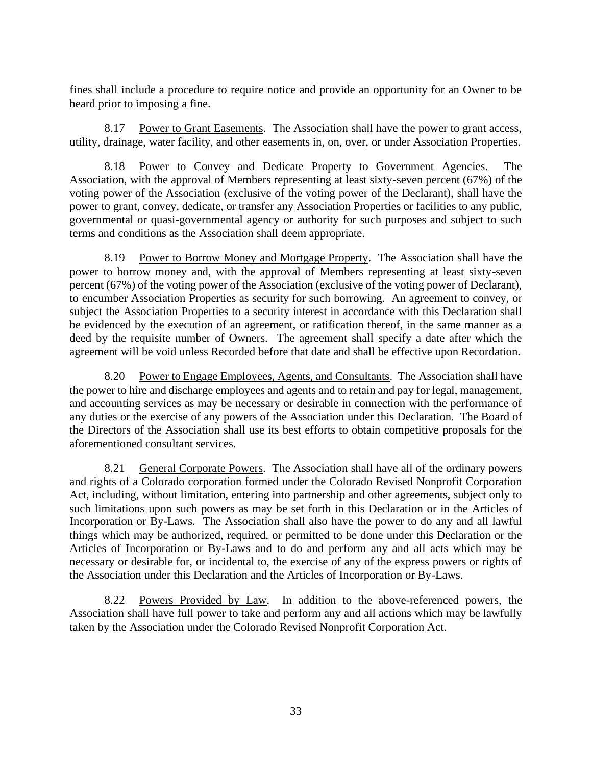fines shall include a procedure to require notice and provide an opportunity for an Owner to be heard prior to imposing a fine.

8.17 Power to Grant Easements. The Association shall have the power to grant access, utility, drainage, water facility, and other easements in, on, over, or under Association Properties.

8.18 Power to Convey and Dedicate Property to Government Agencies. The Association, with the approval of Members representing at least sixty-seven percent (67%) of the voting power of the Association (exclusive of the voting power of the Declarant), shall have the power to grant, convey, dedicate, or transfer any Association Properties or facilities to any public, governmental or quasi-governmental agency or authority for such purposes and subject to such terms and conditions as the Association shall deem appropriate.

8.19 Power to Borrow Money and Mortgage Property. The Association shall have the power to borrow money and, with the approval of Members representing at least sixty-seven percent (67%) of the voting power of the Association (exclusive of the voting power of Declarant), to encumber Association Properties as security for such borrowing. An agreement to convey, or subject the Association Properties to a security interest in accordance with this Declaration shall be evidenced by the execution of an agreement, or ratification thereof, in the same manner as a deed by the requisite number of Owners. The agreement shall specify a date after which the agreement will be void unless Recorded before that date and shall be effective upon Recordation.

8.20 Power to Engage Employees, Agents, and Consultants. The Association shall have the power to hire and discharge employees and agents and to retain and pay for legal, management, and accounting services as may be necessary or desirable in connection with the performance of any duties or the exercise of any powers of the Association under this Declaration. The Board of the Directors of the Association shall use its best efforts to obtain competitive proposals for the aforementioned consultant services.

8.21 General Corporate Powers. The Association shall have all of the ordinary powers and rights of a Colorado corporation formed under the Colorado Revised Nonprofit Corporation Act, including, without limitation, entering into partnership and other agreements, subject only to such limitations upon such powers as may be set forth in this Declaration or in the Articles of Incorporation or By-Laws. The Association shall also have the power to do any and all lawful things which may be authorized, required, or permitted to be done under this Declaration or the Articles of Incorporation or By-Laws and to do and perform any and all acts which may be necessary or desirable for, or incidental to, the exercise of any of the express powers or rights of the Association under this Declaration and the Articles of Incorporation or By-Laws.

8.22 Powers Provided by Law. In addition to the above-referenced powers, the Association shall have full power to take and perform any and all actions which may be lawfully taken by the Association under the Colorado Revised Nonprofit Corporation Act.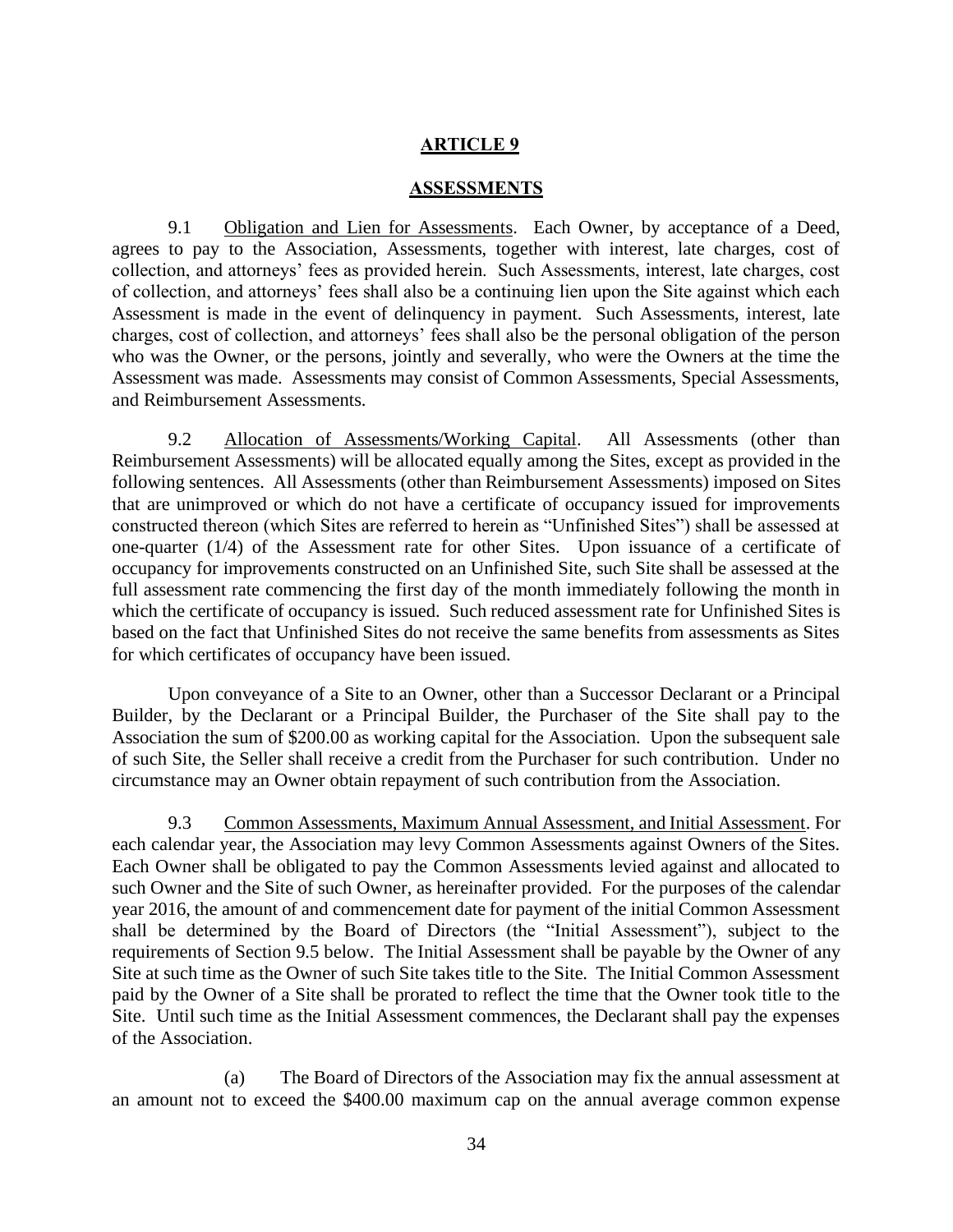## ARTICLE 9

## ASSESSMENTS

9.1 Obligation and Lien for Assessments. Each Owner, by acceptance of a Deed, agrees to pay to the Association, Assessments, together with interest, late charges, cost of collection, and attorneys' fees as provided herein. Such Assessments, interest, late charges, cost of collection, and attorneys' fees shall also be a continuing lien upon the Site against which each Assessment is made in the event of delinquency in payment. Such Assessments, interest, late charges, cost of collection, and attorneys' fees shall also be the personal obligation of the person who was the Owner, or the persons, jointly and severally, who were the Owners at the time the Assessment was made. Assessments may consist of Common Assessments, Special Assessments, and Reimbursement Assessments.

9.2 Allocation of Assessments/Working Capital. All Assessments (other than Reimbursement Assessments) will be allocated equally among the Sites, except as provided in the following sentences. All Assessments (other than Reimbursement Assessments) imposed on Sites that are unimproved or which do not have a certificate of occupancy issued for improvements constructed thereon (which Sites are referred to herein as "Unfinished Sites") shall be assessed at one-quarter (1/4) of the Assessment rate for other Sites. Upon issuance of a certificate of occupancy for improvements constructed on an Unfinished Site, such Site shall be assessed at the full assessment rate commencing the first day of the month immediately following the month in which the certificate of occupancy is issued. Such reduced assessment rate for Unfinished Sites is based on the fact that Unfinished Sites do not receive the same benefits from assessments as Sites for which certificates of occupancy have been issued.

Upon conveyance of a Site to an Owner, other than a Successor Declarant or a Principal Builder, by the Declarant or a Principal Builder, the Purchaser of the Site shall pay to the Association the sum of $200.00 as working capital for the Association. Upon the subsequent sale of such Site, the Seller shall receive a credit from the Purchaser for such contribution. Under no circumstance may an Owner obtain repayment of such contribution from the Association.

9.3 Common Assessments, Maximum Annual Assessment, and Initial Assessment. For each calendar year, the Association may levy Common Assessments against Owners of the Sites. Each Owner shall be obligated to pay the Common Assessments levied against and allocated to such Owner and the Site of such Owner, as hereinafter provided. For the purposes of the calendar year 2016, the amount of and commencement date for payment of the initial Common Assessment shall be determined by the Board of Directors (the "Initial Assessment"), subject to the requirements of Section 9.5 below. The Initial Assessment shall be payable by the Owner of any Site at such time as the Owner of such Site takes title to the Site. The Initial Common Assessment paid by the Owner of a Site shall be prorated to reflect the time that the Owner took title to the Site. Until such time as the Initial Assessment commences, the Declarant shall pay the expenses of the Association.

(a) The Board of Directors of the Association may fix the annual assessment at an amount not to exceed the $400.00 maximum cap on the annual average common expense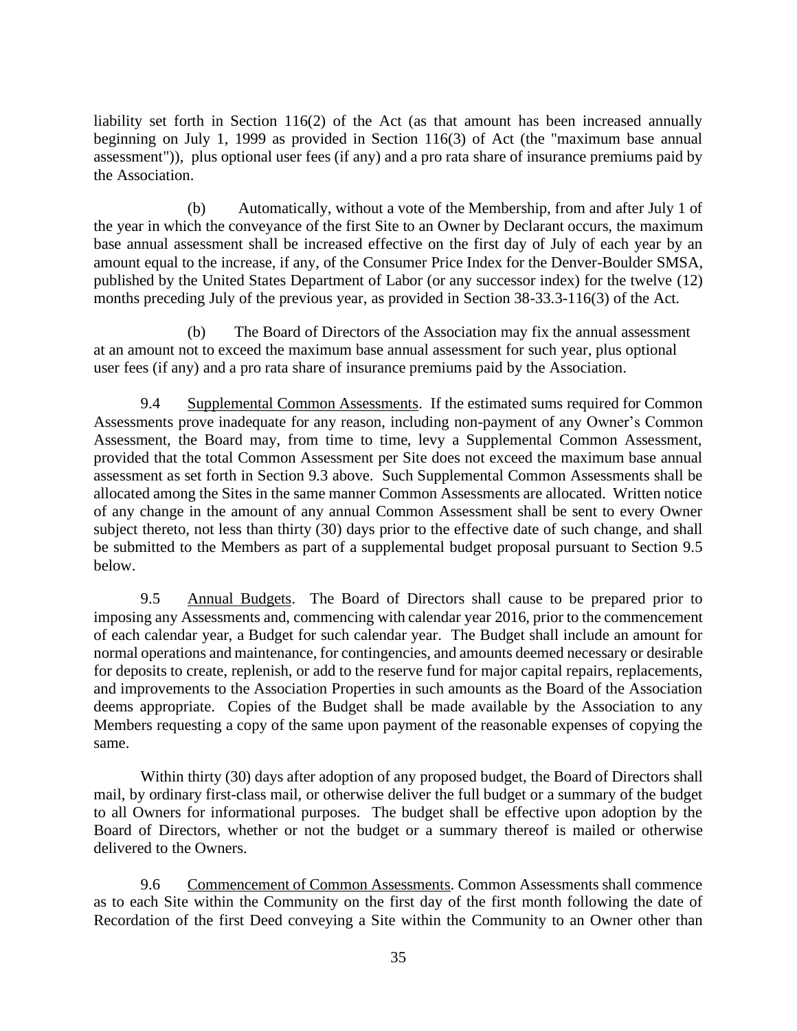liability set forth in Section 116(2) of the Act (as that amount has been increased annually beginning on July 1, 1999 as provided in Section 116(3) of Act (the "maximum base annual assessment")), plus optional user fees (if any) and a pro rata share of insurance premiums paid by the Association.

(b) Automatically, without a vote of the Membership, from and after July 1 of the year in which the conveyance of the first Site to an Owner by Declarant occurs, the maximum base annual assessment shall be increased effective on the first day of July of each year by an amount equal to the increase, if any, of the Consumer Price Index for the Denver-Boulder SMSA, published by the United States Department of Labor (or any successor index) for the twelve (12) months preceding July of the previous year, as provided in Section 38-33.3-116(3) of the Act.

(b) The Board of Directors of the Association may fix the annual assessment at an amount not to exceed the maximum base annual assessment for such year, plus optional user fees (if any) and a pro rata share of insurance premiums paid by the Association.

9.4 Supplemental Common Assessments. If the estimated sums required for Common Assessments prove inadequate for any reason, including non-payment of any Owner's Common Assessment, the Board may, from time to time, levy a Supplemental Common Assessment, provided that the total Common Assessment per Site does not exceed the maximum base annual assessment as set forth in Section 9.3 above. Such Supplemental Common Assessments shall be allocated among the Sites in the same manner Common Assessments are allocated. Written notice of any change in the amount of any annual Common Assessment shall be sent to every Owner subject thereto, not less than thirty (30) days prior to the effective date of such change, and shall be submitted to the Members as part of a supplemental budget proposal pursuant to Section 9.5 below.

9.5 Annual Budgets. The Board of Directors shall cause to be prepared prior to imposing any Assessments and, commencing with calendar year 2016, prior to the commencement of each calendar year, a Budget for such calendar year. The Budget shall include an amount for normal operations and maintenance, for contingencies, and amounts deemed necessary or desirable for deposits to create, replenish, or add to the reserve fund for major capital repairs, replacements, and improvements to the Association Properties in such amounts as the Board of the Association deems appropriate. Copies of the Budget shall be made available by the Association to any Members requesting a copy of the same upon payment of the reasonable expenses of copying the same.

Within thirty (30) days after adoption of any proposed budget, the Board of Directors shall mail, by ordinary first-class mail, or otherwise deliver the full budget or a summary of the budget to all Owners for informational purposes. The budget shall be effective upon adoption by the Board of Directors, whether or not the budget or a summary thereof is mailed or otherwise delivered to the Owners.

9.6 Commencement of Common Assessments. Common Assessments shall commence as to each Site within the Community on the first day of the first month following the date of Recordation of the first Deed conveying a Site within the Community to an Owner other than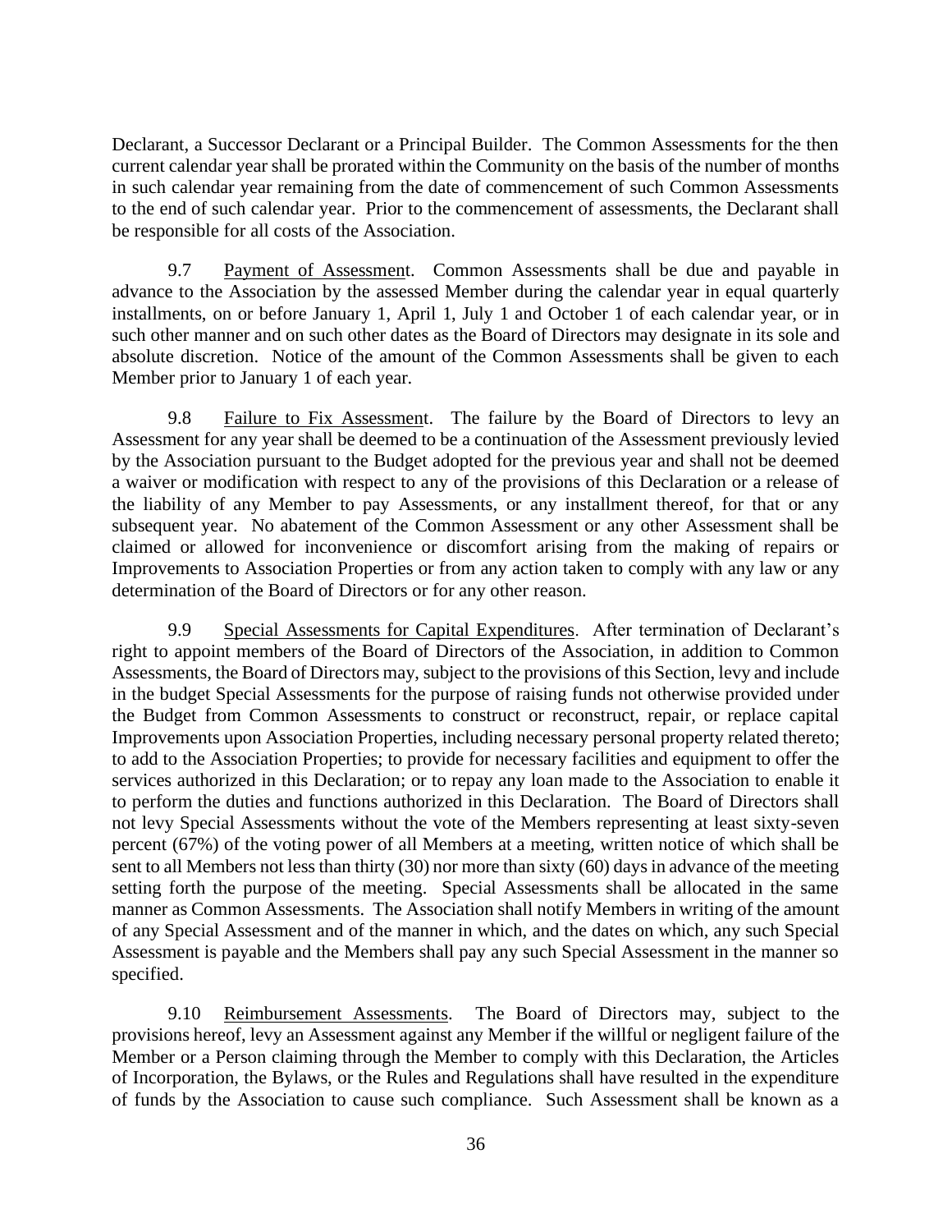Declarant, a Successor Declarant or a Principal Builder. The Common Assessments for the then current calendar year shall be prorated within the Community on the basis of the number of months in such calendar year remaining from the date of commencement of such Common Assessments to the end of such calendar year. Prior to the commencement of assessments, the Declarant shall be responsible for all costs of the Association.

9.7 Payment of Assessment. Common Assessments shall be due and payable in advance to the Association by the assessed Member during the calendar year in equal quarterly installments, on or before January 1, April 1, July 1 and October 1 of each calendar year, or in such other manner and on such other dates as the Board of Directors may designate in its sole and absolute discretion. Notice of the amount of the Common Assessments shall be given to each Member prior to January 1 of each year.

9.8 Failure to Fix Assessment. The failure by the Board of Directors to levy an Assessment for any year shall be deemed to be a continuation of the Assessment previously levied by the Association pursuant to the Budget adopted for the previous year and shall not be deemed a waiver or modification with respect to any of the provisions of this Declaration or a release of the liability of any Member to pay Assessments, or any installment thereof, for that or any subsequent year. No abatement of the Common Assessment or any other Assessment shall be claimed or allowed for inconvenience or discomfort arising from the making of repairs or Improvements to Association Properties or from any action taken to comply with any law or any determination of the Board of Directors or for any other reason.

9.9 Special Assessments for Capital Expenditures. After termination of Declarant's right to appoint members of the Board of Directors of the Association, in addition to Common Assessments, the Board of Directors may, subject to the provisions of this Section, levy and include in the budget Special Assessments for the purpose of raising funds not otherwise provided under the Budget from Common Assessments to construct or reconstruct, repair, or replace capital Improvements upon Association Properties, including necessary personal property related thereto; to add to the Association Properties; to provide for necessary facilities and equipment to offer the services authorized in this Declaration; or to repay any loan made to the Association to enable it to perform the duties and functions authorized in this Declaration. The Board of Directors shall not levy Special Assessments without the vote of the Members representing at least sixty-seven percent (67%) of the voting power of all Members at a meeting, written notice of which shall be sent to all Members not less than thirty (30) nor more than sixty (60) days in advance of the meeting setting forth the purpose of the meeting. Special Assessments shall be allocated in the same manner as Common Assessments. The Association shall notify Members in writing of the amount of any Special Assessment and of the manner in which, and the dates on which, any such Special Assessment is payable and the Members shall pay any such Special Assessment in the manner so specified.

9.10 Reimbursement Assessments. The Board of Directors may, subject to the provisions hereof, levy an Assessment against any Member if the willful or negligent failure of the Member or a Person claiming through the Member to comply with this Declaration, the Articles of Incorporation, the Bylaws, or the Rules and Regulations shall have resulted in the expenditure of funds by the Association to cause such compliance. Such Assessment shall be known as a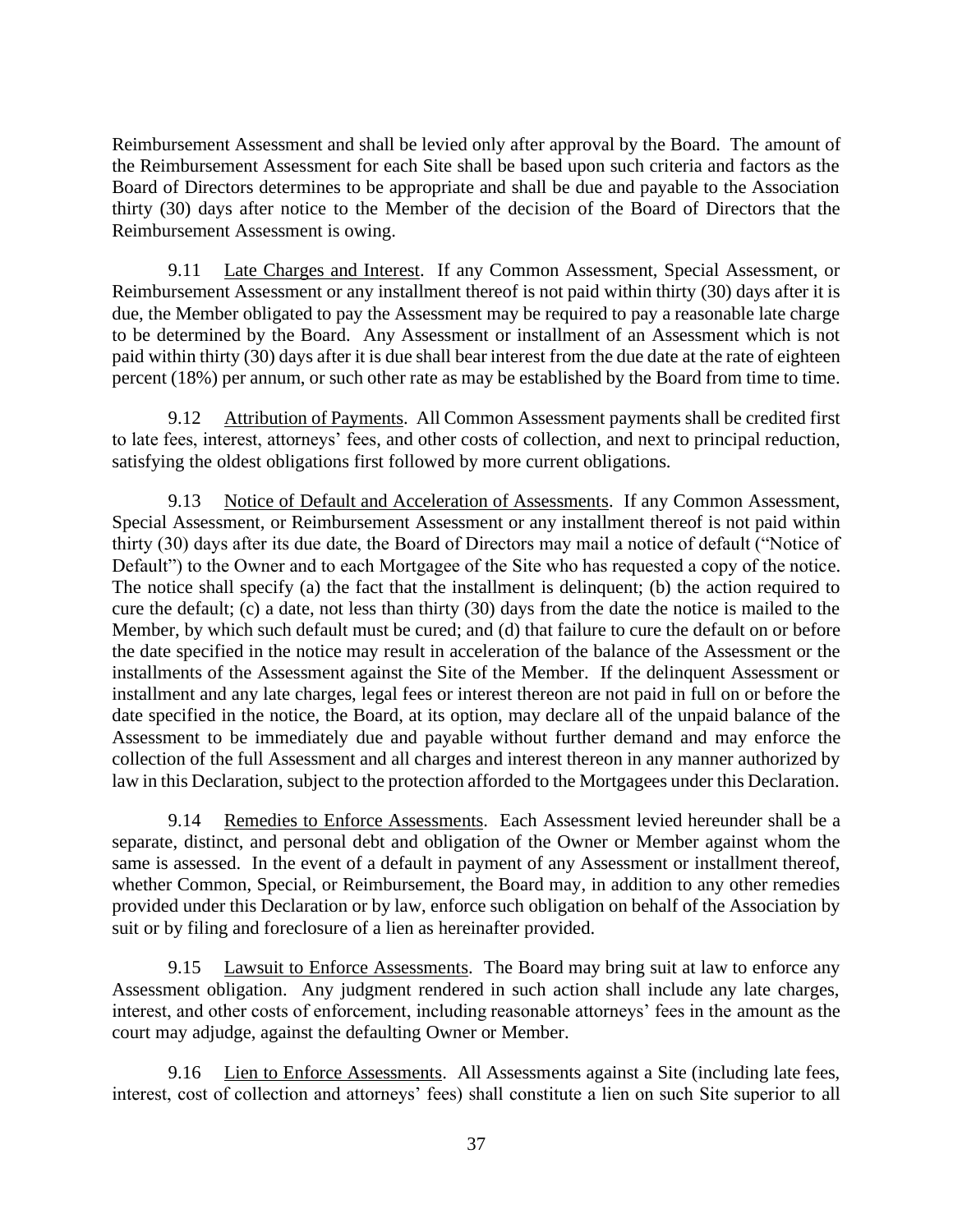Reimbursement Assessment and shall be levied only after approval by the Board. The amount of the Reimbursement Assessment for each Site shall be based upon such criteria and factors as the Board of Directors determines to be appropriate and shall be due and payable to the Association thirty (30) days after notice to the Member of the decision of the Board of Directors that the Reimbursement Assessment is owing.

9.11 Late Charges and Interest. If any Common Assessment, Special Assessment, or Reimbursement Assessment or any installment thereof is not paid within thirty (30) days after it is due, the Member obligated to pay the Assessment may be required to pay a reasonable late charge to be determined by the Board. Any Assessment or installment of an Assessment which is not paid within thirty (30) days after it is due shall bear interest from the due date at the rate of eighteen percent (18%) per annum, or such other rate as may be established by the Board from time to time.

9.12 Attribution of Payments. All Common Assessment payments shall be credited first to late fees, interest, attorneys' fees, and other costs of collection, and next to principal reduction, satisfying the oldest obligations first followed by more current obligations.

9.13 Notice of Default and Acceleration of Assessments. If any Common Assessment, Special Assessment, or Reimbursement Assessment or any installment thereof is not paid within thirty (30) days after its due date, the Board of Directors may mail a notice of default ("Notice of Default") to the Owner and to each Mortgagee of the Site who has requested a copy of the notice. The notice shall specify (a) the fact that the installment is delinquent; (b) the action required to cure the default; (c) a date, not less than thirty (30) days from the date the notice is mailed to the Member, by which such default must be cured; and (d) that failure to cure the default on or before the date specified in the notice may result in acceleration of the balance of the Assessment or the installments of the Assessment against the Site of the Member. If the delinquent Assessment or installment and any late charges, legal fees or interest thereon are not paid in full on or before the date specified in the notice, the Board, at its option, may declare all of the unpaid balance of the Assessment to be immediately due and payable without further demand and may enforce the collection of the full Assessment and all charges and interest thereon in any manner authorized by law in this Declaration, subject to the protection afforded to the Mortgagees under this Declaration.

9.14 Remedies to Enforce Assessments. Each Assessment levied hereunder shall be a separate, distinct, and personal debt and obligation of the Owner or Member against whom the same is assessed. In the event of a default in payment of any Assessment or installment thereof, whether Common, Special, or Reimbursement, the Board may, in addition to any other remedies provided under this Declaration or by law, enforce such obligation on behalf of the Association by suit or by filing and foreclosure of a lien as hereinafter provided.

9.15 Lawsuit to Enforce Assessments. The Board may bring suit at law to enforce any Assessment obligation. Any judgment rendered in such action shall include any late charges, interest, and other costs of enforcement, including reasonable attorneys' fees in the amount as the court may adjudge, against the defaulting Owner or Member.

9.16 Lien to Enforce Assessments. All Assessments against a Site (including late fees, interest, cost of collection and attorneys' fees) shall constitute a lien on such Site superior to all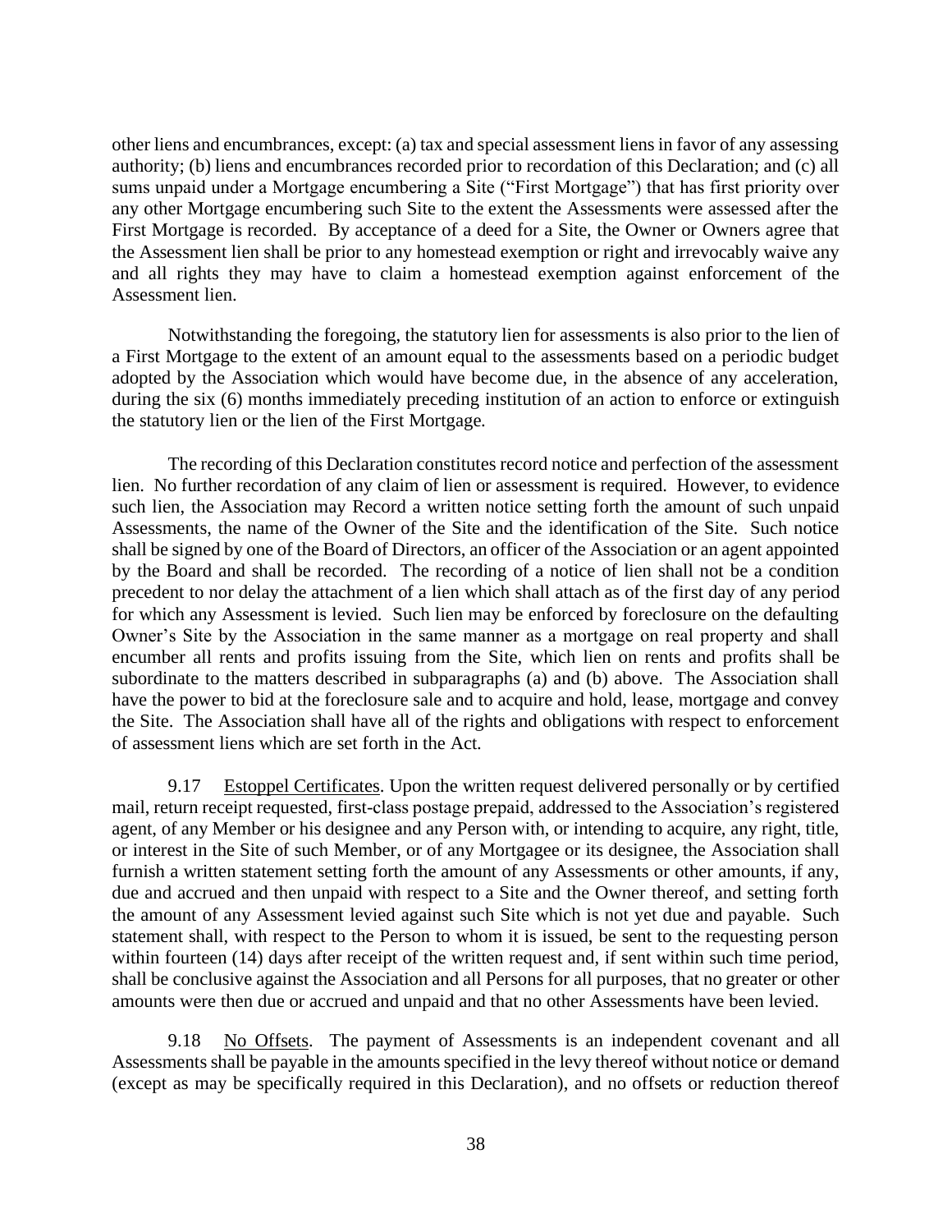other liens and encumbrances, except: (a) tax and special assessment liens in favor of any assessing authority; (b) liens and encumbrances recorded prior to recordation of this Declaration; and (c) all sums unpaid under a Mortgage encumbering a Site ("First Mortgage") that has first priority over any other Mortgage encumbering such Site to the extent the Assessments were assessed after the First Mortgage is recorded. By acceptance of a deed for a Site, the Owner or Owners agree that the Assessment lien shall be prior to any homestead exemption or right and irrevocably waive any and all rights they may have to claim a homestead exemption against enforcement of the Assessment lien.

Notwithstanding the foregoing, the statutory lien for assessments is also prior to the lien of a First Mortgage to the extent of an amount equal to the assessments based on a periodic budget adopted by the Association which would have become due, in the absence of any acceleration, during the six (6) months immediately preceding institution of an action to enforce or extinguish the statutory lien or the lien of the First Mortgage.

The recording of this Declaration constitutes record notice and perfection of the assessment lien. No further recordation of any claim of lien or assessment is required. However, to evidence such lien, the Association may Record a written notice setting forth the amount of such unpaid Assessments, the name of the Owner of the Site and the identification of the Site. Such notice shall be signed by one of the Board of Directors, an officer of the Association or an agent appointed by the Board and shall be recorded. The recording of a notice of lien shall not be a condition precedent to nor delay the attachment of a lien which shall attach as of the first day of any period for which any Assessment is levied. Such lien may be enforced by foreclosure on the defaulting Owner's Site by the Association in the same manner as a mortgage on real property and shall encumber all rents and profits issuing from the Site, which lien on rents and profits shall be subordinate to the matters described in subparagraphs (a) and (b) above. The Association shall have the power to bid at the foreclosure sale and to acquire and hold, lease, mortgage and convey the Site. The Association shall have all of the rights and obligations with respect to enforcement of assessment liens which are set forth in the Act.

9.17 Estoppel Certificates. Upon the written request delivered personally or by certified mail, return receipt requested, first-class postage prepaid, addressed to the Association's registered agent, of any Member or his designee and any Person with, or intending to acquire, any right, title, or interest in the Site of such Member, or of any Mortgagee or its designee, the Association shall furnish a written statement setting forth the amount of any Assessments or other amounts, if any, due and accrued and then unpaid with respect to a Site and the Owner thereof, and setting forth the amount of any Assessment levied against such Site which is not yet due and payable. Such statement shall, with respect to the Person to whom it is issued, be sent to the requesting person within fourteen (14) days after receipt of the written request and, if sent within such time period, shall be conclusive against the Association and all Persons for all purposes, that no greater or other amounts were then due or accrued and unpaid and that no other Assessments have been levied.

9.18 No Offsets. The payment of Assessments is an independent covenant and all Assessments shall be payable in the amounts specified in the levy thereof without notice or demand (except as may be specifically required in this Declaration), and no offsets or reduction thereof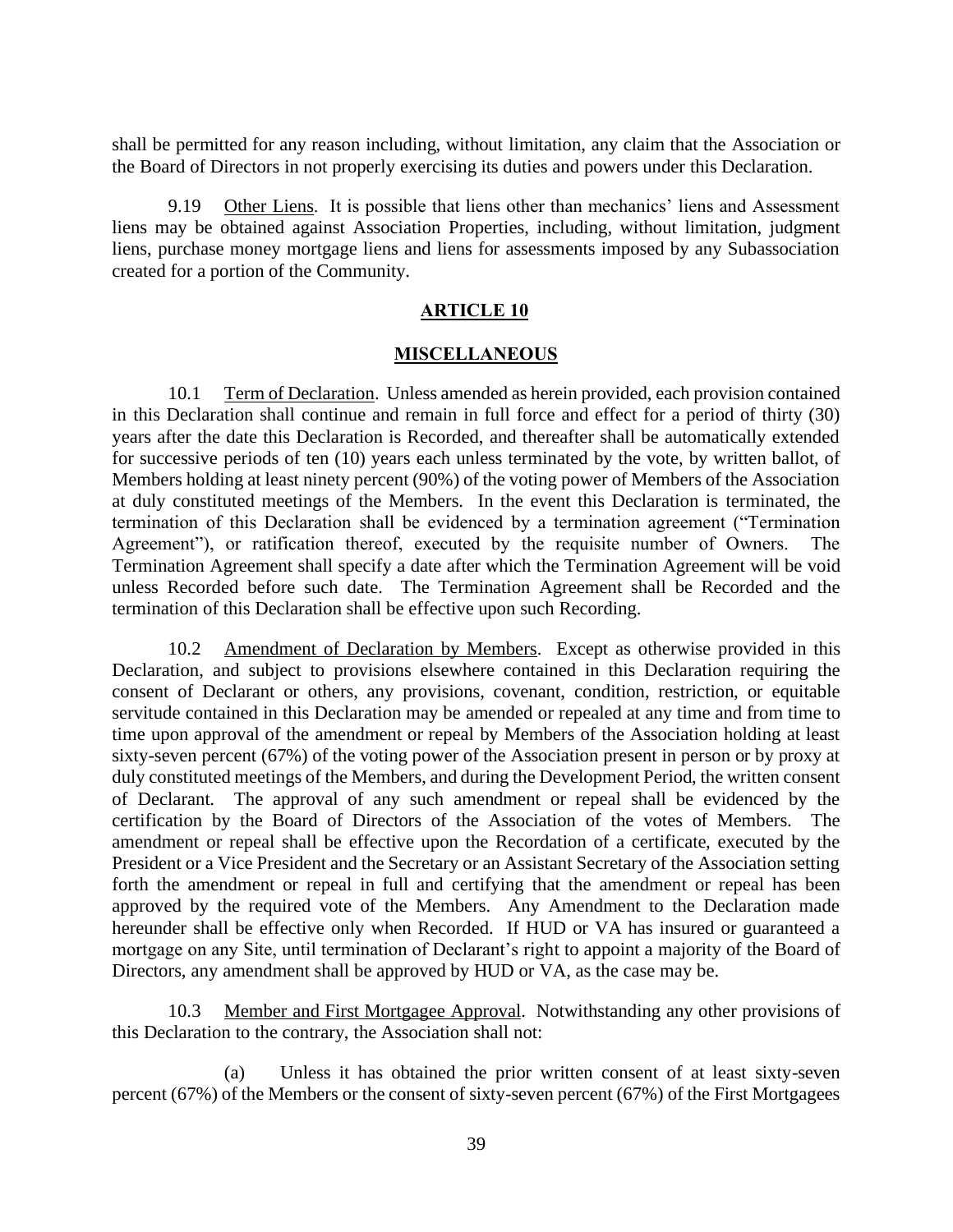shall be permitted for any reason including, without limitation, any claim that the Association or the Board of Directors in not properly exercising its duties and powers under this Declaration.

9.19 Other Liens. It is possible that liens other than mechanics' liens and Assessment liens may be obtained against Association Properties, including, without limitation, judgment liens, purchase money mortgage liens and liens for assessments imposed by any Subassociation created for a portion of the Community.

## ARTICLE 10

## MISCELLANEOUS

10.1 Term of Declaration. Unless amended as herein provided, each provision contained in this Declaration shall continue and remain in full force and effect for a period of thirty (30) years after the date this Declaration is Recorded, and thereafter shall be automatically extended for successive periods of ten (10) years each unless terminated by the vote, by written ballot, of Members holding at least ninety percent (90%) of the voting power of Members of the Association at duly constituted meetings of the Members. In the event this Declaration is terminated, the termination of this Declaration shall be evidenced by a termination agreement ("Termination Agreement"), or ratification thereof, executed by the requisite number of Owners. The Termination Agreement shall specify a date after which the Termination Agreement will be void unless Recorded before such date. The Termination Agreement shall be Recorded and the termination of this Declaration shall be effective upon such Recording.

10.2 Amendment of Declaration by Members. Except as otherwise provided in this Declaration, and subject to provisions elsewhere contained in this Declaration requiring the consent of Declarant or others, any provisions, covenant, condition, restriction, or equitable servitude contained in this Declaration may be amended or repealed at any time and from time to time upon approval of the amendment or repeal by Members of the Association holding at least sixty-seven percent (67%) of the voting power of the Association present in person or by proxy at duly constituted meetings of the Members, and during the Development Period, the written consent of Declarant. The approval of any such amendment or repeal shall be evidenced by the certification by the Board of Directors of the Association of the votes of Members. The amendment or repeal shall be effective upon the Recordation of a certificate, executed by the President or a Vice President and the Secretary or an Assistant Secretary of the Association setting forth the amendment or repeal in full and certifying that the amendment or repeal has been approved by the required vote of the Members. Any Amendment to the Declaration made hereunder shall be effective only when Recorded. If HUD or VA has insured or guaranteed a mortgage on any Site, until termination of Declarant's right to appoint a majority of the Board of Directors, any amendment shall be approved by HUD or VA, as the case may be.

10.3 Member and First Mortgagee Approval. Notwithstanding any other provisions of this Declaration to the contrary, the Association shall not:

(a) Unless it has obtained the prior written consent of at least sixty-seven percent (67%) of the Members or the consent of sixty-seven percent (67%) of the First Mortgagees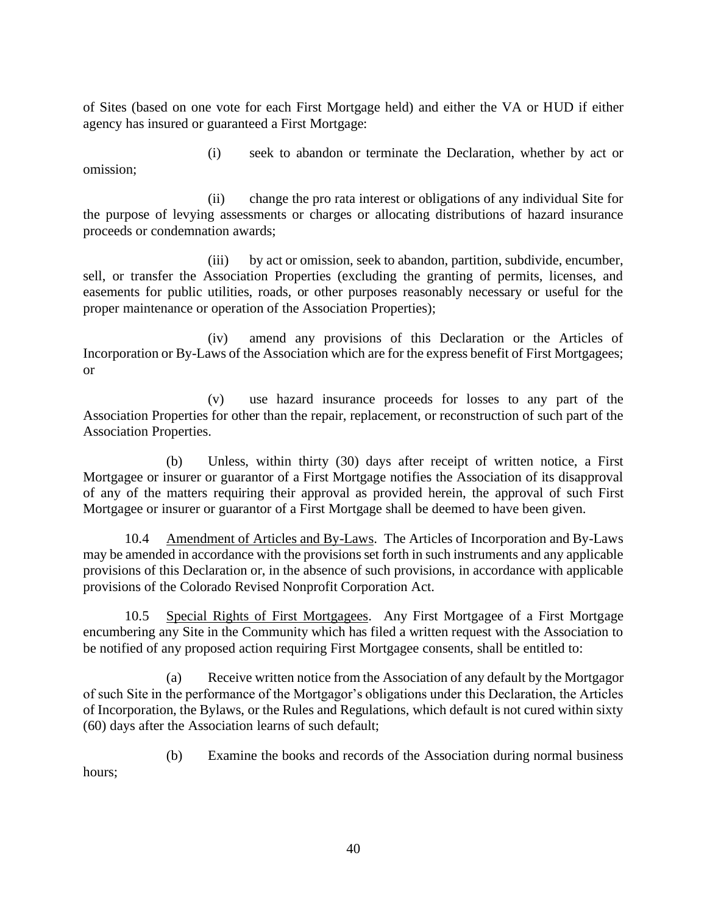of Sites (based on one vote for each First Mortgage held) and either the VA or HUD if either agency has insured or guaranteed a First Mortgage:

(i) seek to abandon or terminate the Declaration, whether by act or omission;

(ii) change the pro rata interest or obligations of any individual Site for the purpose of levying assessments or charges or allocating distributions of hazard insurance proceeds or condemnation awards;

(iii) by act or omission, seek to abandon, partition, subdivide, encumber, sell, or transfer the Association Properties (excluding the granting of permits, licenses, and easements for public utilities, roads, or other purposes reasonably necessary or useful for the proper maintenance or operation of the Association Properties);

(iv) amend any provisions of this Declaration or the Articles of Incorporation or By-Laws of the Association which are for the express benefit of First Mortgagees; or

(v) use hazard insurance proceeds for losses to any part of the Association Properties for other than the repair, replacement, or reconstruction of such part of the Association Properties.

(b) Unless, within thirty (30) days after receipt of written notice, a First Mortgagee or insurer or guarantor of a First Mortgage notifies the Association of its disapproval of any of the matters requiring their approval as provided herein, the approval of such First Mortgagee or insurer or guarantor of a First Mortgage shall be deemed to have been given.

10.4 Amendment of Articles and By-Laws. The Articles of Incorporation and By-Laws may be amended in accordance with the provisions set forth in such instruments and any applicable provisions of this Declaration or, in the absence of such provisions, in accordance with applicable provisions of the Colorado Revised Nonprofit Corporation Act.

10.5 Special Rights of First Mortgagees. Any First Mortgagee of a First Mortgage encumbering any Site in the Community which has filed a written request with the Association to be notified of any proposed action requiring First Mortgagee consents, shall be entitled to:

(a) Receive written notice from the Association of any default by the Mortgagor of such Site in the performance of the Mortgagor's obligations under this Declaration, the Articles of Incorporation, the Bylaws, or the Rules and Regulations, which default is not cured within sixty (60) days after the Association learns of such default;

(b) Examine the books and records of the Association during normal business hours;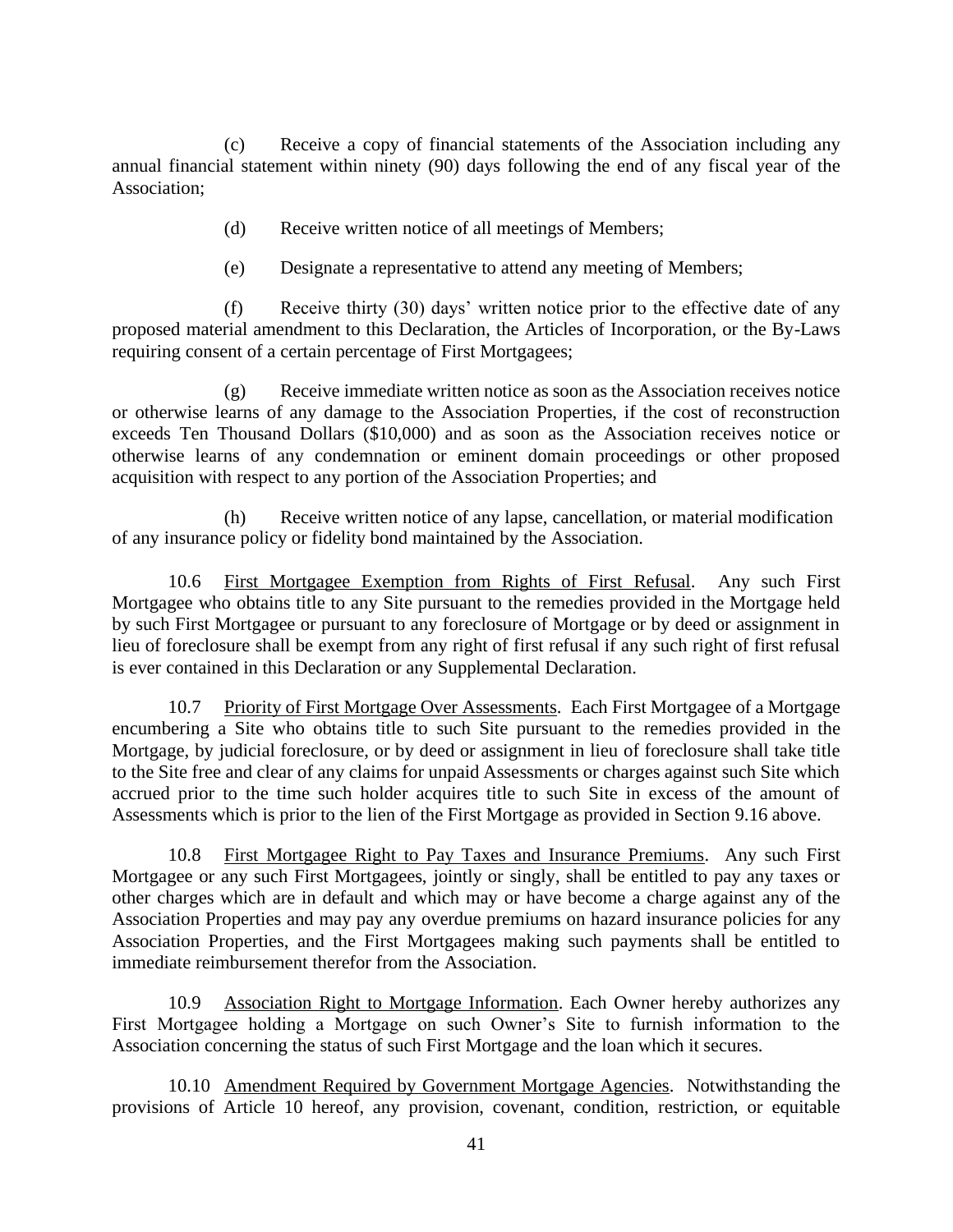(c) Receive a copy of financial statements of the Association including any annual financial statement within ninety (90) days following the end of any fiscal year of the Association;

(d) Receive written notice of all meetings of Members;

(e) Designate a representative to attend any meeting of Members;

(f) Receive thirty (30) days' written notice prior to the effective date of any proposed material amendment to this Declaration, the Articles of Incorporation, or the By-Laws requiring consent of a certain percentage of First Mortgagees;

(g) Receive immediate written notice as soon as the Association receives notice or otherwise learns of any damage to the Association Properties, if the cost of reconstruction exceeds Ten Thousand Dollars ($10,000) and as soon as the Association receives notice or otherwise learns of any condemnation or eminent domain proceedings or other proposed acquisition with respect to any portion of the Association Properties; and

(h) Receive written notice of any lapse, cancellation, or material modification of any insurance policy or fidelity bond maintained by the Association.

10.6 <u>First Mortgagee Exemption from Rights of First Refusal</u>. Any such First Mortgagee who obtains title to any Site pursuant to the remedies provided in the Mortgage held by such First Mortgagee or pursuant to any foreclosure of Mortgage or by deed or assignment in lieu of foreclosure shall be exempt from any right of first refusal if any such right of first refusal is ever contained in this Declaration or any Supplemental Declaration.

10.7 <u>Priority of First Mortgage Over Assessments</u>. Each First Mortgagee of a Mortgage encumbering a Site who obtains title to such Site pursuant to the remedies provided in the Mortgage, by judicial foreclosure, or by deed or assignment in lieu of foreclosure shall take title to the Site free and clear of any claims for unpaid Assessments or charges against such Site which accrued prior to the time such holder acquires title to such Site in excess of the amount of Assessments which is prior to the lien of the First Mortgage as provided in Section 9.16 above.

10.8 <u>First Mortgagee Right to Pay Taxes and Insurance Premiums</u>. Any such First Mortgagee or any such First Mortgagees, jointly or singly, shall be entitled to pay any taxes or other charges which are in default and which may or have become a charge against any of the Association Properties and may pay any overdue premiums on hazard insurance policies for any Association Properties, and the First Mortgagees making such payments shall be entitled to immediate reimbursement therefor from the Association.

10.9 <u>Association Right to Mortgage Information</u>. Each Owner hereby authorizes any First Mortgagee holding a Mortgage on such Owner's Site to furnish information to the Association concerning the status of such First Mortgage and the loan which it secures.

10.10 <u>Amendment Required by Government Mortgage Agencies</u>. Notwithstanding the provisions of Article 10 hereof, any provision, covenant, condition, restriction, or equitable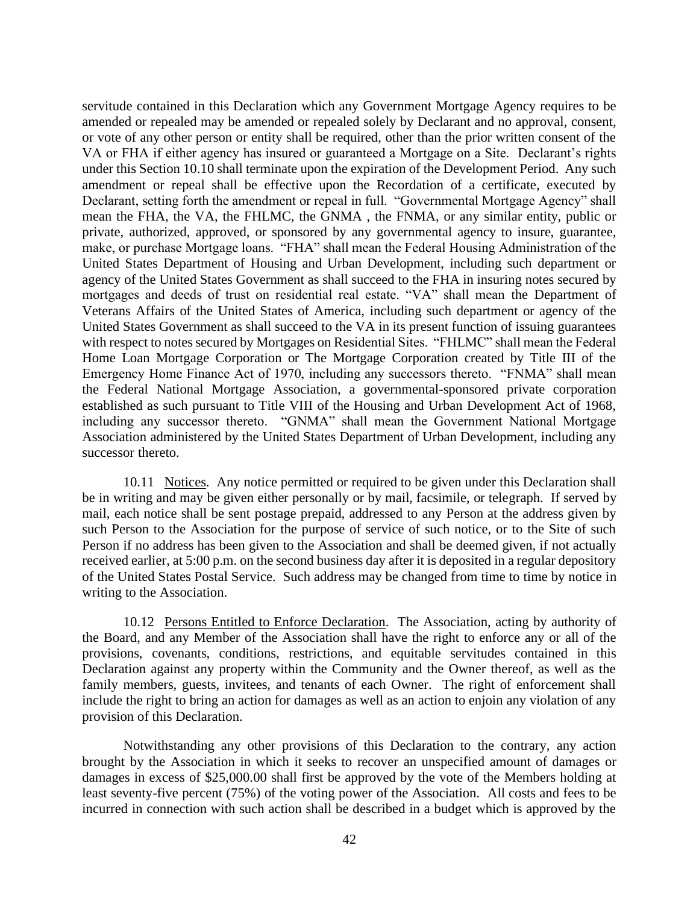servitude contained in this Declaration which any Government Mortgage Agency requires to be amended or repealed may be amended or repealed solely by Declarant and no approval, consent, or vote of any other person or entity shall be required, other than the prior written consent of the VA or FHA if either agency has insured or guaranteed a Mortgage on a Site. Declarant's rights under this Section 10.10 shall terminate upon the expiration of the Development Period. Any such amendment or repeal shall be effective upon the Recordation of a certificate, executed by Declarant, setting forth the amendment or repeal in full. "Governmental Mortgage Agency" shall mean the FHA, the VA, the FHLMC, the GNMA , the FNMA, or any similar entity, public or private, authorized, approved, or sponsored by any governmental agency to insure, guarantee, make, or purchase Mortgage loans. "FHA" shall mean the Federal Housing Administration of the United States Department of Housing and Urban Development, including such department or agency of the United States Government as shall succeed to the FHA in insuring notes secured by mortgages and deeds of trust on residential real estate. "VA" shall mean the Department of Veterans Affairs of the United States of America, including such department or agency of the United States Government as shall succeed to the VA in its present function of issuing guarantees with respect to notes secured by Mortgages on Residential Sites. "FHLMC" shall mean the Federal Home Loan Mortgage Corporation or The Mortgage Corporation created by Title III of the Emergency Home Finance Act of 1970, including any successors thereto. "FNMA" shall mean the Federal National Mortgage Association, a governmental-sponsored private corporation established as such pursuant to Title VIII of the Housing and Urban Development Act of 1968, including any successor thereto. "GNMA" shall mean the Government National Mortgage Association administered by the United States Department of Urban Development, including any successor thereto.

10.11 Notices. Any notice permitted or required to be given under this Declaration shall be in writing and may be given either personally or by mail, facsimile, or telegraph. If served by mail, each notice shall be sent postage prepaid, addressed to any Person at the address given by such Person to the Association for the purpose of service of such notice, or to the Site of such Person if no address has been given to the Association and shall be deemed given, if not actually received earlier, at 5:00 p.m. on the second business day after it is deposited in a regular depository of the United States Postal Service. Such address may be changed from time to time by notice in writing to the Association.

10.12 Persons Entitled to Enforce Declaration. The Association, acting by authority of the Board, and any Member of the Association shall have the right to enforce any or all of the provisions, covenants, conditions, restrictions, and equitable servitudes contained in this Declaration against any property within the Community and the Owner thereof, as well as the family members, guests, invitees, and tenants of each Owner. The right of enforcement shall include the right to bring an action for damages as well as an action to enjoin any violation of any provision of this Declaration.

Notwithstanding any other provisions of this Declaration to the contrary, any action brought by the Association in which it seeks to recover an unspecified amount of damages or damages in excess of $25,000.00 shall first be approved by the vote of the Members holding at least seventy-five percent (75%) of the voting power of the Association. All costs and fees to be incurred in connection with such action shall be described in a budget which is approved by the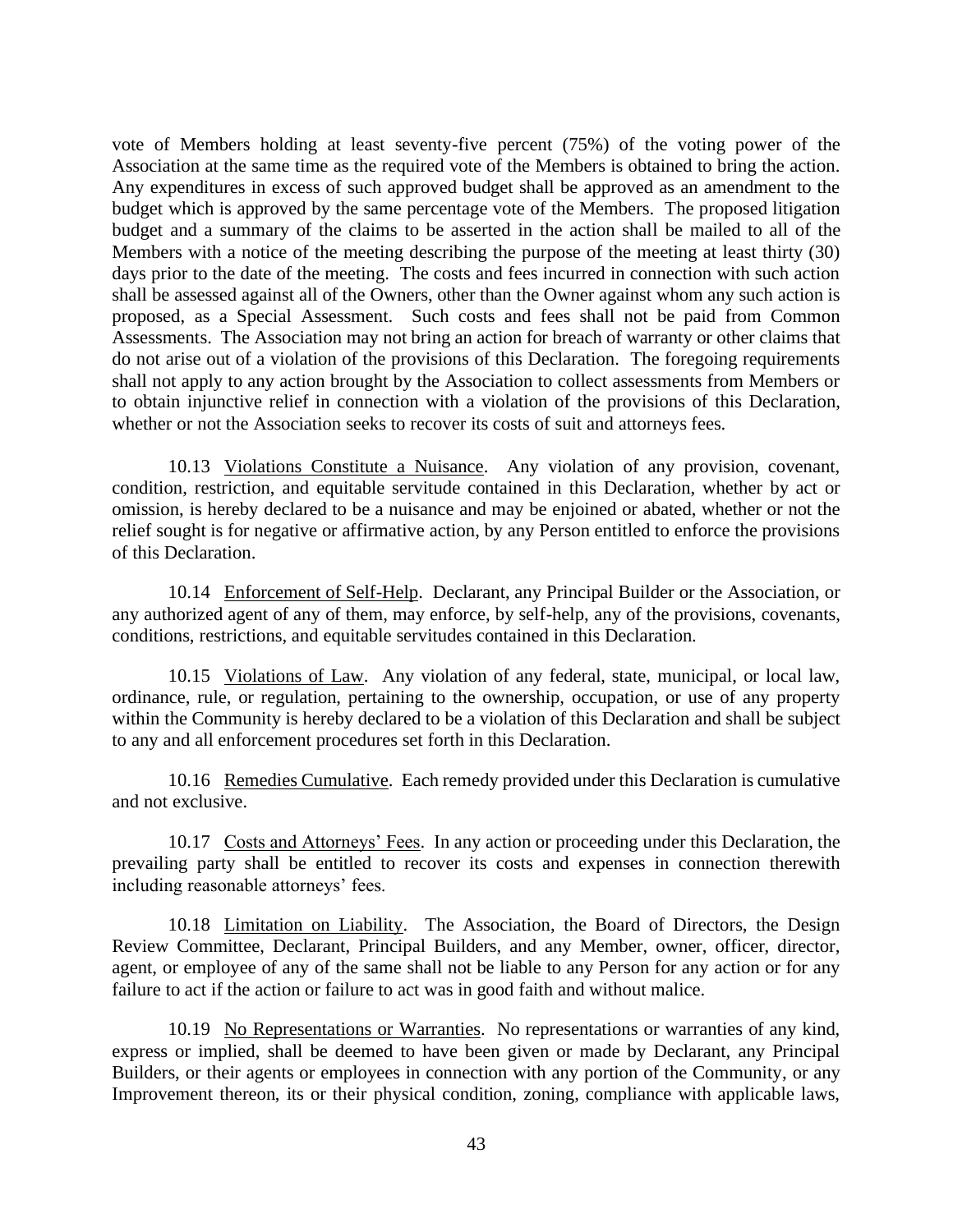vote of Members holding at least seventy-five percent (75%) of the voting power of the Association at the same time as the required vote of the Members is obtained to bring the action. Any expenditures in excess of such approved budget shall be approved as an amendment to the budget which is approved by the same percentage vote of the Members. The proposed litigation budget and a summary of the claims to be asserted in the action shall be mailed to all of the Members with a notice of the meeting describing the purpose of the meeting at least thirty (30) days prior to the date of the meeting. The costs and fees incurred in connection with such action shall be assessed against all of the Owners, other than the Owner against whom any such action is proposed, as a Special Assessment. Such costs and fees shall not be paid from Common Assessments. The Association may not bring an action for breach of warranty or other claims that do not arise out of a violation of the provisions of this Declaration. The foregoing requirements shall not apply to any action brought by the Association to collect assessments from Members or to obtain injunctive relief in connection with a violation of the provisions of this Declaration, whether or not the Association seeks to recover its costs of suit and attorneys fees.

10.13 Violations Constitute a Nuisance. Any violation of any provision, covenant, condition, restriction, and equitable servitude contained in this Declaration, whether by act or omission, is hereby declared to be a nuisance and may be enjoined or abated, whether or not the relief sought is for negative or affirmative action, by any Person entitled to enforce the provisions of this Declaration.

10.14 Enforcement of Self-Help. Declarant, any Principal Builder or the Association, or any authorized agent of any of them, may enforce, by self-help, any of the provisions, covenants, conditions, restrictions, and equitable servitudes contained in this Declaration.

10.15 Violations of Law. Any violation of any federal, state, municipal, or local law, ordinance, rule, or regulation, pertaining to the ownership, occupation, or use of any property within the Community is hereby declared to be a violation of this Declaration and shall be subject to any and all enforcement procedures set forth in this Declaration.

10.16 Remedies Cumulative. Each remedy provided under this Declaration is cumulative and not exclusive.

10.17 Costs and Attorneys' Fees. In any action or proceeding under this Declaration, the prevailing party shall be entitled to recover its costs and expenses in connection therewith including reasonable attorneys' fees.

10.18 Limitation on Liability. The Association, the Board of Directors, the Design Review Committee, Declarant, Principal Builders, and any Member, owner, officer, director, agent, or employee of any of the same shall not be liable to any Person for any action or for any failure to act if the action or failure to act was in good faith and without malice.

10.19 No Representations or Warranties. No representations or warranties of any kind, express or implied, shall be deemed to have been given or made by Declarant, any Principal Builders, or their agents or employees in connection with any portion of the Community, or any Improvement thereon, its or their physical condition, zoning, compliance with applicable laws,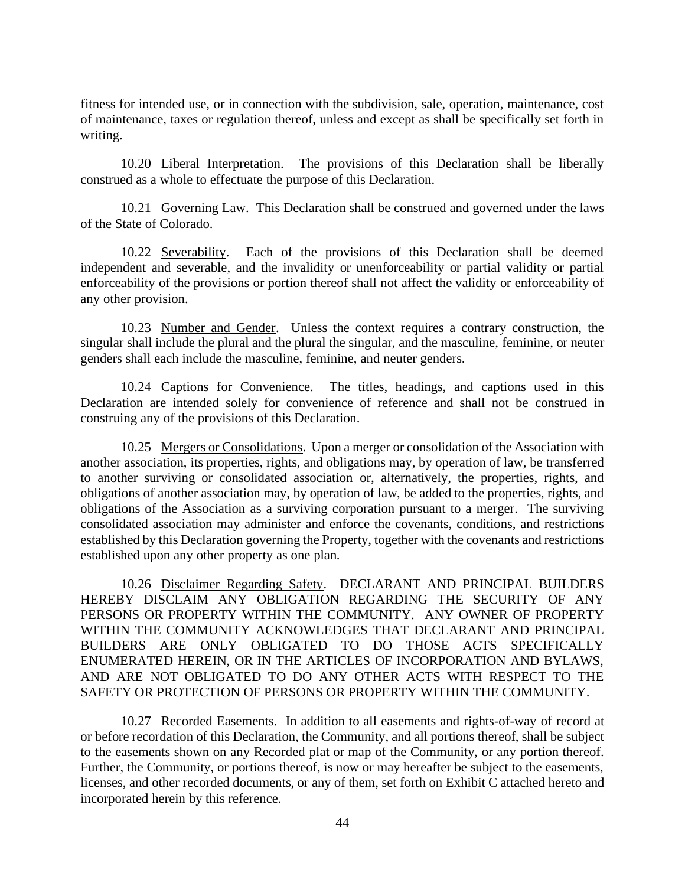fitness for intended use, or in connection with the subdivision, sale, operation, maintenance, cost of maintenance, taxes or regulation thereof, unless and except as shall be specifically set forth in writing.

10.20 Liberal Interpretation. The provisions of this Declaration shall be liberally construed as a whole to effectuate the purpose of this Declaration.

10.21 Governing Law. This Declaration shall be construed and governed under the laws of the State of Colorado.

10.22 Severability. Each of the provisions of this Declaration shall be deemed independent and severable, and the invalidity or unenforceability or partial validity or partial enforceability of the provisions or portion thereof shall not affect the validity or enforceability of any other provision.

10.23 Number and Gender. Unless the context requires a contrary construction, the singular shall include the plural and the plural the singular, and the masculine, feminine, or neuter genders shall each include the masculine, feminine, and neuter genders.

10.24 Captions for Convenience. The titles, headings, and captions used in this Declaration are intended solely for convenience of reference and shall not be construed in construing any of the provisions of this Declaration.

10.25 Mergers or Consolidations. Upon a merger or consolidation of the Association with another association, its properties, rights, and obligations may, by operation of law, be transferred to another surviving or consolidated association or, alternatively, the properties, rights, and obligations of another association may, by operation of law, be added to the properties, rights, and obligations of the Association as a surviving corporation pursuant to a merger. The surviving consolidated association may administer and enforce the covenants, conditions, and restrictions established by this Declaration governing the Property, together with the covenants and restrictions established upon any other property as one plan.

10.26 Disclaimer Regarding Safety. DECLARANT AND PRINCIPAL BUILDERS HEREBY DISCLAIM ANY OBLIGATION REGARDING THE SECURITY OF ANY PERSONS OR PROPERTY WITHIN THE COMMUNITY. ANY OWNER OF PROPERTY WITHIN THE COMMUNITY ACKNOWLEDGES THAT DECLARANT AND PRINCIPAL BUILDERS ARE ONLY OBLIGATED TO DO THOSE ACTS SPECIFICALLY ENUMERATED HEREIN, OR IN THE ARTICLES OF INCORPORATION AND BYLAWS, AND ARE NOT OBLIGATED TO DO ANY OTHER ACTS WITH RESPECT TO THE SAFETY OR PROTECTION OF PERSONS OR PROPERTY WITHIN THE COMMUNITY.

10.27 Recorded Easements. In addition to all easements and rights-of-way of record at or before recordation of this Declaration, the Community, and all portions thereof, shall be subject to the easements shown on any Recorded plat or map of the Community, or any portion thereof. Further, the Community, or portions thereof, is now or may hereafter be subject to the easements, licenses, and other recorded documents, or any of them, set forth on Exhibit C attached hereto and incorporated herein by this reference.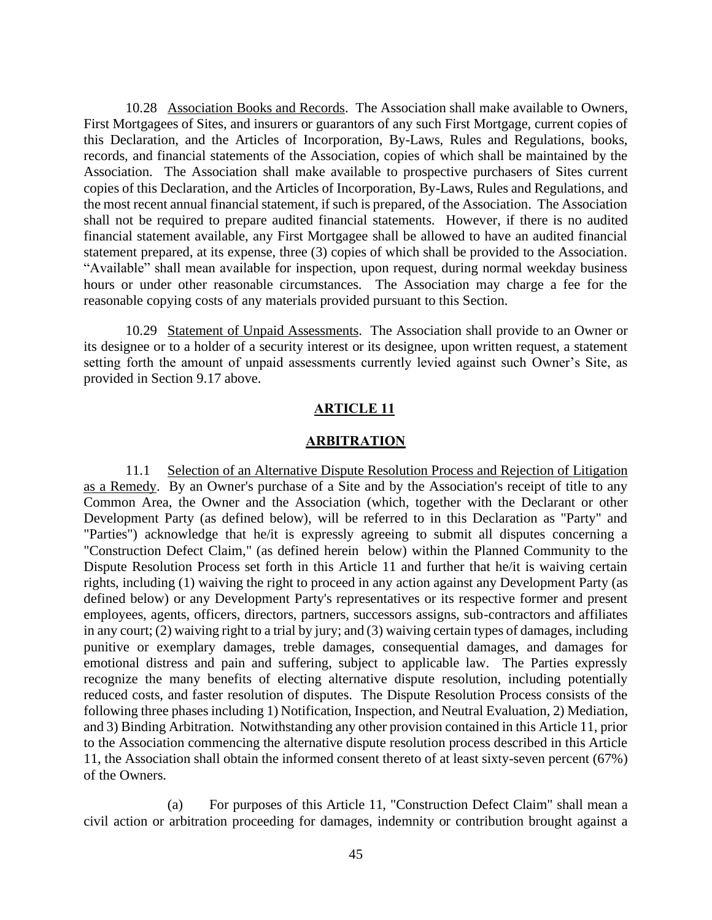10.28 Association Books and Records. The Association shall make available to Owners, First Mortgagees of Sites, and insurers or guarantors of any such First Mortgage, current copies of this Declaration, and the Articles of Incorporation, By-Laws, Rules and Regulations, books, records, and financial statements of the Association, copies of which shall be maintained by the Association. The Association shall make available to prospective purchasers of Sites current copies of this Declaration, and the Articles of Incorporation, By-Laws, Rules and Regulations, and the most recent annual financial statement, if such is prepared, of the Association. The Association shall not be required to prepare audited financial statements. However, if there is no audited financial statement available, any First Mortgagee shall be allowed to have an audited financial statement prepared, at its expense, three (3) copies of which shall be provided to the Association. "Available" shall mean available for inspection, upon request, during normal weekday business hours or under other reasonable circumstances. The Association may charge a fee for the reasonable copying costs of any materials provided pursuant to this Section.

10.29 Statement of Unpaid Assessments. The Association shall provide to an Owner or its designee or to a holder of a security interest or its designee, upon written request, a statement setting forth the amount of unpaid assessments currently levied against such Owner's Site, as provided in Section 9.17 above.

## ARTICLE 11

## ARBITRATION

11.1 Selection of an Alternative Dispute Resolution Process and Rejection of Litigation as a Remedy. By an Owner's purchase of a Site and by the Association's receipt of title to any Common Area, the Owner and the Association (which, together with the Declarant or other Development Party (as defined below), will be referred to in this Declaration as "Party" and "Parties") acknowledge that he/it is expressly agreeing to submit all disputes concerning a "Construction Defect Claim," (as defined herein below) within the Planned Community to the Dispute Resolution Process set forth in this Article 11 and further that he/it is waiving certain rights, including (1) waiving the right to proceed in any action against any Development Party (as defined below) or any Development Party's representatives or its respective former and present employees, agents, officers, directors, partners, successors assigns, sub-contractors and affiliates in any court; (2) waiving right to a trial by jury; and (3) waiving certain types of damages, including punitive or exemplary damages, treble damages, consequential damages, and damages for emotional distress and pain and suffering, subject to applicable law. The Parties expressly recognize the many benefits of electing alternative dispute resolution, including potentially reduced costs, and faster resolution of disputes. The Dispute Resolution Process consists of the following three phases including 1) Notification, Inspection, and Neutral Evaluation, 2) Mediation, and 3) Binding Arbitration. Notwithstanding any other provision contained in this Article 11, prior to the Association commencing the alternative dispute resolution process described in this Article 11, the Association shall obtain the informed consent thereto of at least sixty-seven percent (67%) of the Owners.

(a) For purposes of this Article 11, "Construction Defect Claim" shall mean a civil action or arbitration proceeding for damages, indemnity or contribution brought against a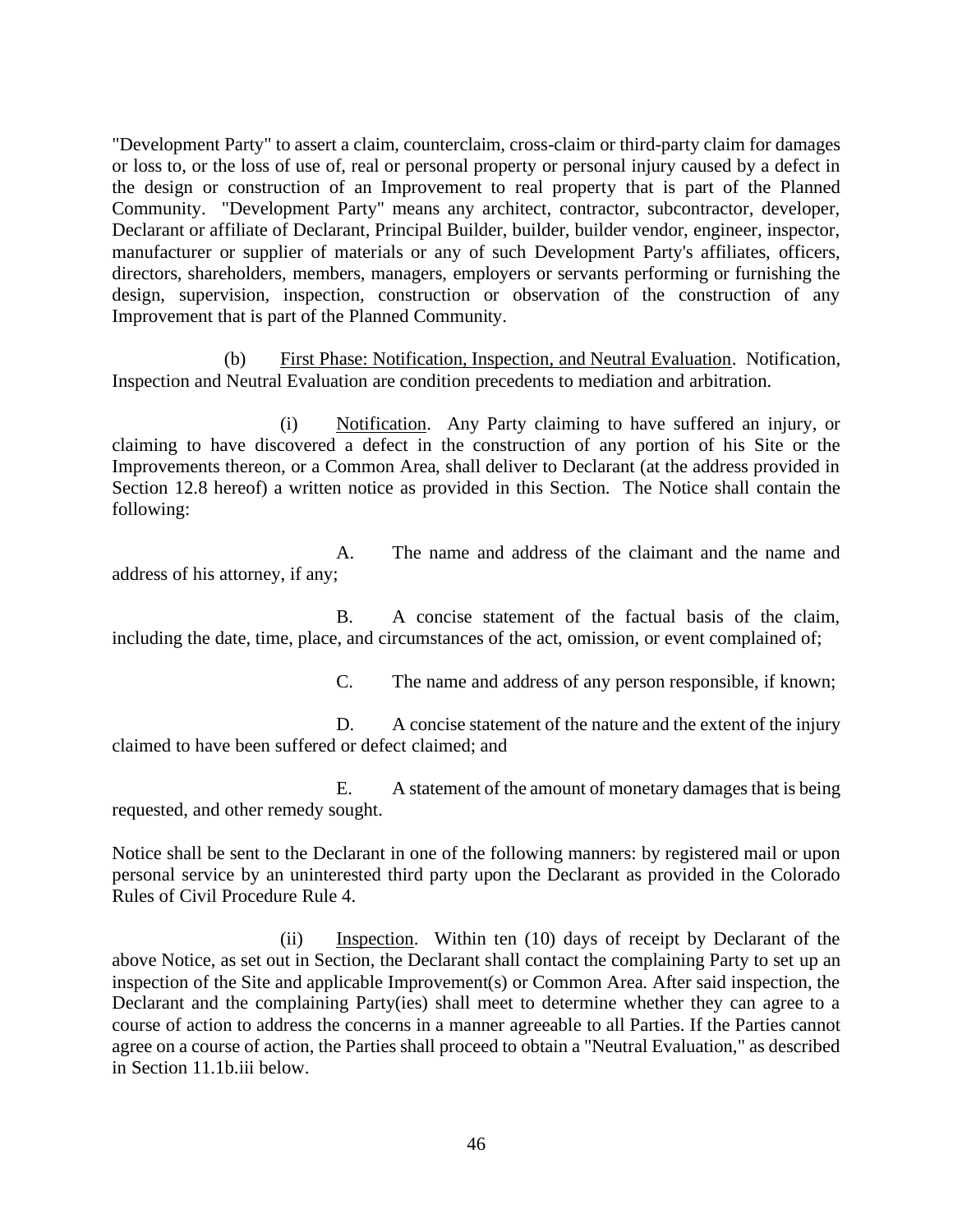"Development Party" to assert a claim, counterclaim, cross-claim or third-party claim for damages or loss to, or the loss of use of, real or personal property or personal injury caused by a defect in the design or construction of an Improvement to real property that is part of the Planned Community. "Development Party" means any architect, contractor, subcontractor, developer, Declarant or affiliate of Declarant, Principal Builder, builder, builder vendor, engineer, inspector, manufacturer or supplier of materials or any of such Development Party's affiliates, officers, directors, shareholders, members, managers, employers or servants performing or furnishing the design, supervision, inspection, construction or observation of the construction of any Improvement that is part of the Planned Community.

(b) First Phase: Notification, Inspection, and Neutral Evaluation. Notification, Inspection and Neutral Evaluation are condition precedents to mediation and arbitration.

(i) Notification. Any Party claiming to have suffered an injury, or claiming to have discovered a defect in the construction of any portion of his Site or the Improvements thereon, or a Common Area, shall deliver to Declarant (at the address provided in Section 12.8 hereof) a written notice as provided in this Section. The Notice shall contain the following:

A. The name and address of the claimant and the name and address of his attorney, if any;

B. A concise statement of the factual basis of the claim, including the date, time, place, and circumstances of the act, omission, or event complained of;

C. The name and address of any person responsible, if known;

D. A concise statement of the nature and the extent of the injury claimed to have been suffered or defect claimed; and

E. A statement of the amount of monetary damages that is being requested, and other remedy sought.

Notice shall be sent to the Declarant in one of the following manners: by registered mail or upon personal service by an uninterested third party upon the Declarant as provided in the Colorado Rules of Civil Procedure Rule 4.

(ii) Inspection. Within ten (10) days of receipt by Declarant of the above Notice, as set out in Section, the Declarant shall contact the complaining Party to set up an inspection of the Site and applicable Improvement(s) or Common Area. After said inspection, the Declarant and the complaining Party(ies) shall meet to determine whether they can agree to a course of action to address the concerns in a manner agreeable to all Parties. If the Parties cannot agree on a course of action, the Parties shall proceed to obtain a "Neutral Evaluation," as described in Section 11.1b.iii below.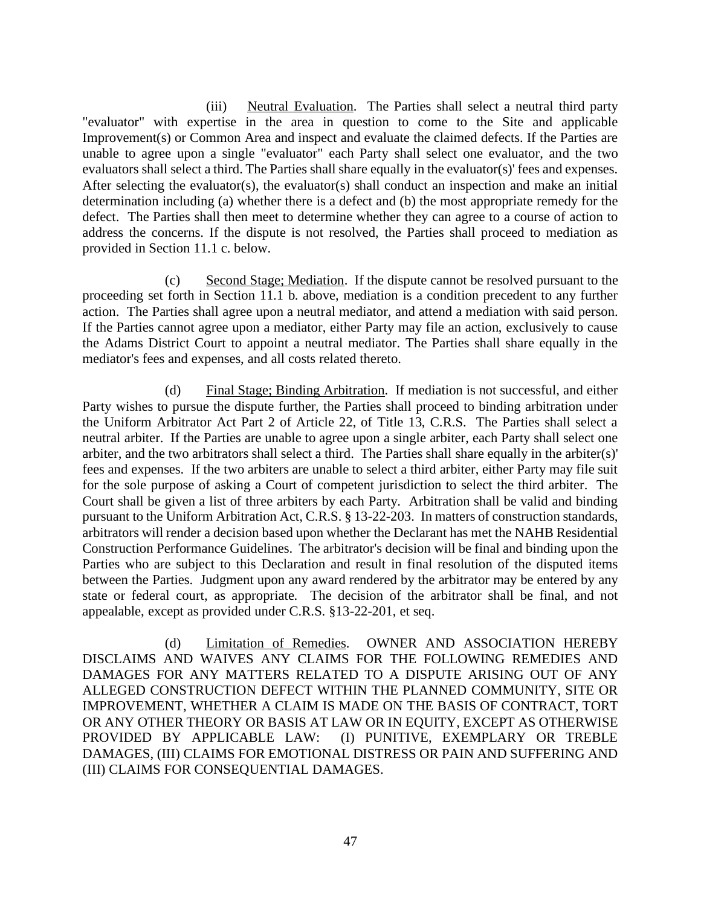(iii) Neutral Evaluation. The Parties shall select a neutral third party "evaluator" with expertise in the area in question to come to the Site and applicable Improvement(s) or Common Area and inspect and evaluate the claimed defects. If the Parties are unable to agree upon a single "evaluator" each Party shall select one evaluator, and the two evaluators shall select a third. The Parties shall share equally in the evaluator(s)' fees and expenses. After selecting the evaluator(s), the evaluator(s) shall conduct an inspection and make an initial determination including (a) whether there is a defect and (b) the most appropriate remedy for the defect. The Parties shall then meet to determine whether they can agree to a course of action to address the concerns. If the dispute is not resolved, the Parties shall proceed to mediation as provided in Section 11.1 c. below.

(c) Second Stage; Mediation. If the dispute cannot be resolved pursuant to the proceeding set forth in Section 11.1 b. above, mediation is a condition precedent to any further action. The Parties shall agree upon a neutral mediator, and attend a mediation with said person. If the Parties cannot agree upon a mediator, either Party may file an action, exclusively to cause the Adams District Court to appoint a neutral mediator. The Parties shall share equally in the mediator's fees and expenses, and all costs related thereto.

(d) Final Stage; Binding Arbitration. If mediation is not successful, and either Party wishes to pursue the dispute further, the Parties shall proceed to binding arbitration under the Uniform Arbitrator Act Part 2 of Article 22, of Title 13, C.R.S. The Parties shall select a neutral arbiter. If the Parties are unable to agree upon a single arbiter, each Party shall select one arbiter, and the two arbitrators shall select a third. The Parties shall share equally in the arbiter(s)' fees and expenses. If the two arbiters are unable to select a third arbiter, either Party may file suit for the sole purpose of asking a Court of competent jurisdiction to select the third arbiter. The Court shall be given a list of three arbiters by each Party. Arbitration shall be valid and binding pursuant to the Uniform Arbitration Act, C.R.S. § 13-22-203. In matters of construction standards, arbitrators will render a decision based upon whether the Declarant has met the NAHB Residential Construction Performance Guidelines. The arbitrator's decision will be final and binding upon the Parties who are subject to this Declaration and result in final resolution of the disputed items between the Parties. Judgment upon any award rendered by the arbitrator may be entered by any state or federal court, as appropriate. The decision of the arbitrator shall be final, and not appealable, except as provided under C.R.S. §13-22-201, et seq.

(d) Limitation of Remedies. OWNER AND ASSOCIATION HEREBY DISCLAIMS AND WAIVES ANY CLAIMS FOR THE FOLLOWING REMEDIES AND DAMAGES FOR ANY MATTERS RELATED TO A DISPUTE ARISING OUT OF ANY ALLEGED CONSTRUCTION DEFECT WITHIN THE PLANNED COMMUNITY, SITE OR IMPROVEMENT, WHETHER A CLAIM IS MADE ON THE BASIS OF CONTRACT, TORT OR ANY OTHER THEORY OR BASIS AT LAW OR IN EQUITY, EXCEPT AS OTHERWISE PROVIDED BY APPLICABLE LAW: (I) PUNITIVE, EXEMPLARY OR TREBLE DAMAGES, (III) CLAIMS FOR EMOTIONAL DISTRESS OR PAIN AND SUFFERING AND (III) CLAIMS FOR CONSEQUENTIAL DAMAGES.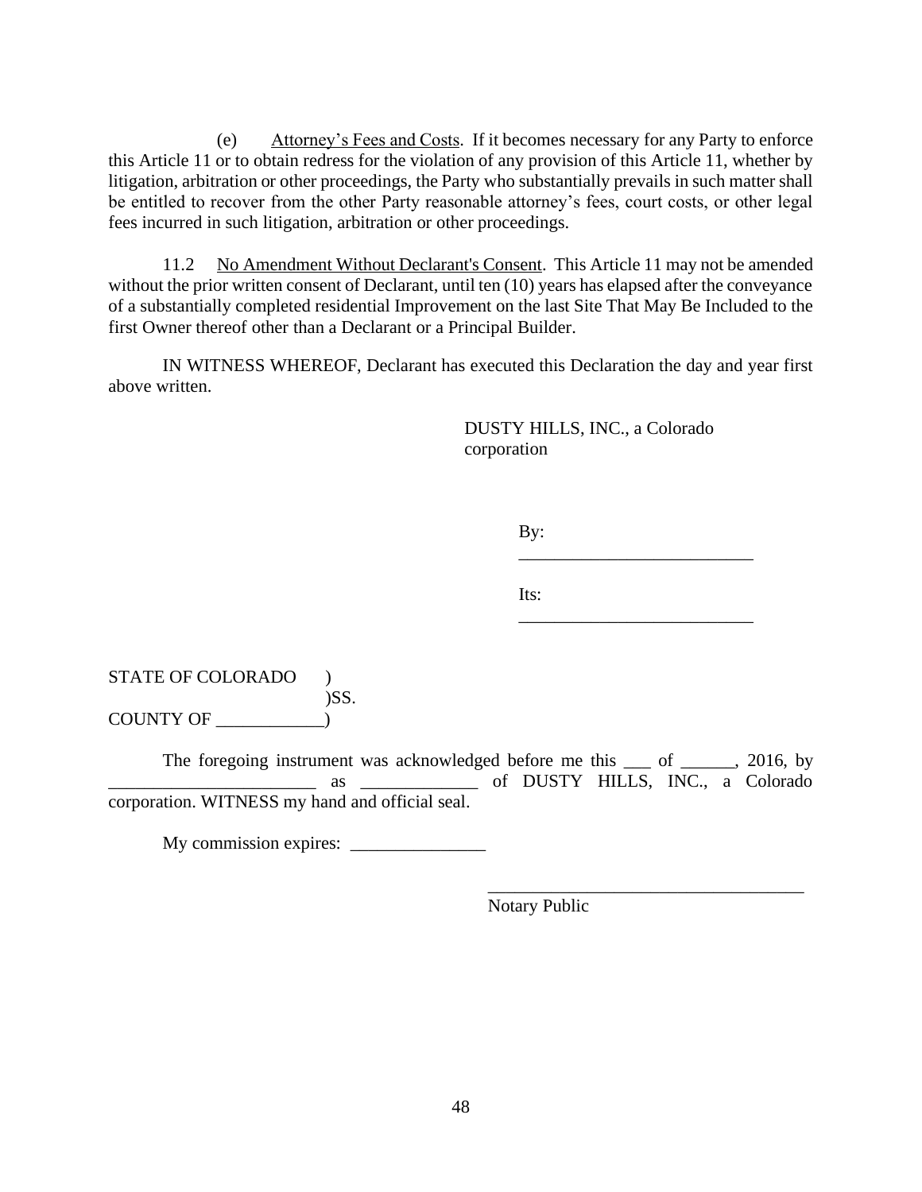(e) Attorney's Fees and Costs. If it becomes necessary for any Party to enforce this Article 11 or to obtain redress for the violation of any provision of this Article 11, whether by litigation, arbitration or other proceedings, the Party who substantially prevails in such matter shall be entitled to recover from the other Party reasonable attorney's fees, court costs, or other legal fees incurred in such litigation, arbitration or other proceedings.

11.2 No Amendment Without Declarant's Consent. This Article 11 may not be amended without the prior written consent of Declarant, until ten (10) years has elapsed after the conveyance of a substantially completed residential Improvement on the last Site That May Be Included to the first Owner thereof other than a Declarant or a Principal Builder.

IN WITNESS WHEREOF, Declarant has executed this Declaration the day and year first above written.

DUSTY HILLS, INC., a Colorado corporation

By: ___________________________

Its: ___________________________

STATE OF COLORADO )
)SS.
COUNTY OF ____________)

The foregoing instrument was acknowledged before me this ___ of ______, 2016, by _______________________ as _____________ of DUSTY HILLS, INC., a Colorado corporation. WITNESS my hand and official seal.

My commission expires: _______________

___________________________________
Notary Public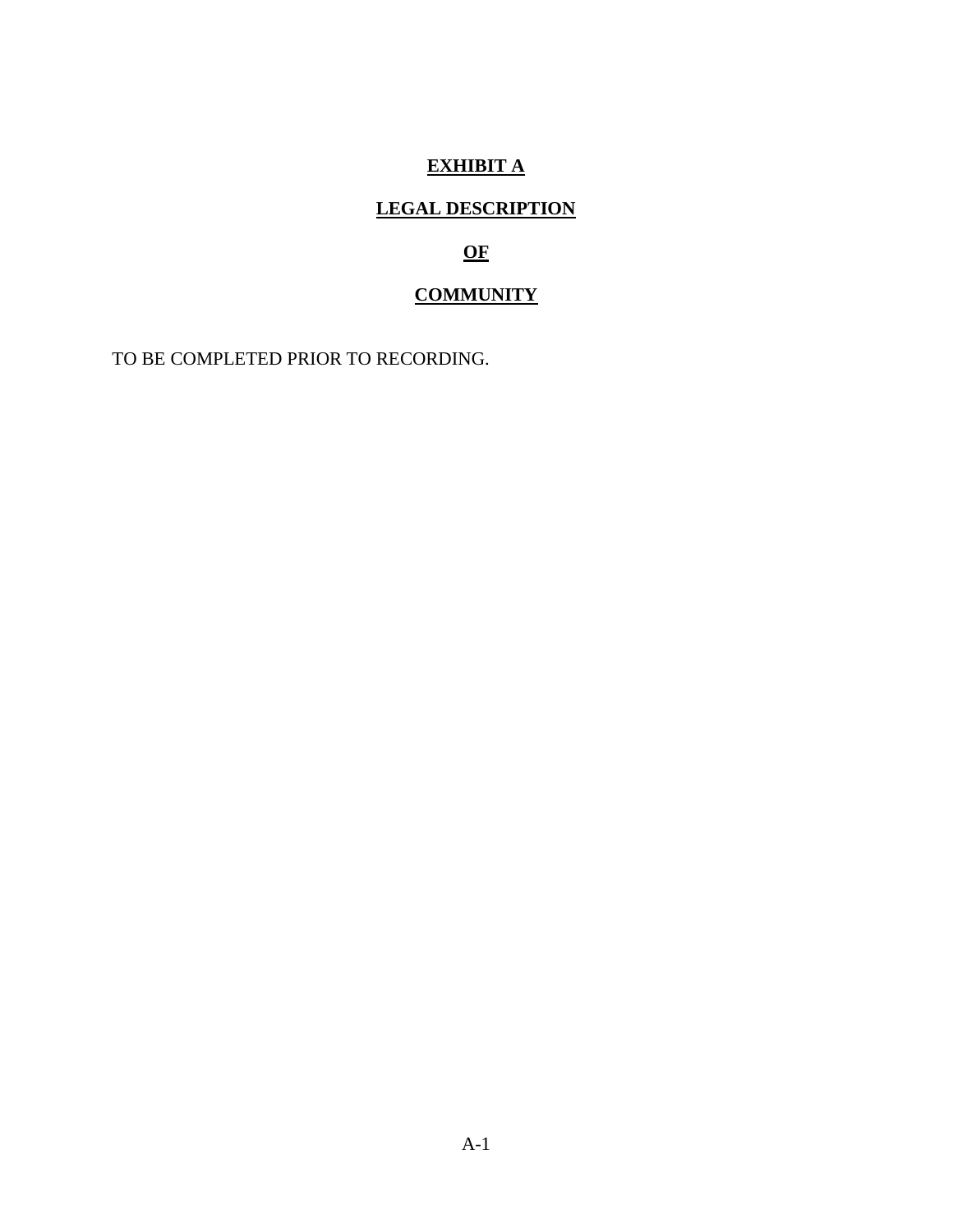# EXHIBIT A

## LEGAL DESCRIPTION

## OF

## COMMUNITY

TO BE COMPLETED PRIOR TO RECORDING.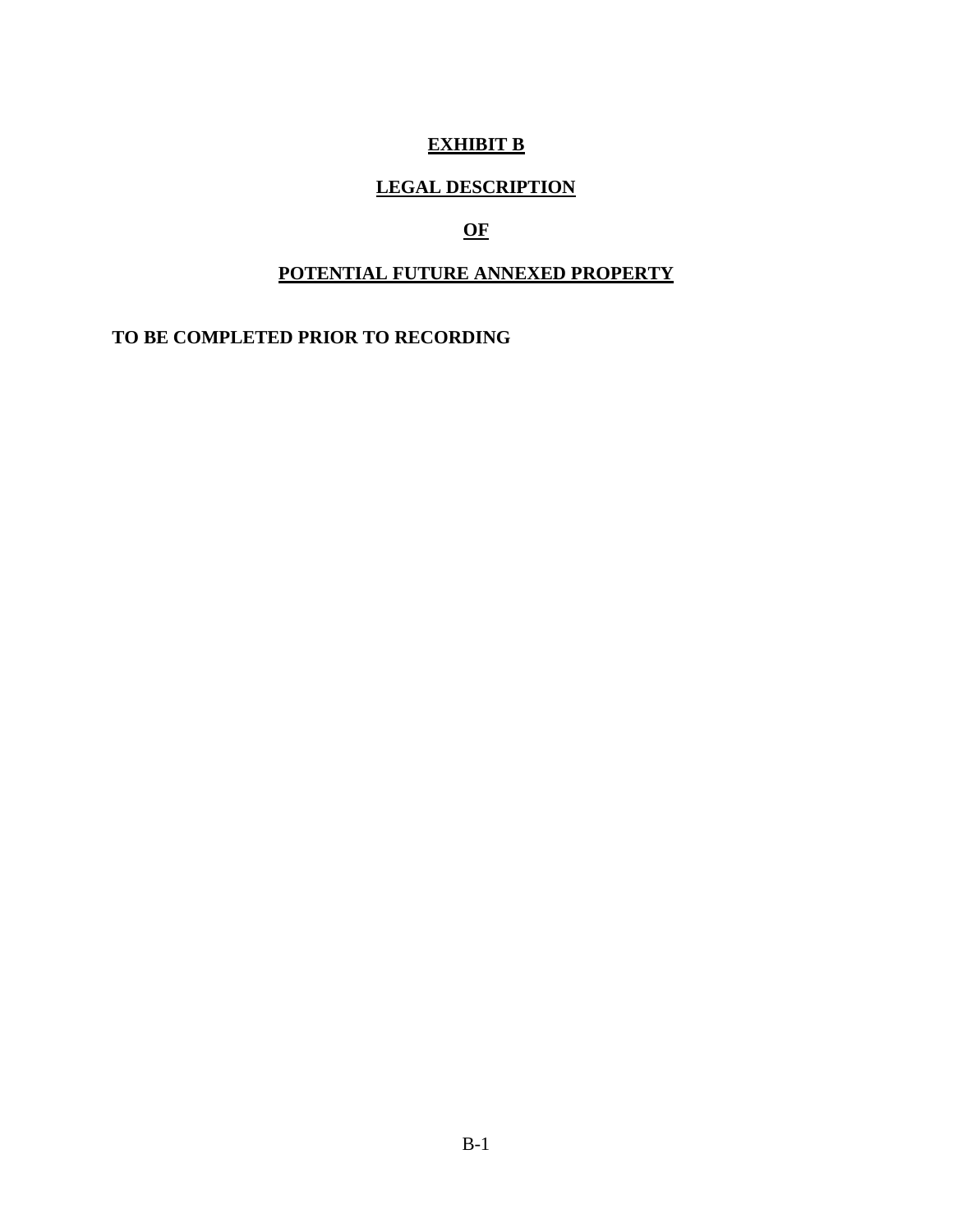# EXHIBIT B

## LEGAL DESCRIPTION

## OF

## POTENTIAL FUTURE ANNEXED PROPERTY

**TO BE COMPLETED PRIOR TO RECORDING**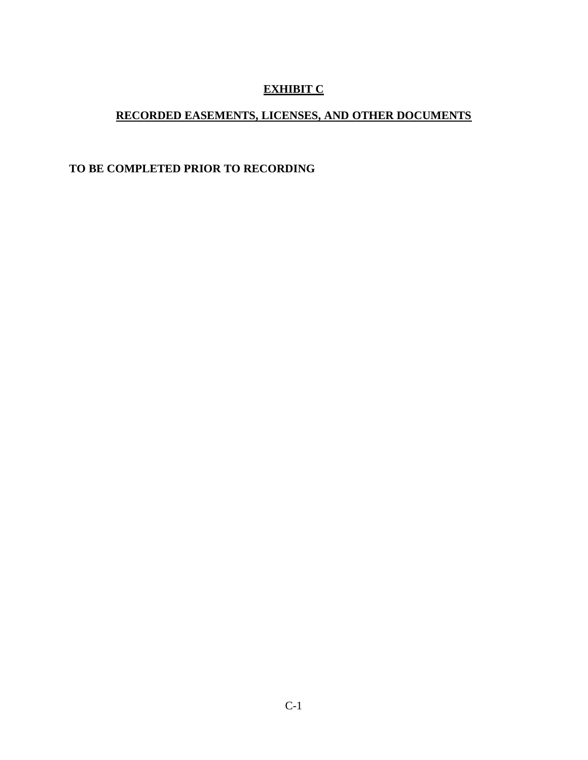# EXHIBIT C

## RECORDED EASEMENTS, LICENSES, AND OTHER DOCUMENTS

**TO BE COMPLETED PRIOR TO RECORDING**